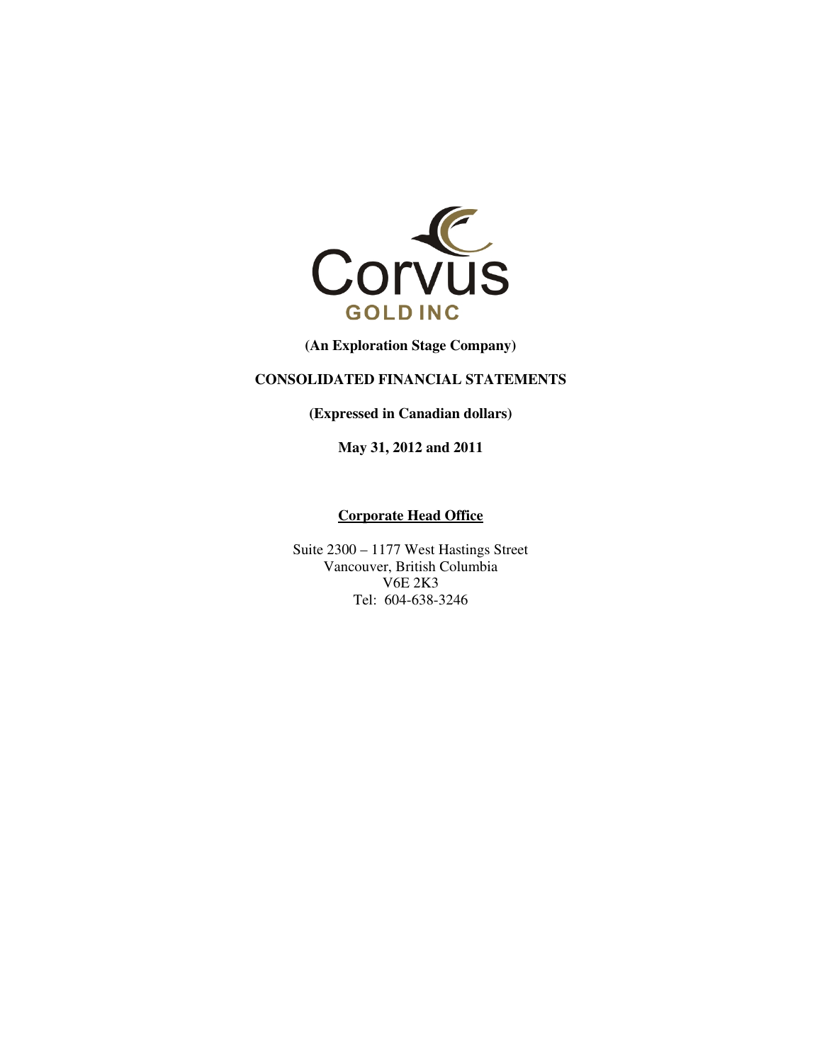Corvus
GOLD INC

**(An Exploration Stage Company)**

**CONSOLIDATED FINANCIAL STATEMENTS**

**(Expressed in Canadian dollars)**

**May 31, 2012 and 2011**

**Corporate Head Office**

Suite 2300 – 1177 West Hastings Street
Vancouver, British Columbia
V6E 2K3
Tel: 604-638-3246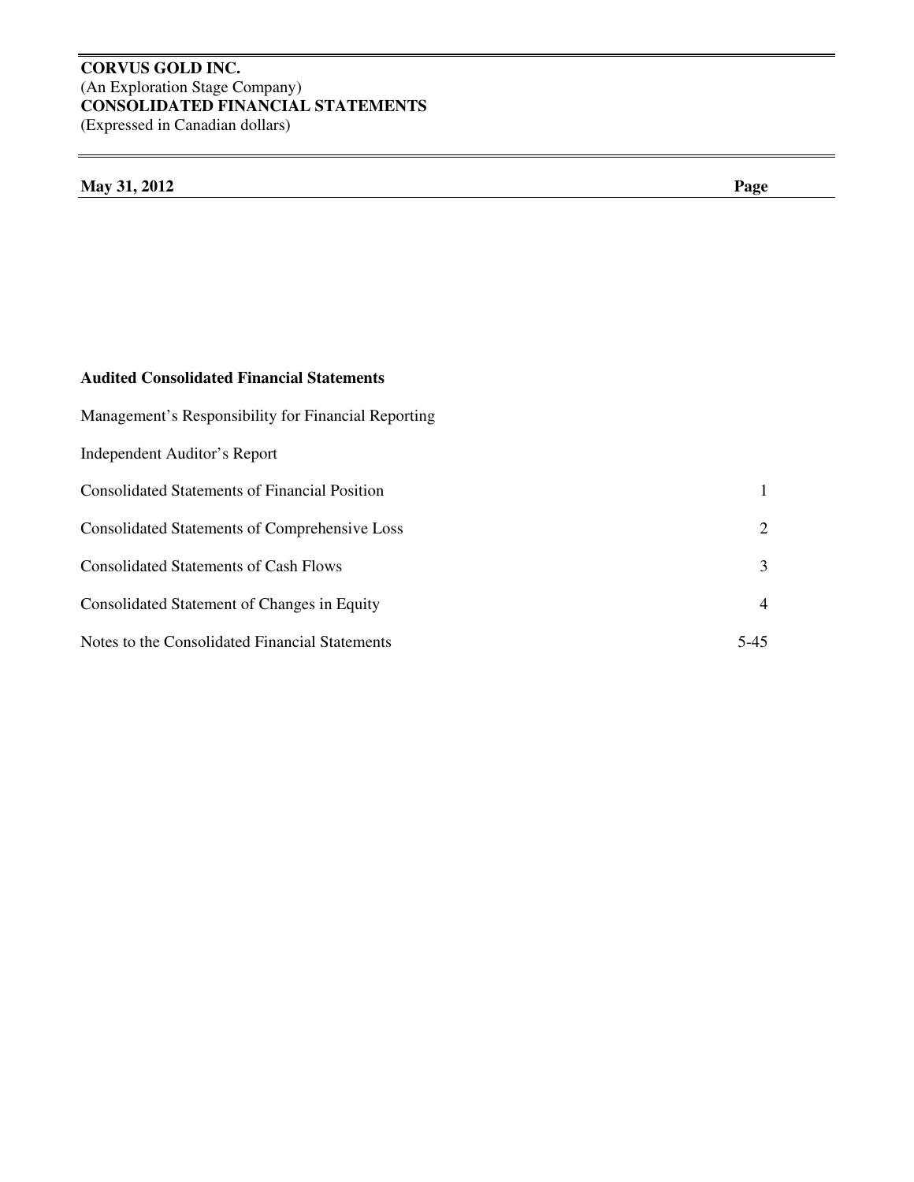**CORVUS GOLD INC.**
(An Exploration Stage Company)
**CONSOLIDATED FINANCIAL STATEMENTS**
(Expressed in Canadian dollars)

| **May 31, 2012** | **Page** |
|---|---|
| **Audited Consolidated Financial Statements** | |
| Management's Responsibility for Financial Reporting | |
| Independent Auditor's Report | |
| Consolidated Statements of Financial Position | 1 |
| Consolidated Statements of Comprehensive Loss | 2 |
| Consolidated Statements of Cash Flows | 3 |
| Consolidated Statement of Changes in Equity | 4 |
| Notes to the Consolidated Financial Statements | 5-45 |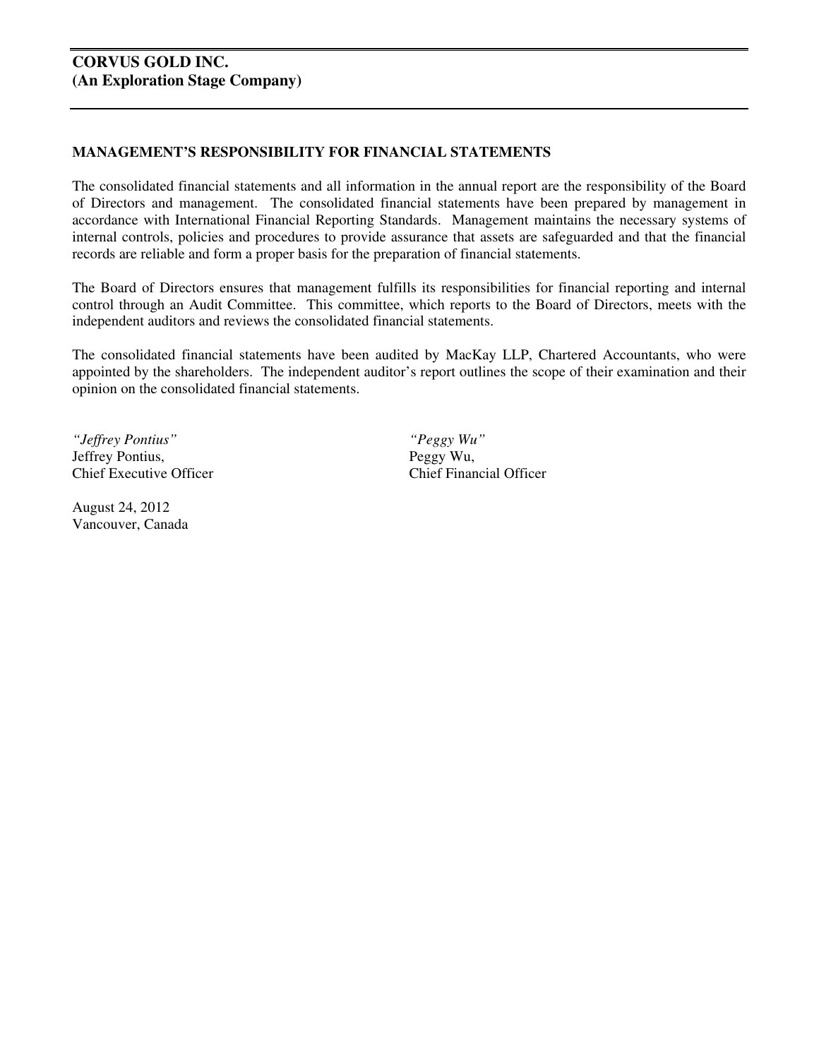**CORVUS GOLD INC.**
**(An Exploration Stage Company)**

## MANAGEMENT'S RESPONSIBILITY FOR FINANCIAL STATEMENTS

The consolidated financial statements and all information in the annual report are the responsibility of the Board of Directors and management. The consolidated financial statements have been prepared by management in accordance with International Financial Reporting Standards. Management maintains the necessary systems of internal controls, policies and procedures to provide assurance that assets are safeguarded and that the financial records are reliable and form a proper basis for the preparation of financial statements.

The Board of Directors ensures that management fulfills its responsibilities for financial reporting and internal control through an Audit Committee. This committee, which reports to the Board of Directors, meets with the independent auditors and reviews the consolidated financial statements.

The consolidated financial statements have been audited by MacKay LLP, Chartered Accountants, who were appointed by the shareholders. The independent auditor's report outlines the scope of their examination and their opinion on the consolidated financial statements.

*"Jeffrey Pontius"*
Jeffrey Pontius,
Chief Executive Officer

*"Peggy Wu"*
Peggy Wu,
Chief Financial Officer

August 24, 2012
Vancouver, Canada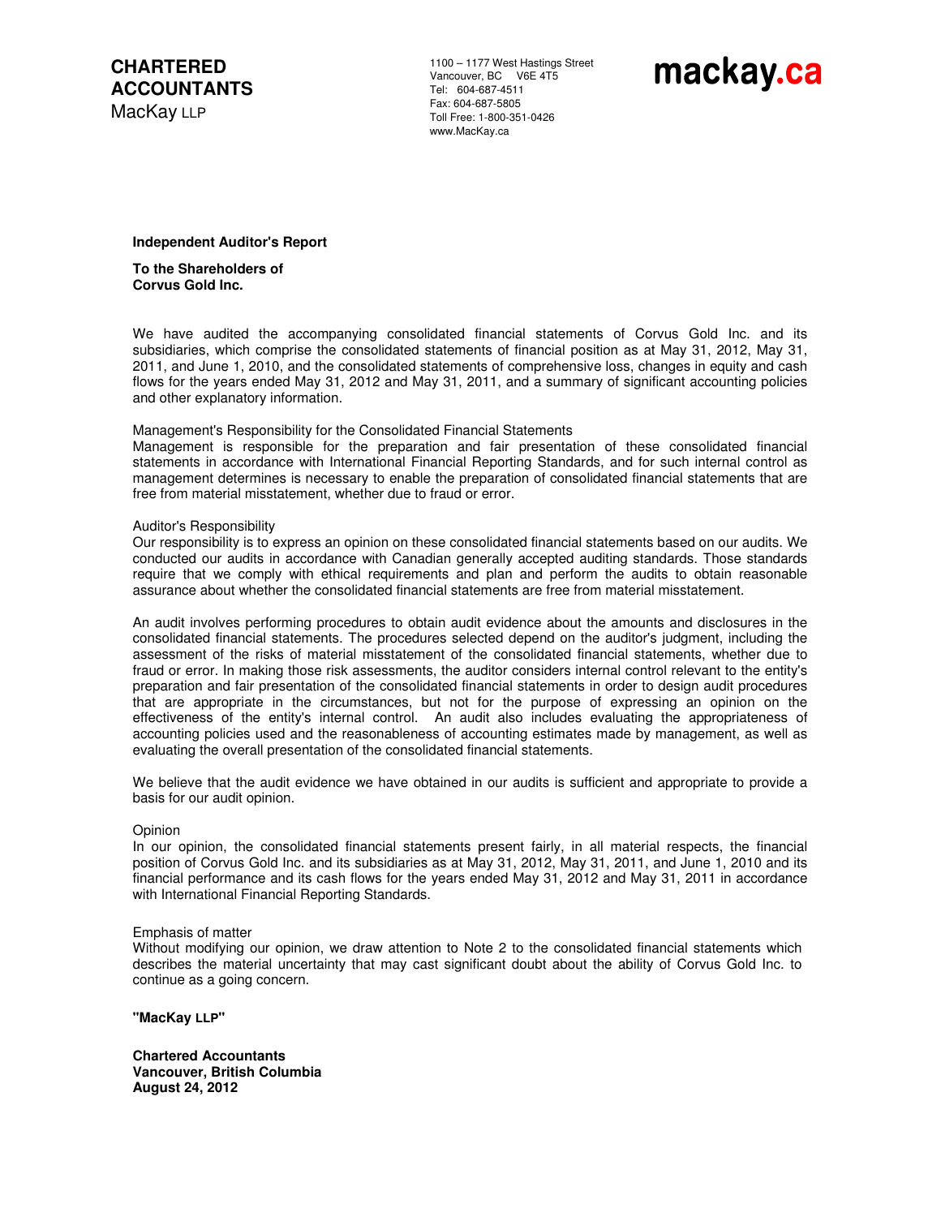**CHARTERED ACCOUNTANTS**
MacKay LLP

1100 – 1177 West Hastings Street
Vancouver, BC V6E 4T5
Tel: 604-687-4511
Fax: 604-687-5805
Toll Free: 1-800-351-0426
www.MacKay.ca

mackay.ca

## Independent Auditor's Report

**To the Shareholders of**
**Corvus Gold Inc.**

We have audited the accompanying consolidated financial statements of Corvus Gold Inc. and its subsidiaries, which comprise the consolidated statements of financial position as at May 31, 2012, May 31, 2011, and June 1, 2010, and the consolidated statements of comprehensive loss, changes in equity and cash flows for the years ended May 31, 2012 and May 31, 2011, and a summary of significant accounting policies and other explanatory information.

Management's Responsibility for the Consolidated Financial Statements
Management is responsible for the preparation and fair presentation of these consolidated financial statements in accordance with International Financial Reporting Standards, and for such internal control as management determines is necessary to enable the preparation of consolidated financial statements that are free from material misstatement, whether due to fraud or error.

Auditor's Responsibility
Our responsibility is to express an opinion on these consolidated financial statements based on our audits. We conducted our audits in accordance with Canadian generally accepted auditing standards. Those standards require that we comply with ethical requirements and plan and perform the audits to obtain reasonable assurance about whether the consolidated financial statements are free from material misstatement.

An audit involves performing procedures to obtain audit evidence about the amounts and disclosures in the consolidated financial statements. The procedures selected depend on the auditor's judgment, including the assessment of the risks of material misstatement of the consolidated financial statements, whether due to fraud or error. In making those risk assessments, the auditor considers internal control relevant to the entity's preparation and fair presentation of the consolidated financial statements in order to design audit procedures that are appropriate in the circumstances, but not for the purpose of expressing an opinion on the effectiveness of the entity's internal control. An audit also includes evaluating the appropriateness of accounting policies used and the reasonableness of accounting estimates made by management, as well as evaluating the overall presentation of the consolidated financial statements.

We believe that the audit evidence we have obtained in our audits is sufficient and appropriate to provide a basis for our audit opinion.

Opinion
In our opinion, the consolidated financial statements present fairly, in all material respects, the financial position of Corvus Gold Inc. and its subsidiaries as at May 31, 2012, May 31, 2011, and June 1, 2010 and its financial performance and its cash flows for the years ended May 31, 2012 and May 31, 2011 in accordance with International Financial Reporting Standards.

Emphasis of matter
Without modifying our opinion, we draw attention to Note 2 to the consolidated financial statements which describes the material uncertainty that may cast significant doubt about the ability of Corvus Gold Inc. to continue as a going concern.

**"MacKay LLP"**

**Chartered Accountants**
**Vancouver, British Columbia**
**August 24, 2012**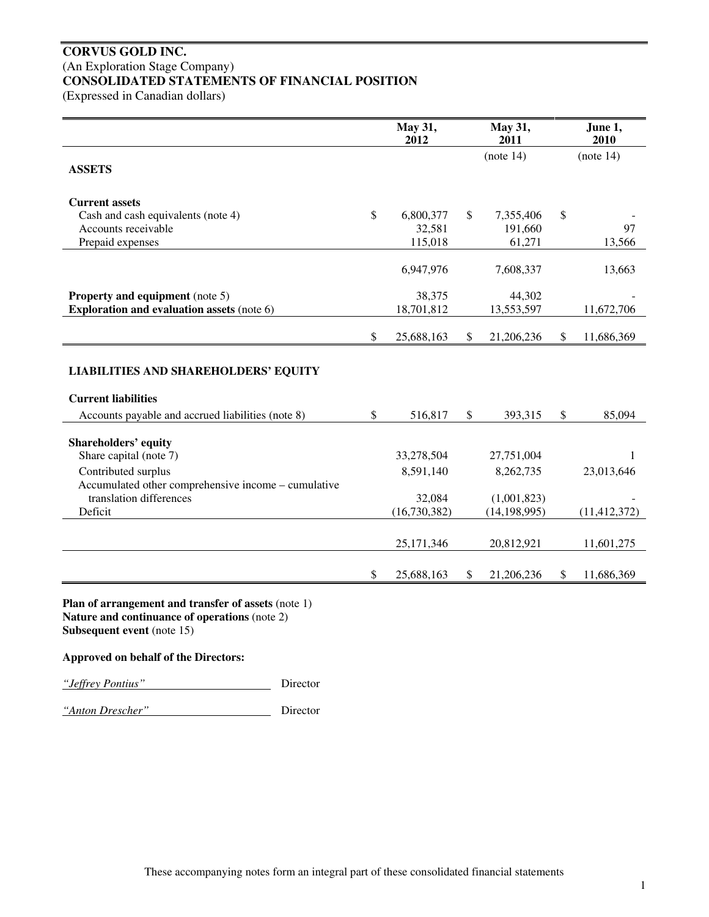# CORVUS GOLD INC.

(An Exploration Stage Company)

**CONSOLIDATED STATEMENTS OF FINANCIAL POSITION**

(Expressed in Canadian dollars)

| | May 31, 2012 | May 31, 2011 | June 1, 2010 |
|---|---|---|---|
| | | (note 14) | (note 14) |
| **ASSETS** | | | |
| **Current assets** | | | |
| Cash and cash equivalents (note 4) | $ 6,800,377 | $ 7,355,406 | $ - |
| Accounts receivable | 32,581 | 191,660 | 97 |
| Prepaid expenses | 115,018 | 61,271 | 13,566 |
| | 6,947,976 | 7,608,337 | 13,663 |
| **Property and equipment** (note 5) | 38,375 | 44,302 | - |
| **Exploration and evaluation assets** (note 6) | 18,701,812 | 13,553,597 | 11,672,706 |
| | $ 25,688,163 | $ 21,206,236 | $ 11,686,369 |
| **LIABILITIES AND SHAREHOLDERS' EQUITY** | | | |
| **Current liabilities** | | | |
| Accounts payable and accrued liabilities (note 8) | $ 516,817 | $ 393,315 | $ 85,094 |
| **Shareholders' equity** | | | |
| Share capital (note 7) | 33,278,504 | 27,751,004 | 1 |
| Contributed surplus | 8,591,140 | 8,262,735 | 23,013,646 |
| Accumulated other comprehensive income – cumulative translation differences | 32,084 | (1,001,823) | - |
| Deficit | (16,730,382) | (14,198,995) | (11,412,372) |
| | 25,171,346 | 20,812,921 | 11,601,275 |
| | $ 25,688,163 | $ 21,206,236 | $ 11,686,369 |

**Plan of arrangement and transfer of assets** (note 1)
**Nature and continuance of operations** (note 2)
**Subsequent event** (note 15)

**Approved on behalf of the Directors:**

*"Jeffrey Pontius"* Director

*"Anton Drescher"* Director

These accompanying notes form an integral part of these consolidated financial statements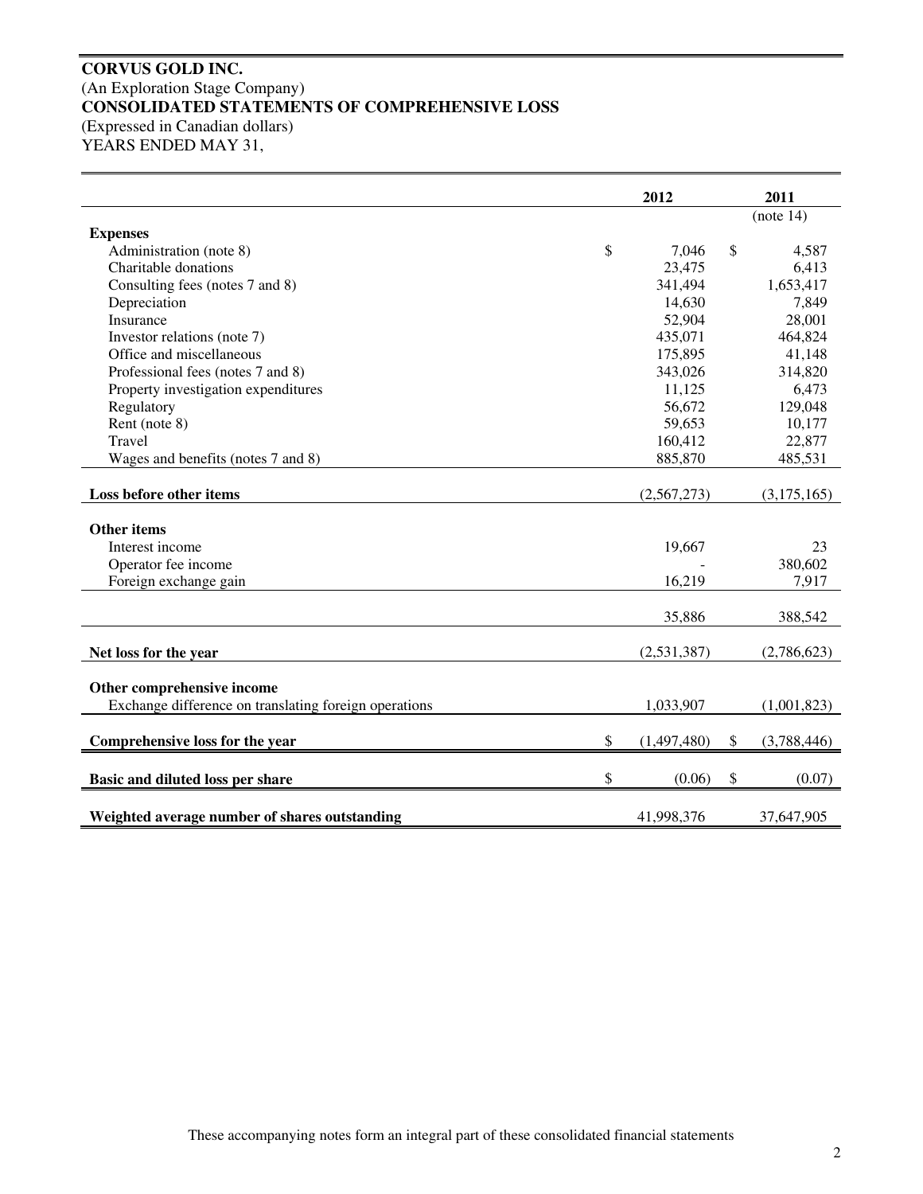**CORVUS GOLD INC.**
(An Exploration Stage Company)
**CONSOLIDATED STATEMENTS OF COMPREHENSIVE LOSS**
(Expressed in Canadian dollars)
YEARS ENDED MAY 31,

| | 2012 | 2011 (note 14) |
|---|---|---|
| **Expenses** | | |
| Administration (note 8) | $ 7,046 | $ 4,587 |
| Charitable donations | 23,475 | 6,413 |
| Consulting fees (notes 7 and 8) | 341,494 | 1,653,417 |
| Depreciation | 14,630 | 7,849 |
| Insurance | 52,904 | 28,001 |
| Investor relations (note 7) | 435,071 | 464,824 |
| Office and miscellaneous | 175,895 | 41,148 |
| Professional fees (notes 7 and 8) | 343,026 | 314,820 |
| Property investigation expenditures | 11,125 | 6,473 |
| Regulatory | 56,672 | 129,048 |
| Rent (note 8) | 59,653 | 10,177 |
| Travel | 160,412 | 22,877 |
| Wages and benefits (notes 7 and 8) | 885,870 | 485,531 |
| **Loss before other items** | (2,567,273) | (3,175,165) |
| **Other items** | | |
| Interest income | 19,667 | 23 |
| Operator fee income | - | 380,602 |
| Foreign exchange gain | 16,219 | 7,917 |
| | 35,886 | 388,542 |
| **Net loss for the year** | (2,531,387) | (2,786,623) |
| **Other comprehensive income** | | |
| Exchange difference on translating foreign operations | 1,033,907 | (1,001,823) |
| **Comprehensive loss for the year** | $ (1,497,480) | $ (3,788,446) |
| **Basic and diluted loss per share** | $ (0.06) | $ (0.07) |
| **Weighted average number of shares outstanding** | 41,998,376 | 37,647,905 |

These accompanying notes form an integral part of these consolidated financial statements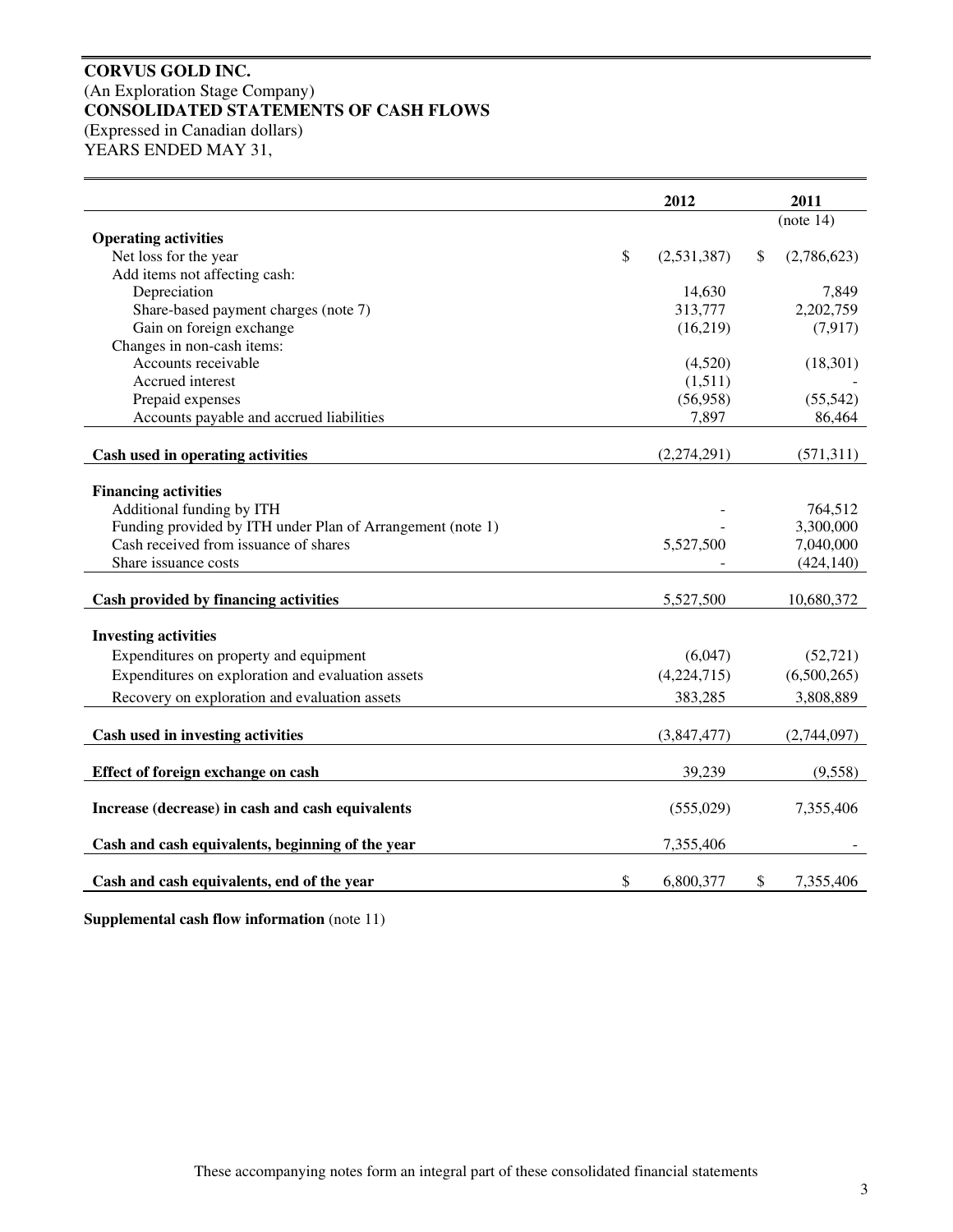**CORVUS GOLD INC.**
(An Exploration Stage Company)
**CONSOLIDATED STATEMENTS OF CASH FLOWS**
(Expressed in Canadian dollars)
YEARS ENDED MAY 31,

| | 2012 | 2011 |
|---|---|---|
| | | (note 14) |
| **Operating activities** | | |
| Net loss for the year | $ (2,531,387) | $ (2,786,623) |
| Add items not affecting cash: | | |
| Depreciation | 14,630 | 7,849 |
| Share-based payment charges (note 7) | 313,777 | 2,202,759 |
| Gain on foreign exchange | (16,219) | (7,917) |
| Changes in non-cash items: | | |
| Accounts receivable | (4,520) | (18,301) |
| Accrued interest | (1,511) | - |
| Prepaid expenses | (56,958) | (55,542) |
| Accounts payable and accrued liabilities | 7,897 | 86,464 |
| **Cash used in operating activities** | (2,274,291) | (571,311) |
| **Financing activities** | | |
| Additional funding by ITH | - | 764,512 |
| Funding provided by ITH under Plan of Arrangement (note 1) | - | 3,300,000 |
| Cash received from issuance of shares | 5,527,500 | 7,040,000 |
| Share issuance costs | - | (424,140) |
| **Cash provided by financing activities** | 5,527,500 | 10,680,372 |
| **Investing activities** | | |
| Expenditures on property and equipment | (6,047) | (52,721) |
| Expenditures on exploration and evaluation assets | (4,224,715) | (6,500,265) |
| Recovery on exploration and evaluation assets | 383,285 | 3,808,889 |
| **Cash used in investing activities** | (3,847,477) | (2,744,097) |
| **Effect of foreign exchange on cash** | 39,239 | (9,558) |
| **Increase (decrease) in cash and cash equivalents** | (555,029) | 7,355,406 |
| **Cash and cash equivalents, beginning of the year** | 7,355,406 | - |
| **Cash and cash equivalents, end of the year** | $ 6,800,377 | $ 7,355,406 |

**Supplemental cash flow information** (note 11)

These accompanying notes form an integral part of these consolidated financial statements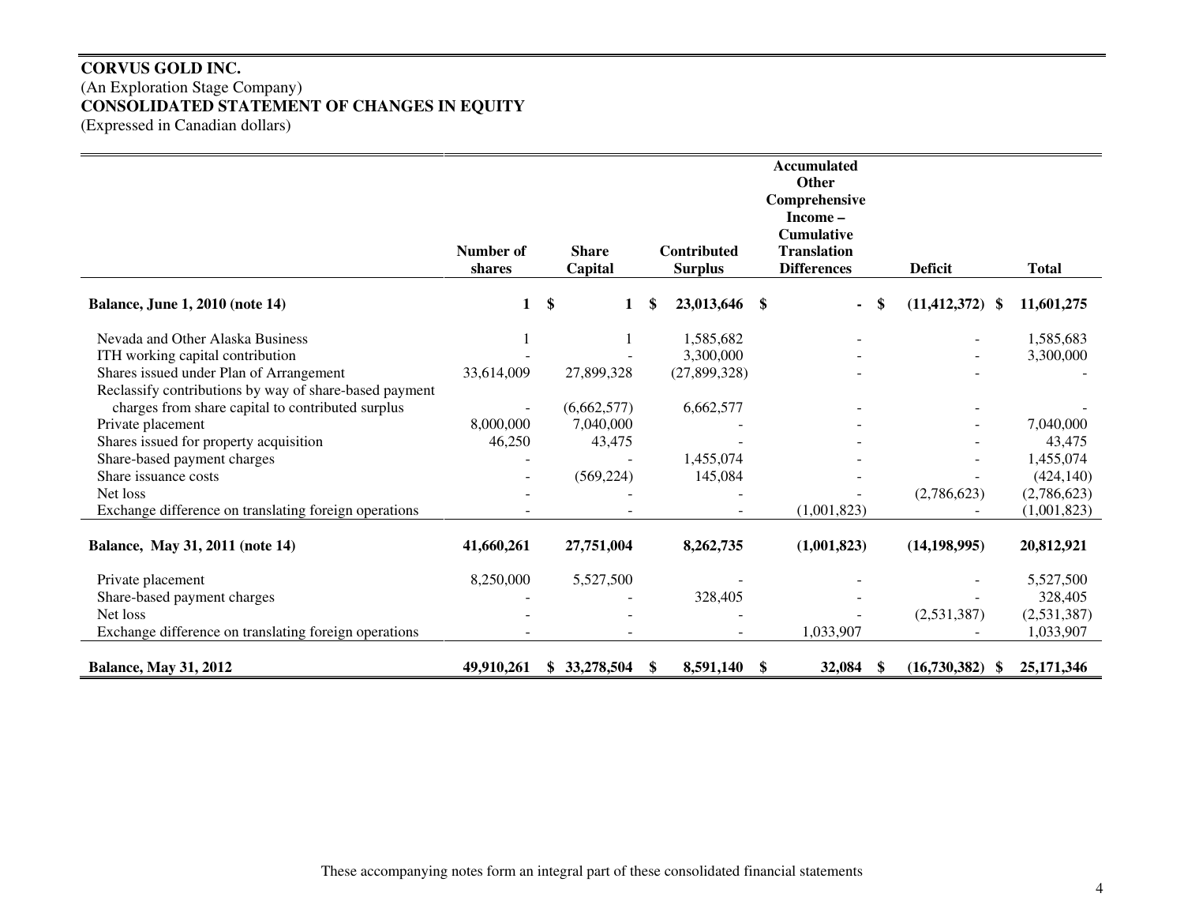**CORVUS GOLD INC.**
(An Exploration Stage Company)
**CONSOLIDATED STATEMENT OF CHANGES IN EQUITY**
(Expressed in Canadian dollars)

| | Number of shares | Share Capital | Contributed Surplus | Accumulated Other Comprehensive Income – Cumulative Translation Differences | Deficit | Total |
|---|---|---|---|---|---|---|
| **Balance, June 1, 2010 (note 14)** | **1** | **$ 1** | **$ 23,013,646** | **$ -** | **$ (11,412,372)** | **$ 11,601,275** |
| Nevada and Other Alaska Business | 1 | 1 | 1,585,682 | - | - | 1,585,683 |
| ITH working capital contribution | - | - | 3,300,000 | - | - | 3,300,000 |
| Shares issued under Plan of Arrangement | 33,614,009 | 27,899,328 | (27,899,328) | - | - | - |
| Reclassify contributions by way of share-based payment charges from share capital to contributed surplus | - | (6,662,577) | 6,662,577 | - | - | - |
| Private placement | 8,000,000 | 7,040,000 | - | - | - | 7,040,000 |
| Shares issued for property acquisition | 46,250 | 43,475 | - | - | - | 43,475 |
| Share-based payment charges | - | - | 1,455,074 | - | - | 1,455,074 |
| Share issuance costs | - | (569,224) | 145,084 | - | - | (424,140) |
| Net loss | - | - | - | - | (2,786,623) | (2,786,623) |
| Exchange difference on translating foreign operations | - | - | - | (1,001,823) | - | (1,001,823) |
| **Balance, May 31, 2011 (note 14)** | **41,660,261** | **27,751,004** | **8,262,735** | **(1,001,823)** | **(14,198,995)** | **20,812,921** |
| Private placement | 8,250,000 | 5,527,500 | - | - | - | 5,527,500 |
| Share-based payment charges | - | - | 328,405 | - | - | 328,405 |
| Net loss | - | - | - | - | (2,531,387) | (2,531,387) |
| Exchange difference on translating foreign operations | - | - | - | 1,033,907 | - | 1,033,907 |
| **Balance, May 31, 2012** | **49,910,261** | **$ 33,278,504** | **$ 8,591,140** | **$ 32,084** | **$ (16,730,382)** | **$ 25,171,346** |

These accompanying notes form an integral part of these consolidated financial statements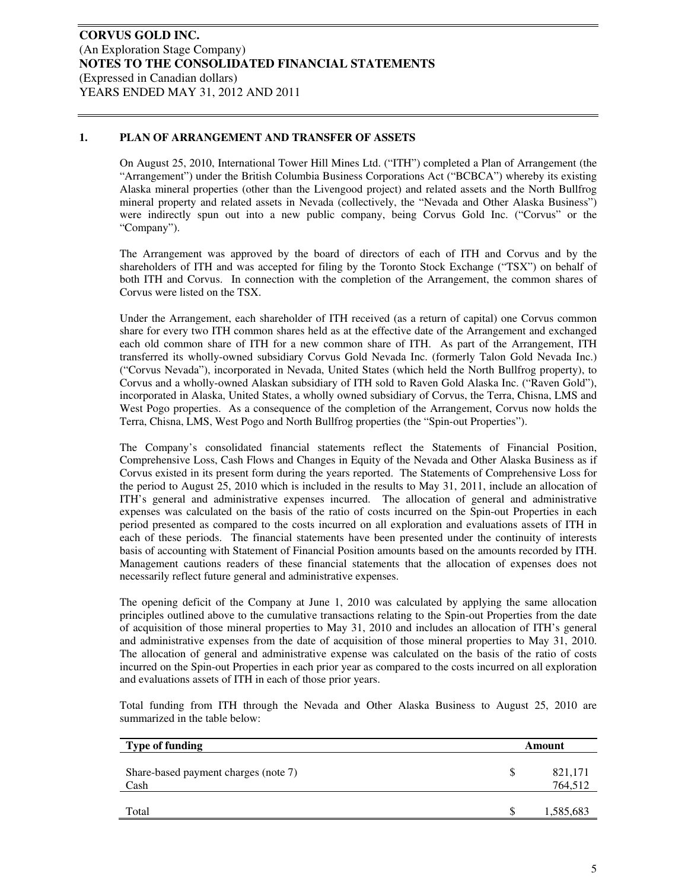## 1. PLAN OF ARRANGEMENT AND TRANSFER OF ASSETS

On August 25, 2010, International Tower Hill Mines Ltd. ("ITH") completed a Plan of Arrangement (the "Arrangement") under the British Columbia Business Corporations Act ("BCBCA") whereby its existing Alaska mineral properties (other than the Livengood project) and related assets and the North Bullfrog mineral property and related assets in Nevada (collectively, the "Nevada and Other Alaska Business") were indirectly spun out into a new public company, being Corvus Gold Inc. ("Corvus" or the "Company").

The Arrangement was approved by the board of directors of each of ITH and Corvus and by the shareholders of ITH and was accepted for filing by the Toronto Stock Exchange ("TSX") on behalf of both ITH and Corvus. In connection with the completion of the Arrangement, the common shares of Corvus were listed on the TSX.

Under the Arrangement, each shareholder of ITH received (as a return of capital) one Corvus common share for every two ITH common shares held as at the effective date of the Arrangement and exchanged each old common share of ITH for a new common share of ITH. As part of the Arrangement, ITH transferred its wholly-owned subsidiary Corvus Gold Nevada Inc. (formerly Talon Gold Nevada Inc.) ("Corvus Nevada"), incorporated in Nevada, United States (which held the North Bullfrog property), to Corvus and a wholly-owned Alaskan subsidiary of ITH sold to Raven Gold Alaska Inc. ("Raven Gold"), incorporated in Alaska, United States, a wholly owned subsidiary of Corvus, the Terra, Chisna, LMS and West Pogo properties. As a consequence of the completion of the Arrangement, Corvus now holds the Terra, Chisna, LMS, West Pogo and North Bullfrog properties (the "Spin-out Properties").

The Company's consolidated financial statements reflect the Statements of Financial Position, Comprehensive Loss, Cash Flows and Changes in Equity of the Nevada and Other Alaska Business as if Corvus existed in its present form during the years reported. The Statements of Comprehensive Loss for the period to August 25, 2010 which is included in the results to May 31, 2011, include an allocation of ITH's general and administrative expenses incurred. The allocation of general and administrative expenses was calculated on the basis of the ratio of costs incurred on the Spin-out Properties in each period presented as compared to the costs incurred on all exploration and evaluations assets of ITH in each of these periods. The financial statements have been presented under the continuity of interests basis of accounting with Statement of Financial Position amounts based on the amounts recorded by ITH. Management cautions readers of these financial statements that the allocation of expenses does not necessarily reflect future general and administrative expenses.

The opening deficit of the Company at June 1, 2010 was calculated by applying the same allocation principles outlined above to the cumulative transactions relating to the Spin-out Properties from the date of acquisition of those mineral properties to May 31, 2010 and includes an allocation of ITH's general and administrative expenses from the date of acquisition of those mineral properties to May 31, 2010. The allocation of general and administrative expense was calculated on the basis of the ratio of costs incurred on the Spin-out Properties in each prior year as compared to the costs incurred on all exploration and evaluations assets of ITH in each of those prior years.

Total funding from ITH through the Nevada and Other Alaska Business to August 25, 2010 are summarized in the table below:

| Type of funding | | Amount |
|---|---|---|
| Share-based payment charges (note 7) | $ | 821,171 |
| Cash | | 764,512 |
| Total | $ | 1,585,683 |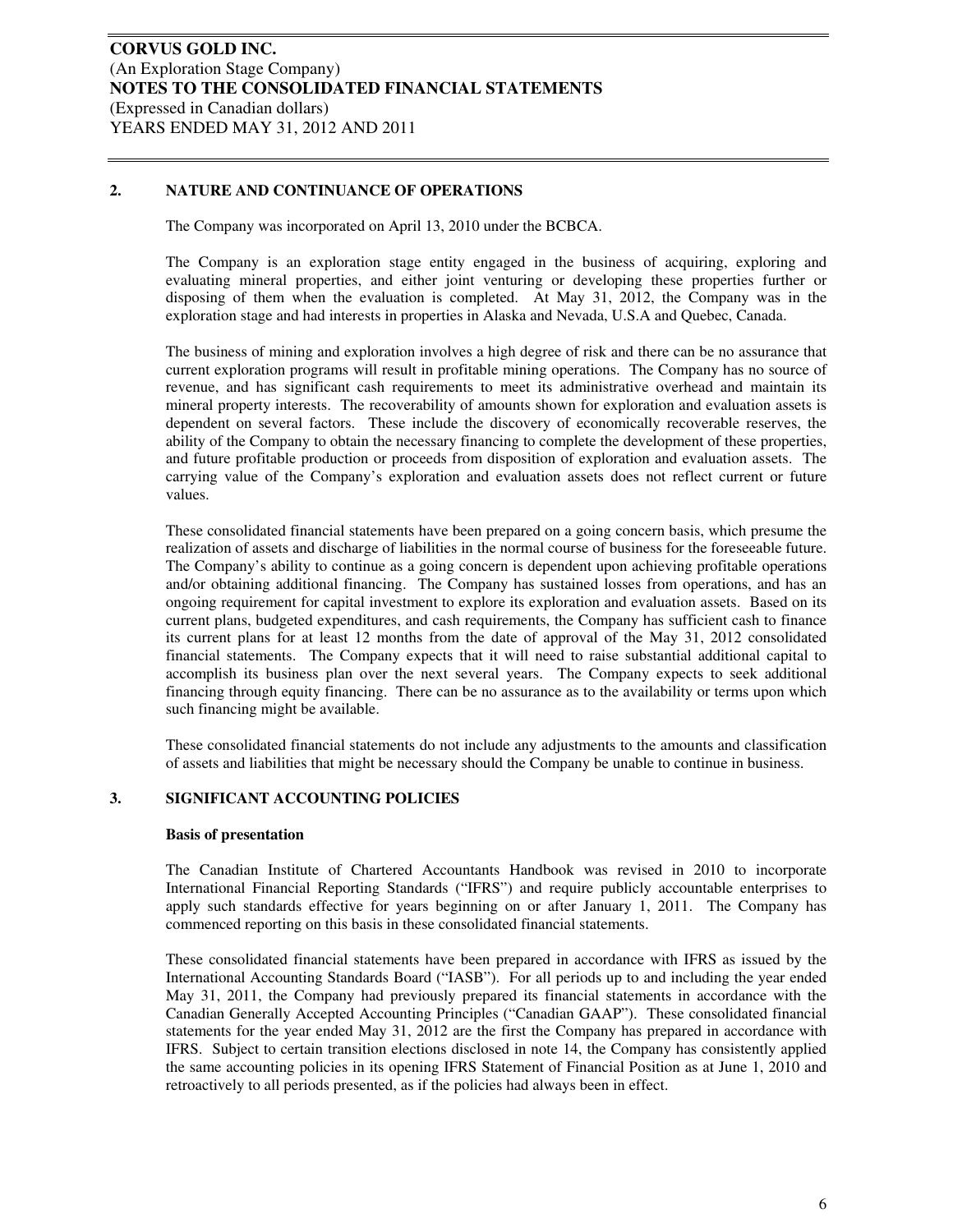## 2. NATURE AND CONTINUANCE OF OPERATIONS

The Company was incorporated on April 13, 2010 under the BCBCA.

The Company is an exploration stage entity engaged in the business of acquiring, exploring and evaluating mineral properties, and either joint venturing or developing these properties further or disposing of them when the evaluation is completed. At May 31, 2012, the Company was in the exploration stage and had interests in properties in Alaska and Nevada, U.S.A and Quebec, Canada.

The business of mining and exploration involves a high degree of risk and there can be no assurance that current exploration programs will result in profitable mining operations. The Company has no source of revenue, and has significant cash requirements to meet its administrative overhead and maintain its mineral property interests. The recoverability of amounts shown for exploration and evaluation assets is dependent on several factors. These include the discovery of economically recoverable reserves, the ability of the Company to obtain the necessary financing to complete the development of these properties, and future profitable production or proceeds from disposition of exploration and evaluation assets. The carrying value of the Company's exploration and evaluation assets does not reflect current or future values.

These consolidated financial statements have been prepared on a going concern basis, which presume the realization of assets and discharge of liabilities in the normal course of business for the foreseeable future. The Company's ability to continue as a going concern is dependent upon achieving profitable operations and/or obtaining additional financing. The Company has sustained losses from operations, and has an ongoing requirement for capital investment to explore its exploration and evaluation assets. Based on its current plans, budgeted expenditures, and cash requirements, the Company has sufficient cash to finance its current plans for at least 12 months from the date of approval of the May 31, 2012 consolidated financial statements. The Company expects that it will need to raise substantial additional capital to accomplish its business plan over the next several years. The Company expects to seek additional financing through equity financing. There can be no assurance as to the availability or terms upon which such financing might be available.

These consolidated financial statements do not include any adjustments to the amounts and classification of assets and liabilities that might be necessary should the Company be unable to continue in business.

## 3. SIGNIFICANT ACCOUNTING POLICIES

### Basis of presentation

The Canadian Institute of Chartered Accountants Handbook was revised in 2010 to incorporate International Financial Reporting Standards ("IFRS") and require publicly accountable enterprises to apply such standards effective for years beginning on or after January 1, 2011. The Company has commenced reporting on this basis in these consolidated financial statements.

These consolidated financial statements have been prepared in accordance with IFRS as issued by the International Accounting Standards Board ("IASB"). For all periods up to and including the year ended May 31, 2011, the Company had previously prepared its financial statements in accordance with the Canadian Generally Accepted Accounting Principles ("Canadian GAAP"). These consolidated financial statements for the year ended May 31, 2012 are the first the Company has prepared in accordance with IFRS. Subject to certain transition elections disclosed in note 14, the Company has consistently applied the same accounting policies in its opening IFRS Statement of Financial Position as at June 1, 2010 and retroactively to all periods presented, as if the policies had always been in effect.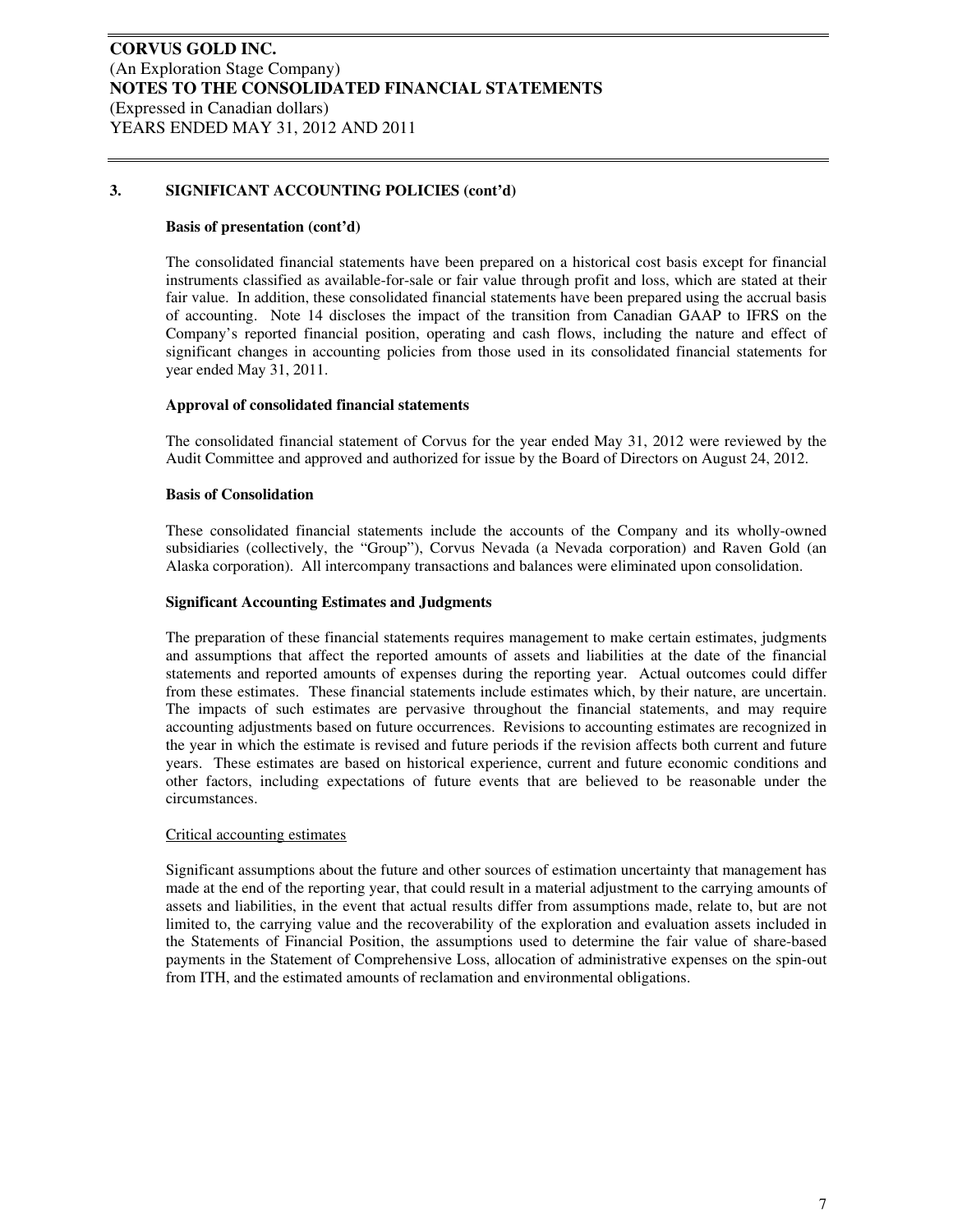### 3. SIGNIFICANT ACCOUNTING POLICIES (cont'd)

**Basis of presentation (cont'd)**

The consolidated financial statements have been prepared on a historical cost basis except for financial instruments classified as available-for-sale or fair value through profit and loss, which are stated at their fair value. In addition, these consolidated financial statements have been prepared using the accrual basis of accounting. Note 14 discloses the impact of the transition from Canadian GAAP to IFRS on the Company's reported financial position, operating and cash flows, including the nature and effect of significant changes in accounting policies from those used in its consolidated financial statements for year ended May 31, 2011.

**Approval of consolidated financial statements**

The consolidated financial statement of Corvus for the year ended May 31, 2012 were reviewed by the Audit Committee and approved and authorized for issue by the Board of Directors on August 24, 2012.

**Basis of Consolidation**

These consolidated financial statements include the accounts of the Company and its wholly-owned subsidiaries (collectively, the "Group"), Corvus Nevada (a Nevada corporation) and Raven Gold (an Alaska corporation). All intercompany transactions and balances were eliminated upon consolidation.

**Significant Accounting Estimates and Judgments**

The preparation of these financial statements requires management to make certain estimates, judgments and assumptions that affect the reported amounts of assets and liabilities at the date of the financial statements and reported amounts of expenses during the reporting year. Actual outcomes could differ from these estimates. These financial statements include estimates which, by their nature, are uncertain. The impacts of such estimates are pervasive throughout the financial statements, and may require accounting adjustments based on future occurrences. Revisions to accounting estimates are recognized in the year in which the estimate is revised and future periods if the revision affects both current and future years. These estimates are based on historical experience, current and future economic conditions and other factors, including expectations of future events that are believed to be reasonable under the circumstances.

Critical accounting estimates

Significant assumptions about the future and other sources of estimation uncertainty that management has made at the end of the reporting year, that could result in a material adjustment to the carrying amounts of assets and liabilities, in the event that actual results differ from assumptions made, relate to, but are not limited to, the carrying value and the recoverability of the exploration and evaluation assets included in the Statements of Financial Position, the assumptions used to determine the fair value of share-based payments in the Statement of Comprehensive Loss, allocation of administrative expenses on the spin-out from ITH, and the estimated amounts of reclamation and environmental obligations.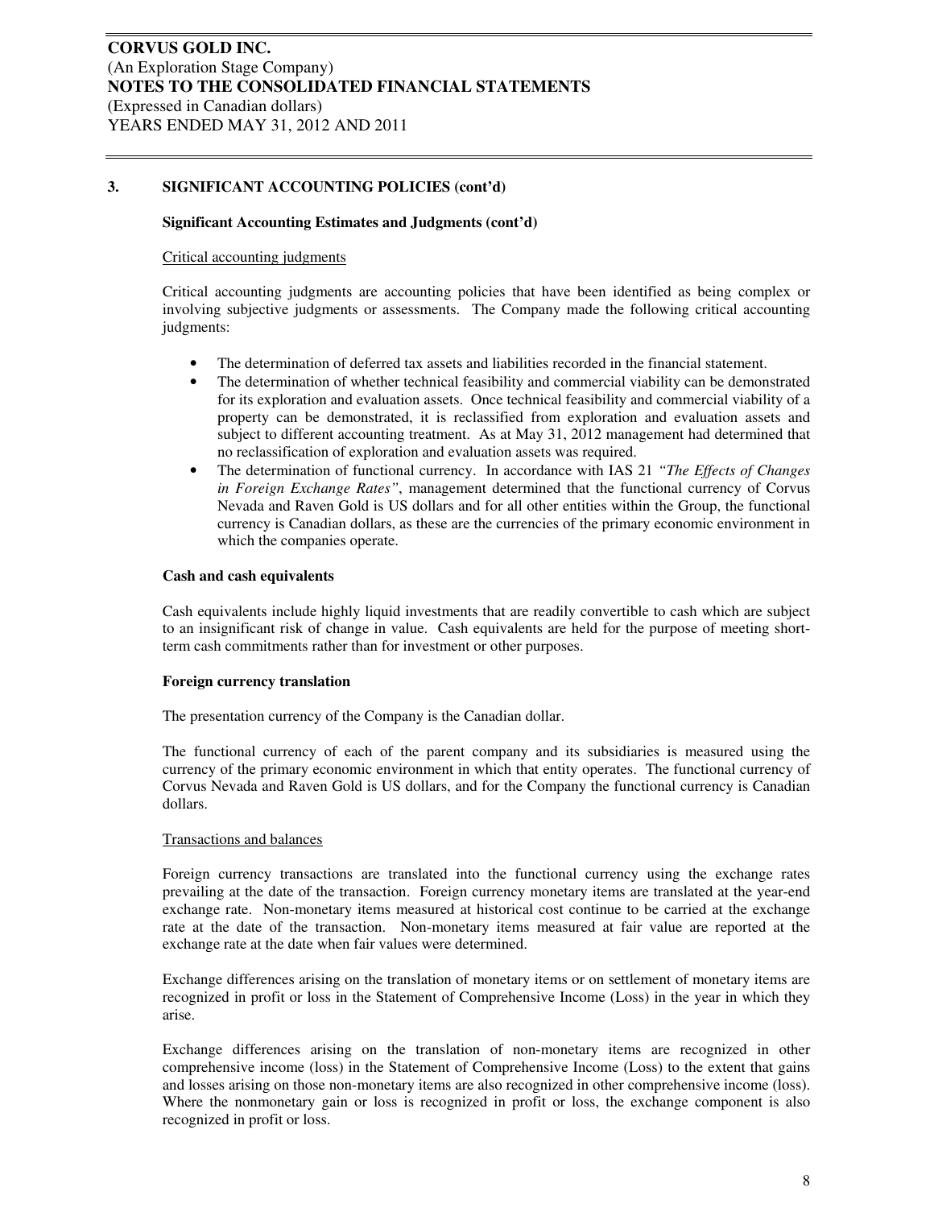## 3. SIGNIFICANT ACCOUNTING POLICIES (cont'd)

### Significant Accounting Estimates and Judgments (cont'd)

Critical accounting judgments

Critical accounting judgments are accounting policies that have been identified as being complex or involving subjective judgments or assessments. The Company made the following critical accounting judgments:

- The determination of deferred tax assets and liabilities recorded in the financial statement.
- The determination of whether technical feasibility and commercial viability can be demonstrated for its exploration and evaluation assets. Once technical feasibility and commercial viability of a property can be demonstrated, it is reclassified from exploration and evaluation assets and subject to different accounting treatment. As at May 31, 2012 management had determined that no reclassification of exploration and evaluation assets was required.
- The determination of functional currency. In accordance with IAS 21 *"The Effects of Changes in Foreign Exchange Rates"*, management determined that the functional currency of Corvus Nevada and Raven Gold is US dollars and for all other entities within the Group, the functional currency is Canadian dollars, as these are the currencies of the primary economic environment in which the companies operate.

### Cash and cash equivalents

Cash equivalents include highly liquid investments that are readily convertible to cash which are subject to an insignificant risk of change in value. Cash equivalents are held for the purpose of meeting short-term cash commitments rather than for investment or other purposes.

### Foreign currency translation

The presentation currency of the Company is the Canadian dollar.

The functional currency of each of the parent company and its subsidiaries is measured using the currency of the primary economic environment in which that entity operates. The functional currency of Corvus Nevada and Raven Gold is US dollars, and for the Company the functional currency is Canadian dollars.

Transactions and balances

Foreign currency transactions are translated into the functional currency using the exchange rates prevailing at the date of the transaction. Foreign currency monetary items are translated at the year-end exchange rate. Non-monetary items measured at historical cost continue to be carried at the exchange rate at the date of the transaction. Non-monetary items measured at fair value are reported at the exchange rate at the date when fair values were determined.

Exchange differences arising on the translation of monetary items or on settlement of monetary items are recognized in profit or loss in the Statement of Comprehensive Income (Loss) in the year in which they arise.

Exchange differences arising on the translation of non-monetary items are recognized in other comprehensive income (loss) in the Statement of Comprehensive Income (Loss) to the extent that gains and losses arising on those non-monetary items are also recognized in other comprehensive income (loss). Where the nonmonetary gain or loss is recognized in profit or loss, the exchange component is also recognized in profit or loss.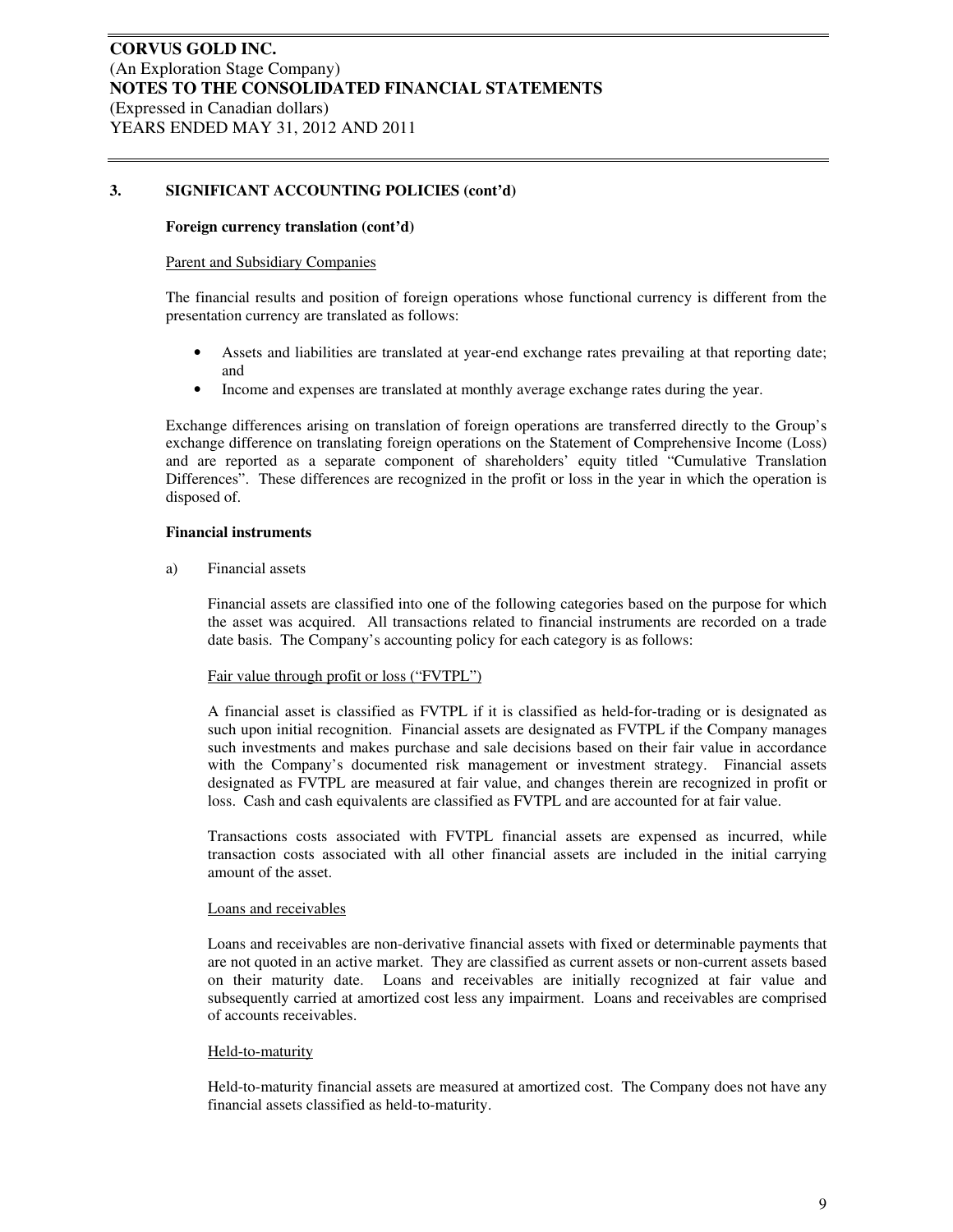## 3. SIGNIFICANT ACCOUNTING POLICIES (cont'd)

**Foreign currency translation (cont'd)**

Parent and Subsidiary Companies

The financial results and position of foreign operations whose functional currency is different from the presentation currency are translated as follows:

- Assets and liabilities are translated at year-end exchange rates prevailing at that reporting date; and
- Income and expenses are translated at monthly average exchange rates during the year.

Exchange differences arising on translation of foreign operations are transferred directly to the Group's exchange difference on translating foreign operations on the Statement of Comprehensive Income (Loss) and are reported as a separate component of shareholders' equity titled "Cumulative Translation Differences". These differences are recognized in the profit or loss in the year in which the operation is disposed of.

**Financial instruments**

a) Financial assets

Financial assets are classified into one of the following categories based on the purpose for which the asset was acquired. All transactions related to financial instruments are recorded on a trade date basis. The Company's accounting policy for each category is as follows:

Fair value through profit or loss ("FVTPL")

A financial asset is classified as FVTPL if it is classified as held-for-trading or is designated as such upon initial recognition. Financial assets are designated as FVTPL if the Company manages such investments and makes purchase and sale decisions based on their fair value in accordance with the Company's documented risk management or investment strategy. Financial assets designated as FVTPL are measured at fair value, and changes therein are recognized in profit or loss. Cash and cash equivalents are classified as FVTPL and are accounted for at fair value.

Transactions costs associated with FVTPL financial assets are expensed as incurred, while transaction costs associated with all other financial assets are included in the initial carrying amount of the asset.

Loans and receivables

Loans and receivables are non-derivative financial assets with fixed or determinable payments that are not quoted in an active market. They are classified as current assets or non-current assets based on their maturity date. Loans and receivables are initially recognized at fair value and subsequently carried at amortized cost less any impairment. Loans and receivables are comprised of accounts receivables.

Held-to-maturity

Held-to-maturity financial assets are measured at amortized cost. The Company does not have any financial assets classified as held-to-maturity.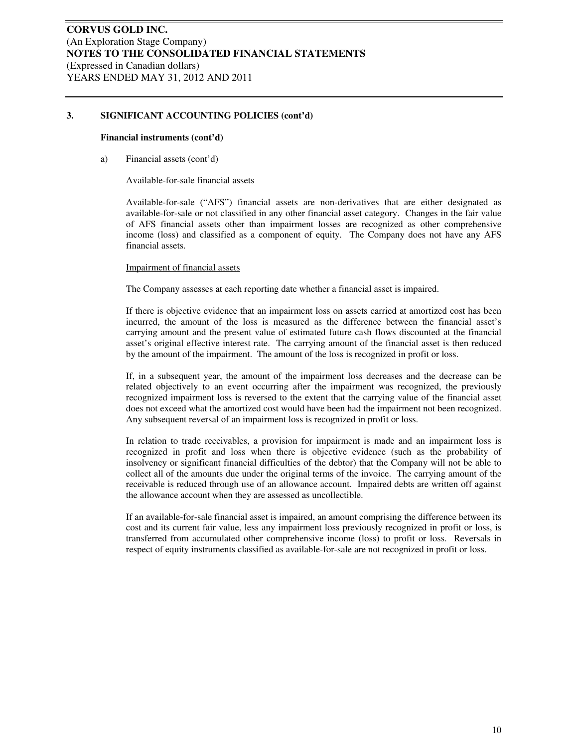## 3. SIGNIFICANT ACCOUNTING POLICIES (cont'd)

**Financial instruments (cont'd)**

a) Financial assets (cont'd)

Available-for-sale financial assets

Available-for-sale ("AFS") financial assets are non-derivatives that are either designated as available-for-sale or not classified in any other financial asset category. Changes in the fair value of AFS financial assets other than impairment losses are recognized as other comprehensive income (loss) and classified as a component of equity. The Company does not have any AFS financial assets.

Impairment of financial assets

The Company assesses at each reporting date whether a financial asset is impaired.

If there is objective evidence that an impairment loss on assets carried at amortized cost has been incurred, the amount of the loss is measured as the difference between the financial asset's carrying amount and the present value of estimated future cash flows discounted at the financial asset's original effective interest rate. The carrying amount of the financial asset is then reduced by the amount of the impairment. The amount of the loss is recognized in profit or loss.

If, in a subsequent year, the amount of the impairment loss decreases and the decrease can be related objectively to an event occurring after the impairment was recognized, the previously recognized impairment loss is reversed to the extent that the carrying value of the financial asset does not exceed what the amortized cost would have been had the impairment not been recognized. Any subsequent reversal of an impairment loss is recognized in profit or loss.

In relation to trade receivables, a provision for impairment is made and an impairment loss is recognized in profit and loss when there is objective evidence (such as the probability of insolvency or significant financial difficulties of the debtor) that the Company will not be able to collect all of the amounts due under the original terms of the invoice. The carrying amount of the receivable is reduced through use of an allowance account. Impaired debts are written off against the allowance account when they are assessed as uncollectible.

If an available-for-sale financial asset is impaired, an amount comprising the difference between its cost and its current fair value, less any impairment loss previously recognized in profit or loss, is transferred from accumulated other comprehensive income (loss) to profit or loss. Reversals in respect of equity instruments classified as available-for-sale are not recognized in profit or loss.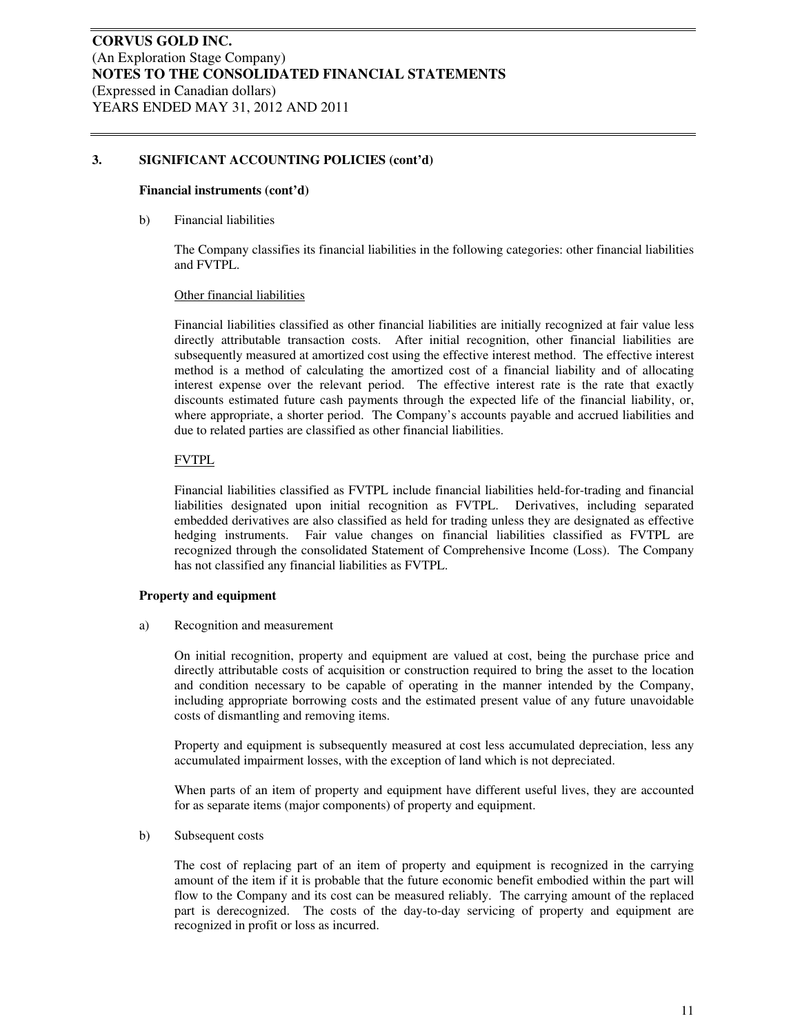### 3. SIGNIFICANT ACCOUNTING POLICIES (cont'd)

**Financial instruments (cont'd)**

b) Financial liabilities

The Company classifies its financial liabilities in the following categories: other financial liabilities and FVTPL.

Other financial liabilities

Financial liabilities classified as other financial liabilities are initially recognized at fair value less directly attributable transaction costs. After initial recognition, other financial liabilities are subsequently measured at amortized cost using the effective interest method. The effective interest method is a method of calculating the amortized cost of a financial liability and of allocating interest expense over the relevant period. The effective interest rate is the rate that exactly discounts estimated future cash payments through the expected life of the financial liability, or, where appropriate, a shorter period. The Company's accounts payable and accrued liabilities and due to related parties are classified as other financial liabilities.

FVTPL

Financial liabilities classified as FVTPL include financial liabilities held-for-trading and financial liabilities designated upon initial recognition as FVTPL. Derivatives, including separated embedded derivatives are also classified as held for trading unless they are designated as effective hedging instruments. Fair value changes on financial liabilities classified as FVTPL are recognized through the consolidated Statement of Comprehensive Income (Loss). The Company has not classified any financial liabilities as FVTPL.

**Property and equipment**

a) Recognition and measurement

On initial recognition, property and equipment are valued at cost, being the purchase price and directly attributable costs of acquisition or construction required to bring the asset to the location and condition necessary to be capable of operating in the manner intended by the Company, including appropriate borrowing costs and the estimated present value of any future unavoidable costs of dismantling and removing items.

Property and equipment is subsequently measured at cost less accumulated depreciation, less any accumulated impairment losses, with the exception of land which is not depreciated.

When parts of an item of property and equipment have different useful lives, they are accounted for as separate items (major components) of property and equipment.

b) Subsequent costs

The cost of replacing part of an item of property and equipment is recognized in the carrying amount of the item if it is probable that the future economic benefit embodied within the part will flow to the Company and its cost can be measured reliably. The carrying amount of the replaced part is derecognized. The costs of the day-to-day servicing of property and equipment are recognized in profit or loss as incurred.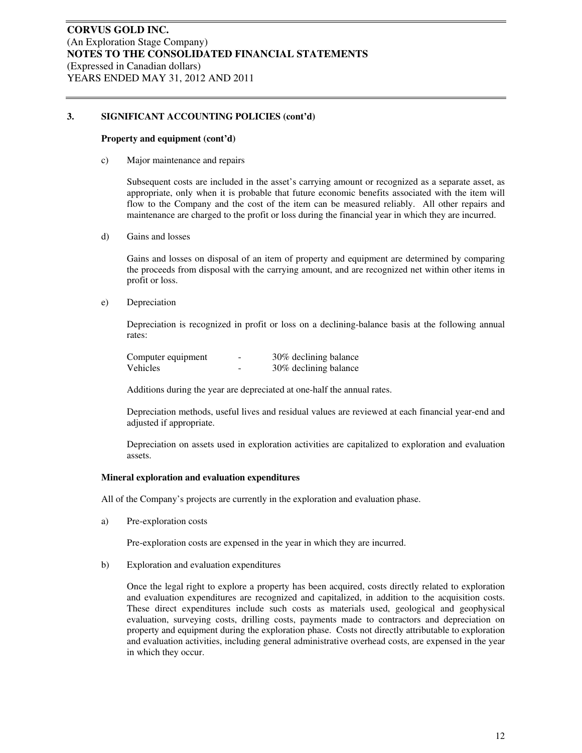### 3. SIGNIFICANT ACCOUNTING POLICIES (cont'd)

**Property and equipment (cont'd)**

c) Major maintenance and repairs

Subsequent costs are included in the asset's carrying amount or recognized as a separate asset, as appropriate, only when it is probable that future economic benefits associated with the item will flow to the Company and the cost of the item can be measured reliably. All other repairs and maintenance are charged to the profit or loss during the financial year in which they are incurred.

d) Gains and losses

Gains and losses on disposal of an item of property and equipment are determined by comparing the proceeds from disposal with the carrying amount, and are recognized net within other items in profit or loss.

e) Depreciation

Depreciation is recognized in profit or loss on a declining-balance basis at the following annual rates:

| | | |
|---|---|---|
| Computer equipment | - | 30% declining balance |
| Vehicles | - | 30% declining balance |

Additions during the year are depreciated at one-half the annual rates.

Depreciation methods, useful lives and residual values are reviewed at each financial year-end and adjusted if appropriate.

Depreciation on assets used in exploration activities are capitalized to exploration and evaluation assets.

**Mineral exploration and evaluation expenditures**

All of the Company's projects are currently in the exploration and evaluation phase.

a) Pre-exploration costs

Pre-exploration costs are expensed in the year in which they are incurred.

b) Exploration and evaluation expenditures

Once the legal right to explore a property has been acquired, costs directly related to exploration and evaluation expenditures are recognized and capitalized, in addition to the acquisition costs. These direct expenditures include such costs as materials used, geological and geophysical evaluation, surveying costs, drilling costs, payments made to contractors and depreciation on property and equipment during the exploration phase. Costs not directly attributable to exploration and evaluation activities, including general administrative overhead costs, are expensed in the year in which they occur.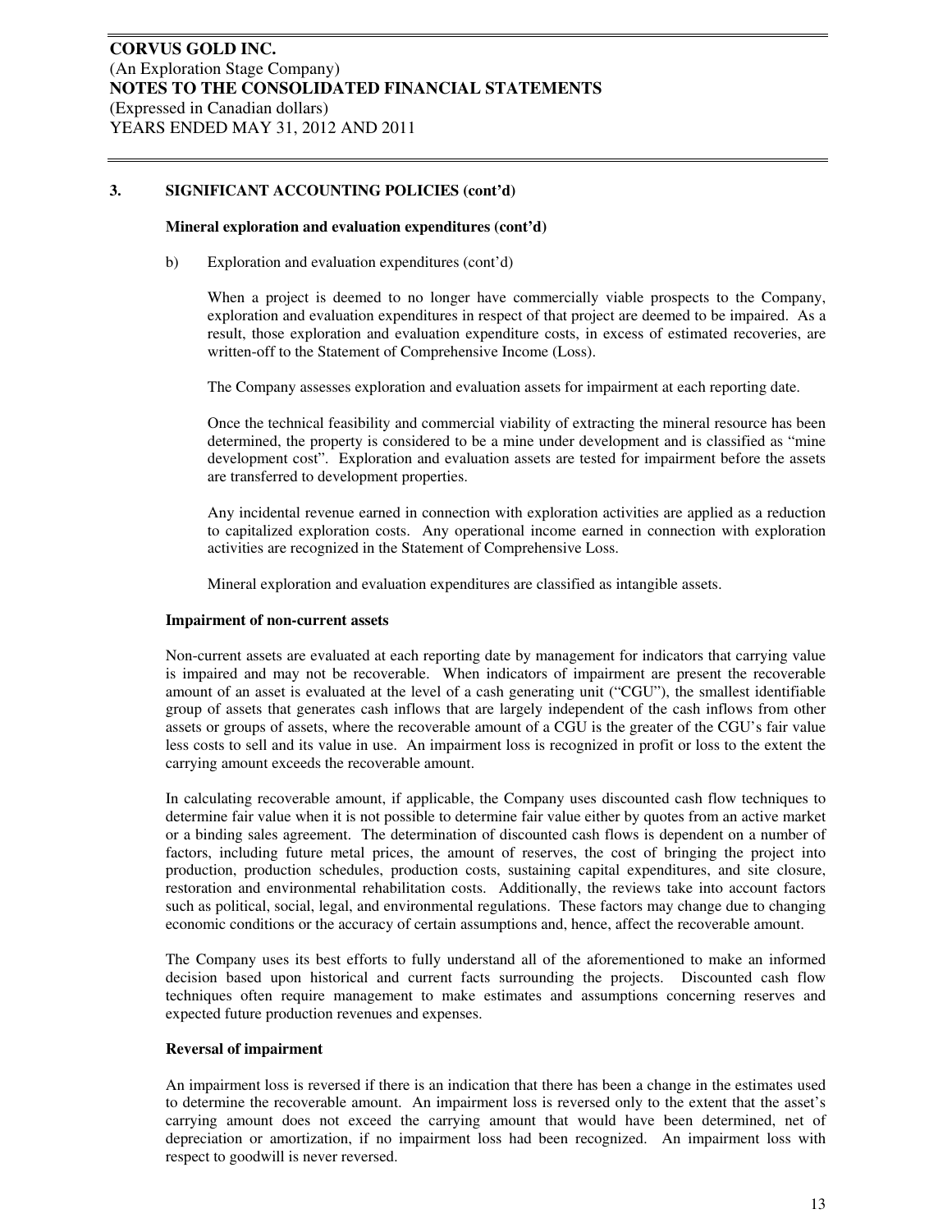## 3. SIGNIFICANT ACCOUNTING POLICIES (cont'd)

### Mineral exploration and evaluation expenditures (cont'd)

b) Exploration and evaluation expenditures (cont'd)

When a project is deemed to no longer have commercially viable prospects to the Company, exploration and evaluation expenditures in respect of that project are deemed to be impaired. As a result, those exploration and evaluation expenditure costs, in excess of estimated recoveries, are written-off to the Statement of Comprehensive Income (Loss).

The Company assesses exploration and evaluation assets for impairment at each reporting date.

Once the technical feasibility and commercial viability of extracting the mineral resource has been determined, the property is considered to be a mine under development and is classified as "mine development cost". Exploration and evaluation assets are tested for impairment before the assets are transferred to development properties.

Any incidental revenue earned in connection with exploration activities are applied as a reduction to capitalized exploration costs. Any operational income earned in connection with exploration activities are recognized in the Statement of Comprehensive Loss.

Mineral exploration and evaluation expenditures are classified as intangible assets.

### Impairment of non-current assets

Non-current assets are evaluated at each reporting date by management for indicators that carrying value is impaired and may not be recoverable. When indicators of impairment are present the recoverable amount of an asset is evaluated at the level of a cash generating unit ("CGU"), the smallest identifiable group of assets that generates cash inflows that are largely independent of the cash inflows from other assets or groups of assets, where the recoverable amount of a CGU is the greater of the CGU's fair value less costs to sell and its value in use. An impairment loss is recognized in profit or loss to the extent the carrying amount exceeds the recoverable amount.

In calculating recoverable amount, if applicable, the Company uses discounted cash flow techniques to determine fair value when it is not possible to determine fair value either by quotes from an active market or a binding sales agreement. The determination of discounted cash flows is dependent on a number of factors, including future metal prices, the amount of reserves, the cost of bringing the project into production, production schedules, production costs, sustaining capital expenditures, and site closure, restoration and environmental rehabilitation costs. Additionally, the reviews take into account factors such as political, social, legal, and environmental regulations. These factors may change due to changing economic conditions or the accuracy of certain assumptions and, hence, affect the recoverable amount.

The Company uses its best efforts to fully understand all of the aforementioned to make an informed decision based upon historical and current facts surrounding the projects. Discounted cash flow techniques often require management to make estimates and assumptions concerning reserves and expected future production revenues and expenses.

### Reversal of impairment

An impairment loss is reversed if there is an indication that there has been a change in the estimates used to determine the recoverable amount. An impairment loss is reversed only to the extent that the asset's carrying amount does not exceed the carrying amount that would have been determined, net of depreciation or amortization, if no impairment loss had been recognized. An impairment loss with respect to goodwill is never reversed.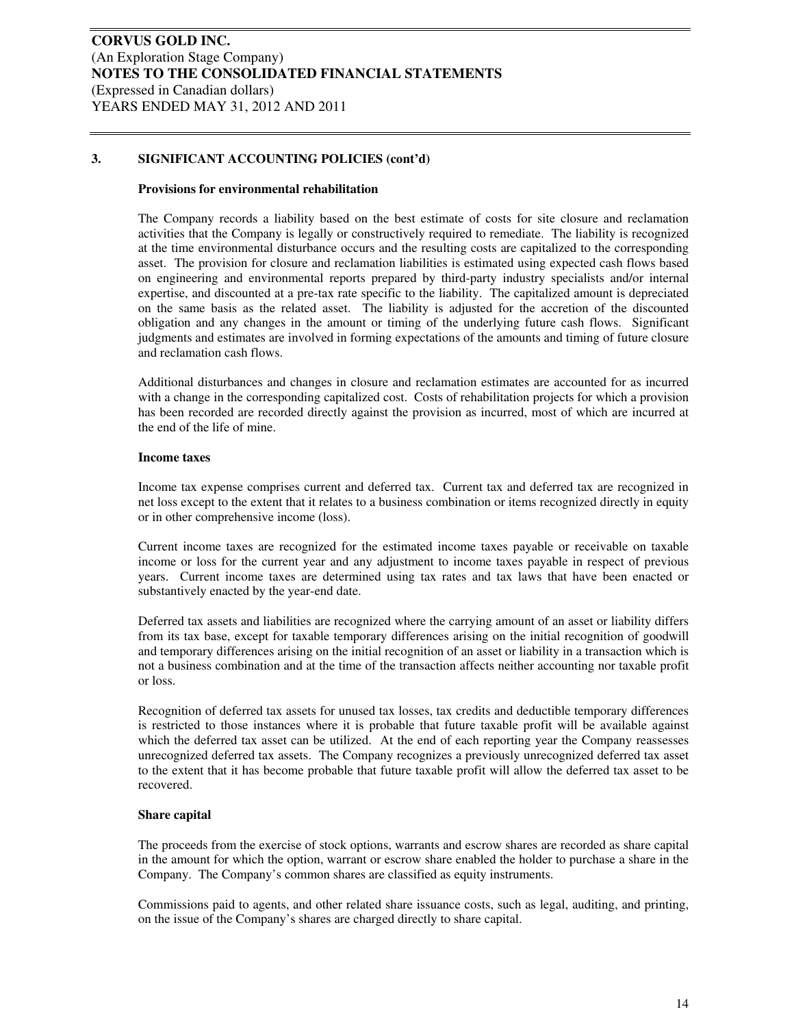## 3. SIGNIFICANT ACCOUNTING POLICIES (cont'd)

### Provisions for environmental rehabilitation

The Company records a liability based on the best estimate of costs for site closure and reclamation activities that the Company is legally or constructively required to remediate. The liability is recognized at the time environmental disturbance occurs and the resulting costs are capitalized to the corresponding asset. The provision for closure and reclamation liabilities is estimated using expected cash flows based on engineering and environmental reports prepared by third-party industry specialists and/or internal expertise, and discounted at a pre-tax rate specific to the liability. The capitalized amount is depreciated on the same basis as the related asset. The liability is adjusted for the accretion of the discounted obligation and any changes in the amount or timing of the underlying future cash flows. Significant judgments and estimates are involved in forming expectations of the amounts and timing of future closure and reclamation cash flows.

Additional disturbances and changes in closure and reclamation estimates are accounted for as incurred with a change in the corresponding capitalized cost. Costs of rehabilitation projects for which a provision has been recorded are recorded directly against the provision as incurred, most of which are incurred at the end of the life of mine.

### Income taxes

Income tax expense comprises current and deferred tax. Current tax and deferred tax are recognized in net loss except to the extent that it relates to a business combination or items recognized directly in equity or in other comprehensive income (loss).

Current income taxes are recognized for the estimated income taxes payable or receivable on taxable income or loss for the current year and any adjustment to income taxes payable in respect of previous years. Current income taxes are determined using tax rates and tax laws that have been enacted or substantively enacted by the year-end date.

Deferred tax assets and liabilities are recognized where the carrying amount of an asset or liability differs from its tax base, except for taxable temporary differences arising on the initial recognition of goodwill and temporary differences arising on the initial recognition of an asset or liability in a transaction which is not a business combination and at the time of the transaction affects neither accounting nor taxable profit or loss.

Recognition of deferred tax assets for unused tax losses, tax credits and deductible temporary differences is restricted to those instances where it is probable that future taxable profit will be available against which the deferred tax asset can be utilized. At the end of each reporting year the Company reassesses unrecognized deferred tax assets. The Company recognizes a previously unrecognized deferred tax asset to the extent that it has become probable that future taxable profit will allow the deferred tax asset to be recovered.

### Share capital

The proceeds from the exercise of stock options, warrants and escrow shares are recorded as share capital in the amount for which the option, warrant or escrow share enabled the holder to purchase a share in the Company. The Company's common shares are classified as equity instruments.

Commissions paid to agents, and other related share issuance costs, such as legal, auditing, and printing, on the issue of the Company's shares are charged directly to share capital.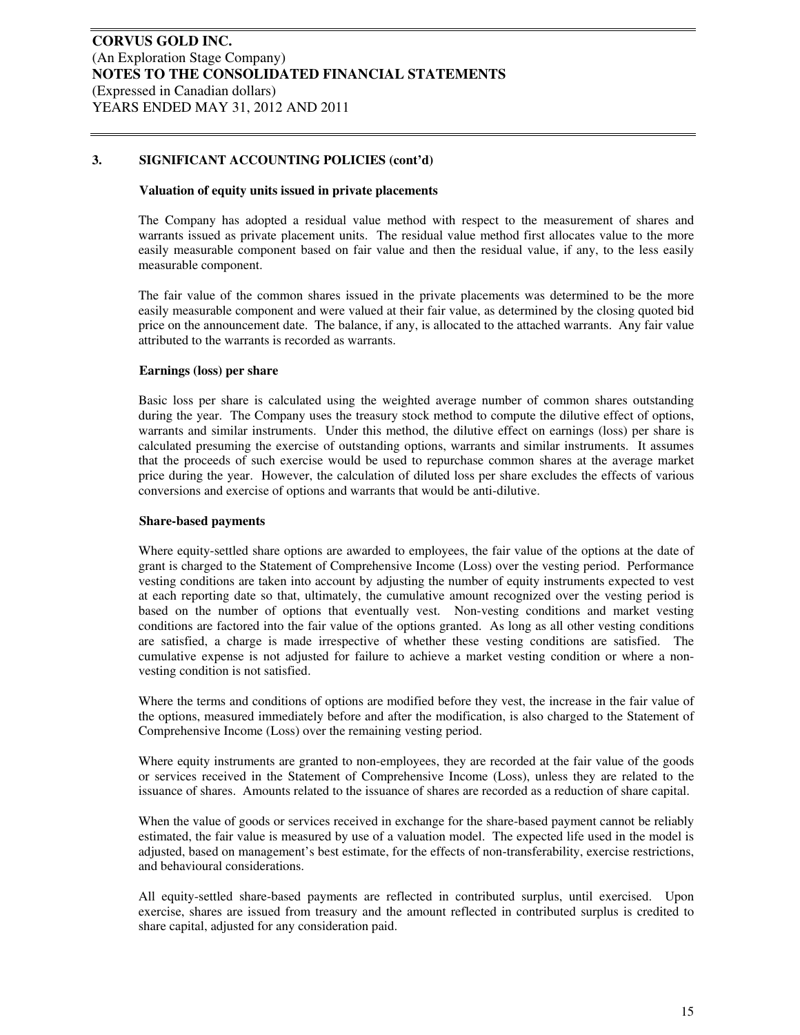## 3. SIGNIFICANT ACCOUNTING POLICIES (cont'd)

### Valuation of equity units issued in private placements

The Company has adopted a residual value method with respect to the measurement of shares and warrants issued as private placement units. The residual value method first allocates value to the more easily measurable component based on fair value and then the residual value, if any, to the less easily measurable component.

The fair value of the common shares issued in the private placements was determined to be the more easily measurable component and were valued at their fair value, as determined by the closing quoted bid price on the announcement date. The balance, if any, is allocated to the attached warrants. Any fair value attributed to the warrants is recorded as warrants.

### Earnings (loss) per share

Basic loss per share is calculated using the weighted average number of common shares outstanding during the year. The Company uses the treasury stock method to compute the dilutive effect of options, warrants and similar instruments. Under this method, the dilutive effect on earnings (loss) per share is calculated presuming the exercise of outstanding options, warrants and similar instruments. It assumes that the proceeds of such exercise would be used to repurchase common shares at the average market price during the year. However, the calculation of diluted loss per share excludes the effects of various conversions and exercise of options and warrants that would be anti-dilutive.

### Share-based payments

Where equity-settled share options are awarded to employees, the fair value of the options at the date of grant is charged to the Statement of Comprehensive Income (Loss) over the vesting period. Performance vesting conditions are taken into account by adjusting the number of equity instruments expected to vest at each reporting date so that, ultimately, the cumulative amount recognized over the vesting period is based on the number of options that eventually vest. Non-vesting conditions and market vesting conditions are factored into the fair value of the options granted. As long as all other vesting conditions are satisfied, a charge is made irrespective of whether these vesting conditions are satisfied. The cumulative expense is not adjusted for failure to achieve a market vesting condition or where a non-vesting condition is not satisfied.

Where the terms and conditions of options are modified before they vest, the increase in the fair value of the options, measured immediately before and after the modification, is also charged to the Statement of Comprehensive Income (Loss) over the remaining vesting period.

Where equity instruments are granted to non-employees, they are recorded at the fair value of the goods or services received in the Statement of Comprehensive Income (Loss), unless they are related to the issuance of shares. Amounts related to the issuance of shares are recorded as a reduction of share capital.

When the value of goods or services received in exchange for the share-based payment cannot be reliably estimated, the fair value is measured by use of a valuation model. The expected life used in the model is adjusted, based on management's best estimate, for the effects of non-transferability, exercise restrictions, and behavioural considerations.

All equity-settled share-based payments are reflected in contributed surplus, until exercised. Upon exercise, shares are issued from treasury and the amount reflected in contributed surplus is credited to share capital, adjusted for any consideration paid.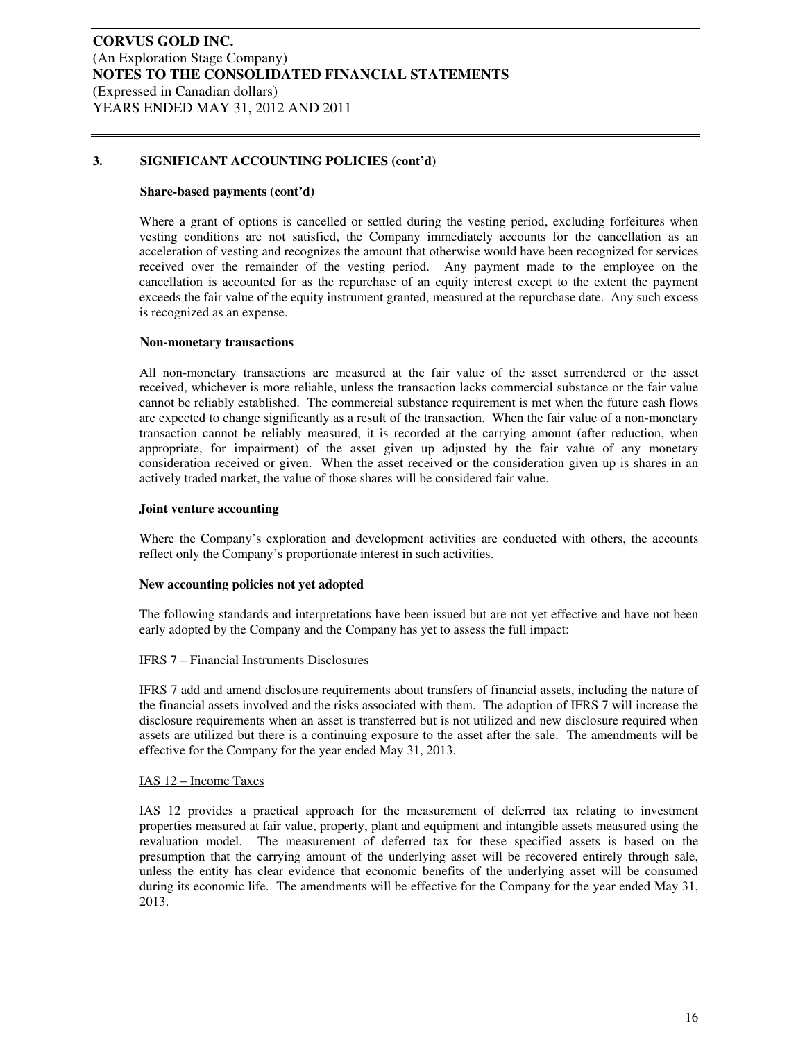### 3. SIGNIFICANT ACCOUNTING POLICIES (cont'd)

**Share-based payments (cont'd)**

Where a grant of options is cancelled or settled during the vesting period, excluding forfeitures when vesting conditions are not satisfied, the Company immediately accounts for the cancellation as an acceleration of vesting and recognizes the amount that otherwise would have been recognized for services received over the remainder of the vesting period. Any payment made to the employee on the cancellation is accounted for as the repurchase of an equity interest except to the extent the payment exceeds the fair value of the equity instrument granted, measured at the repurchase date. Any such excess is recognized as an expense.

**Non-monetary transactions**

All non-monetary transactions are measured at the fair value of the asset surrendered or the asset received, whichever is more reliable, unless the transaction lacks commercial substance or the fair value cannot be reliably established. The commercial substance requirement is met when the future cash flows are expected to change significantly as a result of the transaction. When the fair value of a non-monetary transaction cannot be reliably measured, it is recorded at the carrying amount (after reduction, when appropriate, for impairment) of the asset given up adjusted by the fair value of any monetary consideration received or given. When the asset received or the consideration given up is shares in an actively traded market, the value of those shares will be considered fair value.

**Joint venture accounting**

Where the Company's exploration and development activities are conducted with others, the accounts reflect only the Company's proportionate interest in such activities.

**New accounting policies not yet adopted**

The following standards and interpretations have been issued but are not yet effective and have not been early adopted by the Company and the Company has yet to assess the full impact:

IFRS 7 – Financial Instruments Disclosures

IFRS 7 add and amend disclosure requirements about transfers of financial assets, including the nature of the financial assets involved and the risks associated with them. The adoption of IFRS 7 will increase the disclosure requirements when an asset is transferred but is not utilized and new disclosure required when assets are utilized but there is a continuing exposure to the asset after the sale. The amendments will be effective for the Company for the year ended May 31, 2013.

IAS 12 – Income Taxes

IAS 12 provides a practical approach for the measurement of deferred tax relating to investment properties measured at fair value, property, plant and equipment and intangible assets measured using the revaluation model. The measurement of deferred tax for these specified assets is based on the presumption that the carrying amount of the underlying asset will be recovered entirely through sale, unless the entity has clear evidence that economic benefits of the underlying asset will be consumed during its economic life. The amendments will be effective for the Company for the year ended May 31, 2013.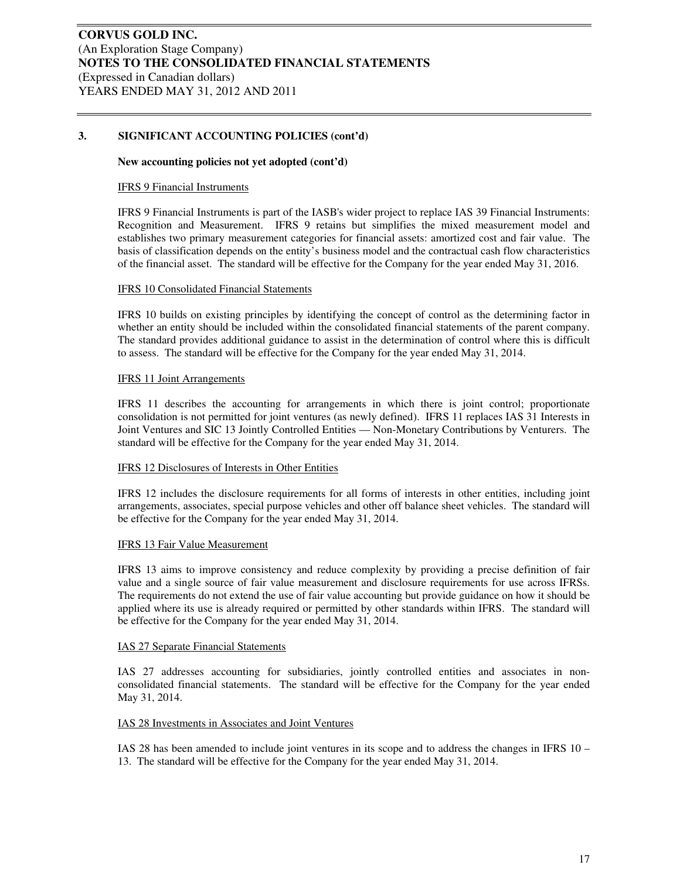## 3. SIGNIFICANT ACCOUNTING POLICIES (cont'd)

**New accounting policies not yet adopted (cont'd)**

IFRS 9 Financial Instruments

IFRS 9 Financial Instruments is part of the IASB's wider project to replace IAS 39 Financial Instruments: Recognition and Measurement. IFRS 9 retains but simplifies the mixed measurement model and establishes two primary measurement categories for financial assets: amortized cost and fair value. The basis of classification depends on the entity's business model and the contractual cash flow characteristics of the financial asset. The standard will be effective for the Company for the year ended May 31, 2016.

IFRS 10 Consolidated Financial Statements

IFRS 10 builds on existing principles by identifying the concept of control as the determining factor in whether an entity should be included within the consolidated financial statements of the parent company. The standard provides additional guidance to assist in the determination of control where this is difficult to assess. The standard will be effective for the Company for the year ended May 31, 2014.

IFRS 11 Joint Arrangements

IFRS 11 describes the accounting for arrangements in which there is joint control; proportionate consolidation is not permitted for joint ventures (as newly defined). IFRS 11 replaces IAS 31 Interests in Joint Ventures and SIC 13 Jointly Controlled Entities — Non-Monetary Contributions by Venturers. The standard will be effective for the Company for the year ended May 31, 2014.

IFRS 12 Disclosures of Interests in Other Entities

IFRS 12 includes the disclosure requirements for all forms of interests in other entities, including joint arrangements, associates, special purpose vehicles and other off balance sheet vehicles. The standard will be effective for the Company for the year ended May 31, 2014.

IFRS 13 Fair Value Measurement

IFRS 13 aims to improve consistency and reduce complexity by providing a precise definition of fair value and a single source of fair value measurement and disclosure requirements for use across IFRSs. The requirements do not extend the use of fair value accounting but provide guidance on how it should be applied where its use is already required or permitted by other standards within IFRS. The standard will be effective for the Company for the year ended May 31, 2014.

IAS 27 Separate Financial Statements

IAS 27 addresses accounting for subsidiaries, jointly controlled entities and associates in non-consolidated financial statements. The standard will be effective for the Company for the year ended May 31, 2014.

IAS 28 Investments in Associates and Joint Ventures

IAS 28 has been amended to include joint ventures in its scope and to address the changes in IFRS 10 – 13. The standard will be effective for the Company for the year ended May 31, 2014.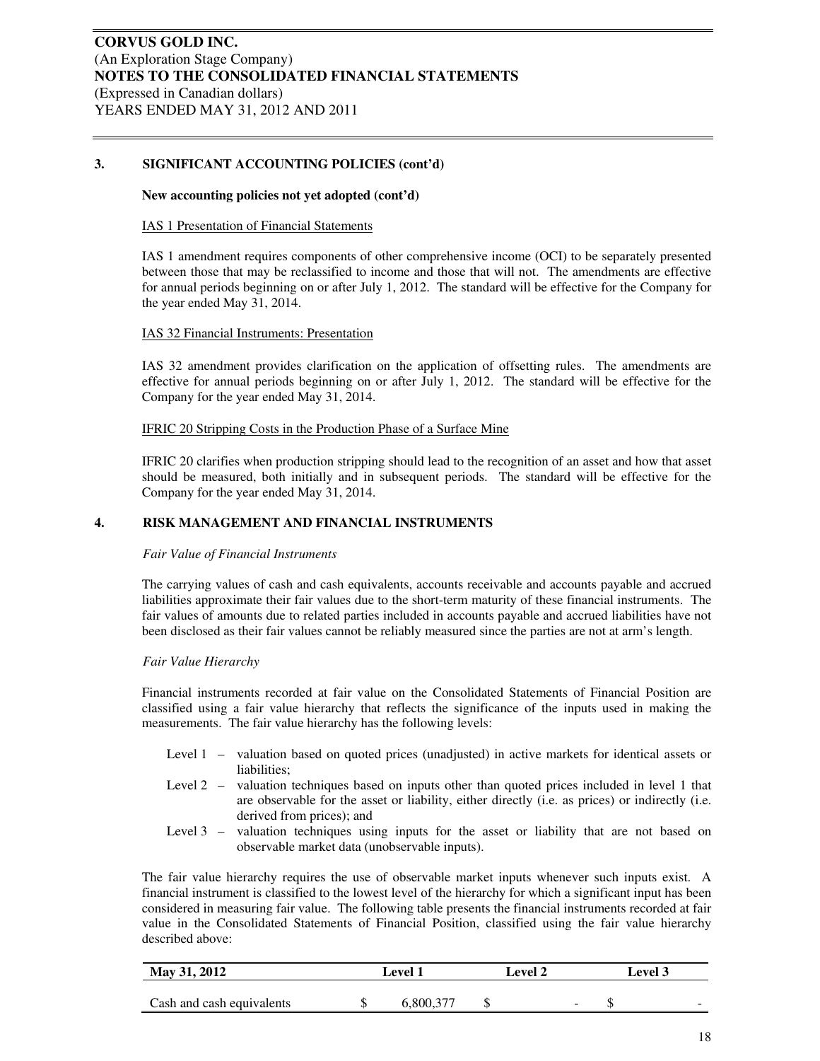### 3. SIGNIFICANT ACCOUNTING POLICIES (cont'd)

**New accounting policies not yet adopted (cont'd)**

IAS 1 Presentation of Financial Statements

IAS 1 amendment requires components of other comprehensive income (OCI) to be separately presented between those that may be reclassified to income and those that will not. The amendments are effective for annual periods beginning on or after July 1, 2012. The standard will be effective for the Company for the year ended May 31, 2014.

IAS 32 Financial Instruments: Presentation

IAS 32 amendment provides clarification on the application of offsetting rules. The amendments are effective for annual periods beginning on or after July 1, 2012. The standard will be effective for the Company for the year ended May 31, 2014.

IFRIC 20 Stripping Costs in the Production Phase of a Surface Mine

IFRIC 20 clarifies when production stripping should lead to the recognition of an asset and how that asset should be measured, both initially and in subsequent periods. The standard will be effective for the Company for the year ended May 31, 2014.

### 4. RISK MANAGEMENT AND FINANCIAL INSTRUMENTS

*Fair Value of Financial Instruments*

The carrying values of cash and cash equivalents, accounts receivable and accounts payable and accrued liabilities approximate their fair values due to the short-term maturity of these financial instruments. The fair values of amounts due to related parties included in accounts payable and accrued liabilities have not been disclosed as their fair values cannot be reliably measured since the parties are not at arm's length.

*Fair Value Hierarchy*

Financial instruments recorded at fair value on the Consolidated Statements of Financial Position are classified using a fair value hierarchy that reflects the significance of the inputs used in making the measurements. The fair value hierarchy has the following levels:

- Level 1 – valuation based on quoted prices (unadjusted) in active markets for identical assets or liabilities;
- Level 2 – valuation techniques based on inputs other than quoted prices included in level 1 that are observable for the asset or liability, either directly (i.e. as prices) or indirectly (i.e. derived from prices); and
- Level 3 – valuation techniques using inputs for the asset or liability that are not based on observable market data (unobservable inputs).

The fair value hierarchy requires the use of observable market inputs whenever such inputs exist. A financial instrument is classified to the lowest level of the hierarchy for which a significant input has been considered in measuring fair value. The following table presents the financial instruments recorded at fair value in the Consolidated Statements of Financial Position, classified using the fair value hierarchy described above:

| May 31, 2012 | Level 1 | Level 2 | Level 3 |
|---|---|---|---|
| Cash and cash equivalents | $ 6,800,377 | $ - | $ - |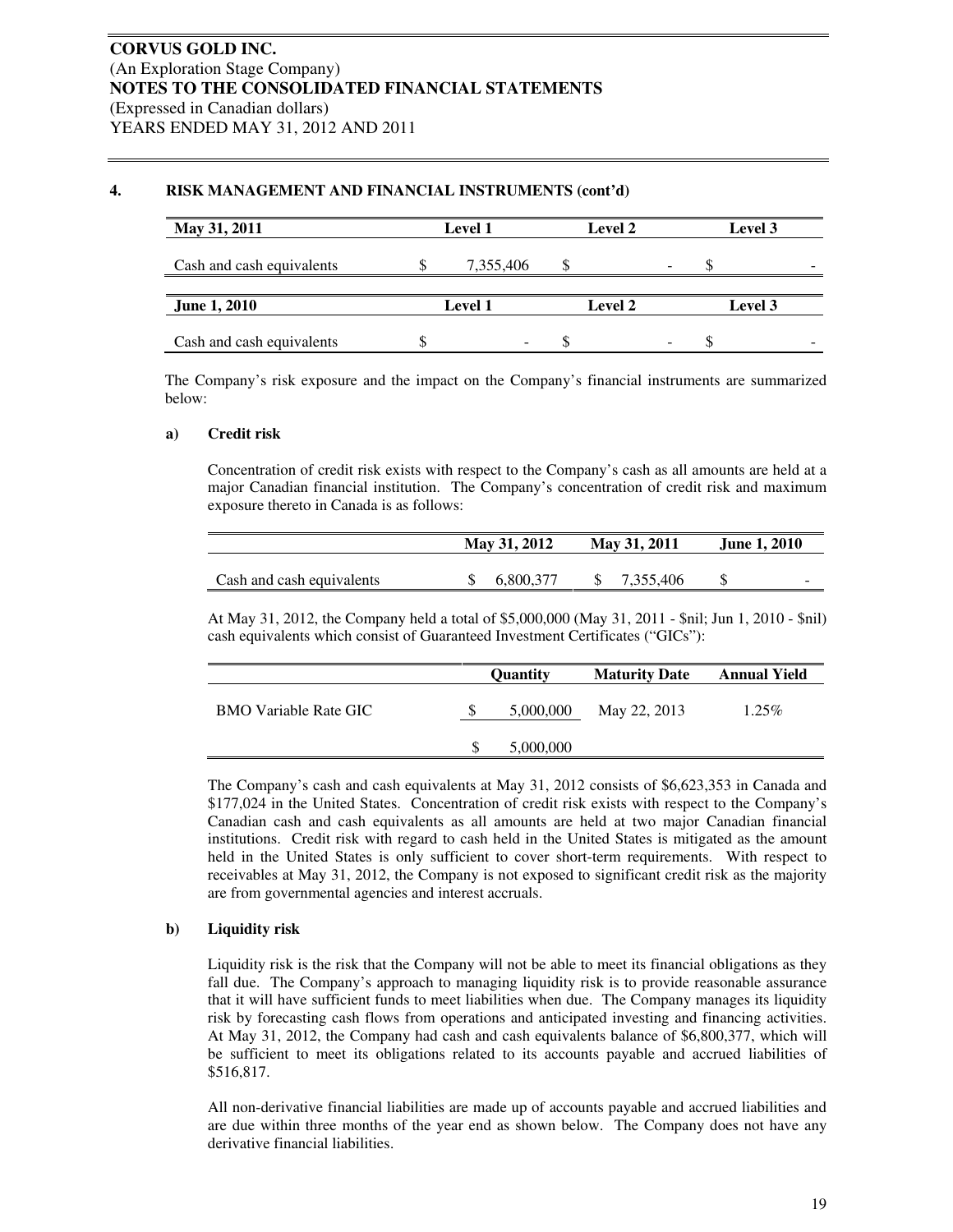## 4. RISK MANAGEMENT AND FINANCIAL INSTRUMENTS (cont'd)

| May 31, 2011 | Level 1 | Level 2 | Level 3 |
|---|---|---|---|
| Cash and cash equivalents | $ 7,355,406 | $ - | $ - |

| June 1, 2010 | Level 1 | Level 2 | Level 3 |
|---|---|---|---|
| Cash and cash equivalents | $ - | $ - | $ - |

The Company's risk exposure and the impact on the Company's financial instruments are summarized below:

### a) Credit risk

Concentration of credit risk exists with respect to the Company's cash as all amounts are held at a major Canadian financial institution. The Company's concentration of credit risk and maximum exposure thereto in Canada is as follows:

| | May 31, 2012 | May 31, 2011 | June 1, 2010 |
|---|---|---|---|
| Cash and cash equivalents | $ 6,800,377 | $ 7,355,406 | $ - |

At May 31, 2012, the Company held a total of $5,000,000 (May 31, 2011 - $nil; Jun 1, 2010 - $nil) cash equivalents which consist of Guaranteed Investment Certificates ("GICs"):

| | Quantity | Maturity Date | Annual Yield |
|---|---|---|---|
| BMO Variable Rate GIC | $ 5,000,000 | May 22, 2013 | 1.25% |
| | $ 5,000,000 | | |

The Company's cash and cash equivalents at May 31, 2012 consists of $6,623,353 in Canada and $177,024 in the United States. Concentration of credit risk exists with respect to the Company's Canadian cash and cash equivalents as all amounts are held at two major Canadian financial institutions. Credit risk with regard to cash held in the United States is mitigated as the amount held in the United States is only sufficient to cover short-term requirements. With respect to receivables at May 31, 2012, the Company is not exposed to significant credit risk as the majority are from governmental agencies and interest accruals.

### b) Liquidity risk

Liquidity risk is the risk that the Company will not be able to meet its financial obligations as they fall due. The Company's approach to managing liquidity risk is to provide reasonable assurance that it will have sufficient funds to meet liabilities when due. The Company manages its liquidity risk by forecasting cash flows from operations and anticipated investing and financing activities. At May 31, 2012, the Company had cash and cash equivalents balance of $6,800,377, which will be sufficient to meet its obligations related to its accounts payable and accrued liabilities of $516,817.

All non-derivative financial liabilities are made up of accounts payable and accrued liabilities and are due within three months of the year end as shown below. The Company does not have any derivative financial liabilities.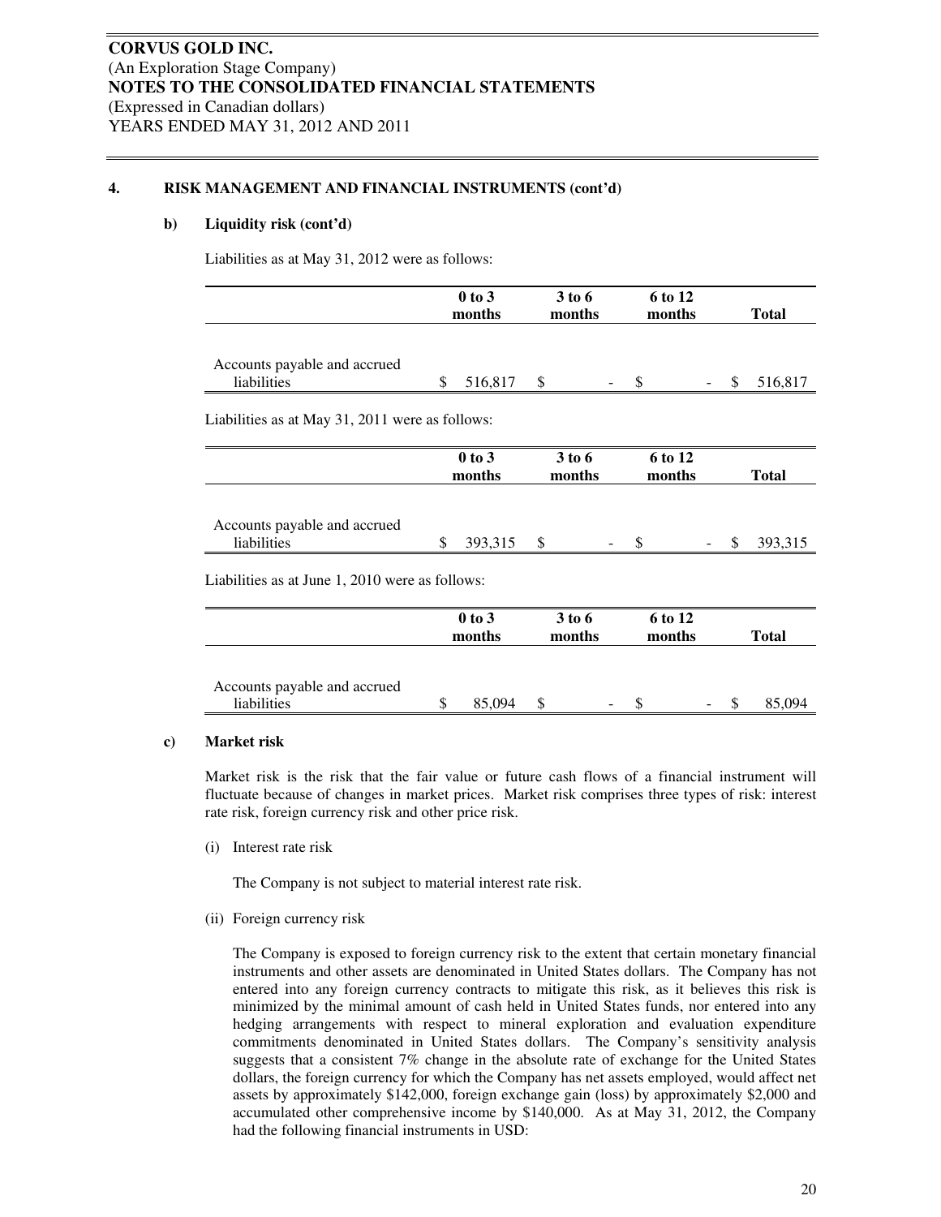## 4. RISK MANAGEMENT AND FINANCIAL INSTRUMENTS (cont'd)

### b) Liquidity risk (cont'd)

Liabilities as at May 31, 2012 were as follows:

| | 0 to 3 months | 3 to 6 months | 6 to 12 months | Total |
|---|---|---|---|---|
| Accounts payable and accrued liabilities | $ 516,817 | $ - | $ - | $ 516,817 |

Liabilities as at May 31, 2011 were as follows:

| | 0 to 3 months | 3 to 6 months | 6 to 12 months | Total |
|---|---|---|---|---|
| Accounts payable and accrued liabilities | $ 393,315 | $ - | $ - | $ 393,315 |

Liabilities as at June 1, 2010 were as follows:

| | 0 to 3 months | 3 to 6 months | 6 to 12 months | Total |
|---|---|---|---|---|
| Accounts payable and accrued liabilities | $ 85,094 | $ - | $ - | $ 85,094 |

### c) Market risk

Market risk is the risk that the fair value or future cash flows of a financial instrument will fluctuate because of changes in market prices. Market risk comprises three types of risk: interest rate risk, foreign currency risk and other price risk.

(i) Interest rate risk

The Company is not subject to material interest rate risk.

(ii) Foreign currency risk

The Company is exposed to foreign currency risk to the extent that certain monetary financial instruments and other assets are denominated in United States dollars. The Company has not entered into any foreign currency contracts to mitigate this risk, as it believes this risk is minimized by the minimal amount of cash held in United States funds, nor entered into any hedging arrangements with respect to mineral exploration and evaluation expenditure commitments denominated in United States dollars. The Company's sensitivity analysis suggests that a consistent 7% change in the absolute rate of exchange for the United States dollars, the foreign currency for which the Company has net assets employed, would affect net assets by approximately $142,000, foreign exchange gain (loss) by approximately $2,000 and accumulated other comprehensive income by $140,000. As at May 31, 2012, the Company had the following financial instruments in USD: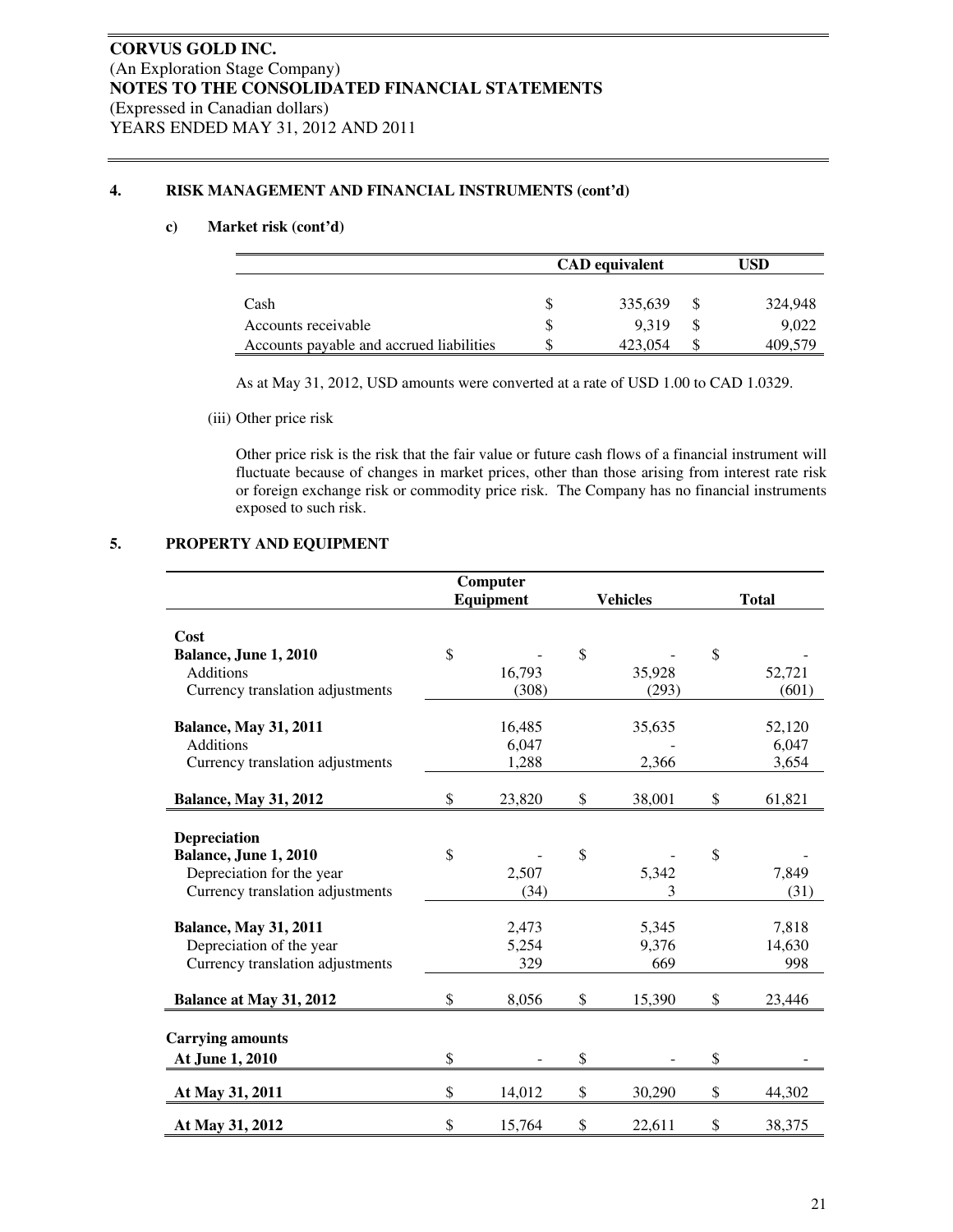**CORVUS GOLD INC.**
(An Exploration Stage Company)
**NOTES TO THE CONSOLIDATED FINANCIAL STATEMENTS**
(Expressed in Canadian dollars)
YEARS ENDED MAY 31, 2012 AND 2011

## 4. RISK MANAGEMENT AND FINANCIAL INSTRUMENTS (cont'd)

### c) Market risk (cont'd)

| | CAD equivalent | USD |
|---|---|---|
| Cash | $ 335,639 | $ 324,948 |
| Accounts receivable | $ 9,319 | $ 9,022 |
| Accounts payable and accrued liabilities | $ 423,054 | $ 409,579 |

As at May 31, 2012, USD amounts were converted at a rate of USD 1.00 to CAD 1.0329.

(iii) Other price risk

Other price risk is the risk that the fair value or future cash flows of a financial instrument will fluctuate because of changes in market prices, other than those arising from interest rate risk or foreign exchange risk or commodity price risk. The Company has no financial instruments exposed to such risk.

## 5. PROPERTY AND EQUIPMENT

| | Computer Equipment | Vehicles | Total |
|---|---|---|---|
| **Cost** | | | |
| **Balance, June 1, 2010** | $ - | $ - | $ - |
| Additions | 16,793 | 35,928 | 52,721 |
| Currency translation adjustments | (308) | (293) | (601) |
| **Balance, May 31, 2011** | 16,485 | 35,635 | 52,120 |
| Additions | 6,047 | - | 6,047 |
| Currency translation adjustments | 1,288 | 2,366 | 3,654 |
| **Balance, May 31, 2012** | $ 23,820 | $ 38,001 | $ 61,821 |
| **Depreciation** | | | |
| **Balance, June 1, 2010** | $ - | $ - | $ - |
| Depreciation for the year | 2,507 | 5,342 | 7,849 |
| Currency translation adjustments | (34) | 3 | (31) |
| **Balance, May 31, 2011** | 2,473 | 5,345 | 7,818 |
| Depreciation of the year | 5,254 | 9,376 | 14,630 |
| Currency translation adjustments | 329 | 669 | 998 |
| **Balance at May 31, 2012** | $ 8,056 | $ 15,390 | $ 23,446 |
| **Carrying amounts** | | | |
| **At June 1, 2010** | $ - | $ - | $ - |
| **At May 31, 2011** | $ 14,012 | $ 30,290 | $ 44,302 |
| **At May 31, 2012** | $ 15,764 | $ 22,611 | $ 38,375 |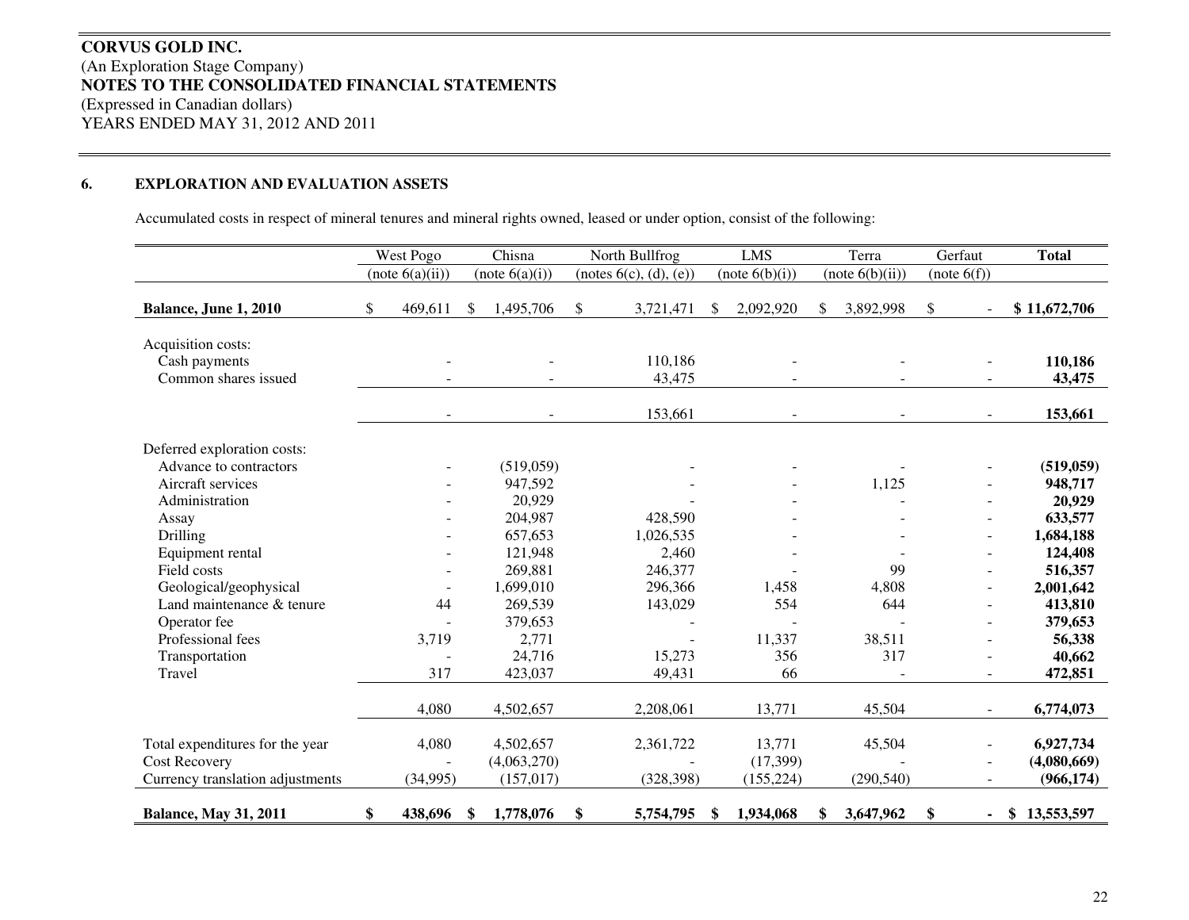**CORVUS GOLD INC.**
(An Exploration Stage Company)
**NOTES TO THE CONSOLIDATED FINANCIAL STATEMENTS**
(Expressed in Canadian dollars)
YEARS ENDED MAY 31, 2012 AND 2011

## 6. EXPLORATION AND EVALUATION ASSETS

Accumulated costs in respect of mineral tenures and mineral rights owned, leased or under option, consist of the following:

| | West Pogo (note 6(a)(ii)) | Chisna (note 6(a)(i)) | North Bullfrog (notes 6(c), (d), (e)) | LMS (note 6(b)(i)) | Terra (note 6(b)(ii)) | Gerfaut (note 6(f)) | **Total** |
|---|---|---|---|---|---|---|---|
| **Balance, June 1, 2010** | $ 469,611 | $ 1,495,706 | $ 3,721,471 | $ 2,092,920 | $ 3,892,998 | $ - | **$ 11,672,706** |
| Acquisition costs: | | | | | | | |
| Cash payments | - | - | 110,186 | - | - | - | **110,186** |
| Common shares issued | - | - | 43,475 | - | - | - | **43,475** |
| | - | - | 153,661 | - | - | - | **153,661** |
| Deferred exploration costs: | | | | | | | |
| Advance to contractors | - | (519,059) | - | - | - | - | **(519,059)** |
| Aircraft services | - | 947,592 | - | - | 1,125 | - | **948,717** |
| Administration | - | 20,929 | - | - | - | - | **20,929** |
| Assay | - | 204,987 | 428,590 | - | - | - | **633,577** |
| Drilling | - | 657,653 | 1,026,535 | - | - | - | **1,684,188** |
| Equipment rental | - | 121,948 | 2,460 | - | - | - | **124,408** |
| Field costs | - | 269,881 | 246,377 | - | 99 | - | **516,357** |
| Geological/geophysical | - | 1,699,010 | 296,366 | 1,458 | 4,808 | - | **2,001,642** |
| Land maintenance & tenure | 44 | 269,539 | 143,029 | 554 | 644 | - | **413,810** |
| Operator fee | - | 379,653 | - | - | - | - | **379,653** |
| Professional fees | 3,719 | 2,771 | - | 11,337 | 38,511 | - | **56,338** |
| Transportation | - | 24,716 | 15,273 | 356 | 317 | - | **40,662** |
| Travel | 317 | 423,037 | 49,431 | 66 | - | - | **472,851** |
| | 4,080 | 4,502,657 | 2,208,061 | 13,771 | 45,504 | - | **6,774,073** |
| Total expenditures for the year | 4,080 | 4,502,657 | 2,361,722 | 13,771 | 45,504 | - | **6,927,734** |
| Cost Recovery | - | (4,063,270) | - | (17,399) | - | - | **(4,080,669)** |
| Currency translation adjustments | (34,995) | (157,017) | (328,398) | (155,224) | (290,540) | - | **(966,174)** |
| **Balance, May 31, 2011** | **$ 438,696** | **$ 1,778,076** | **$ 5,754,795** | **$ 1,934,068** | **$ 3,647,962** | **$ -** | **$ 13,553,597** |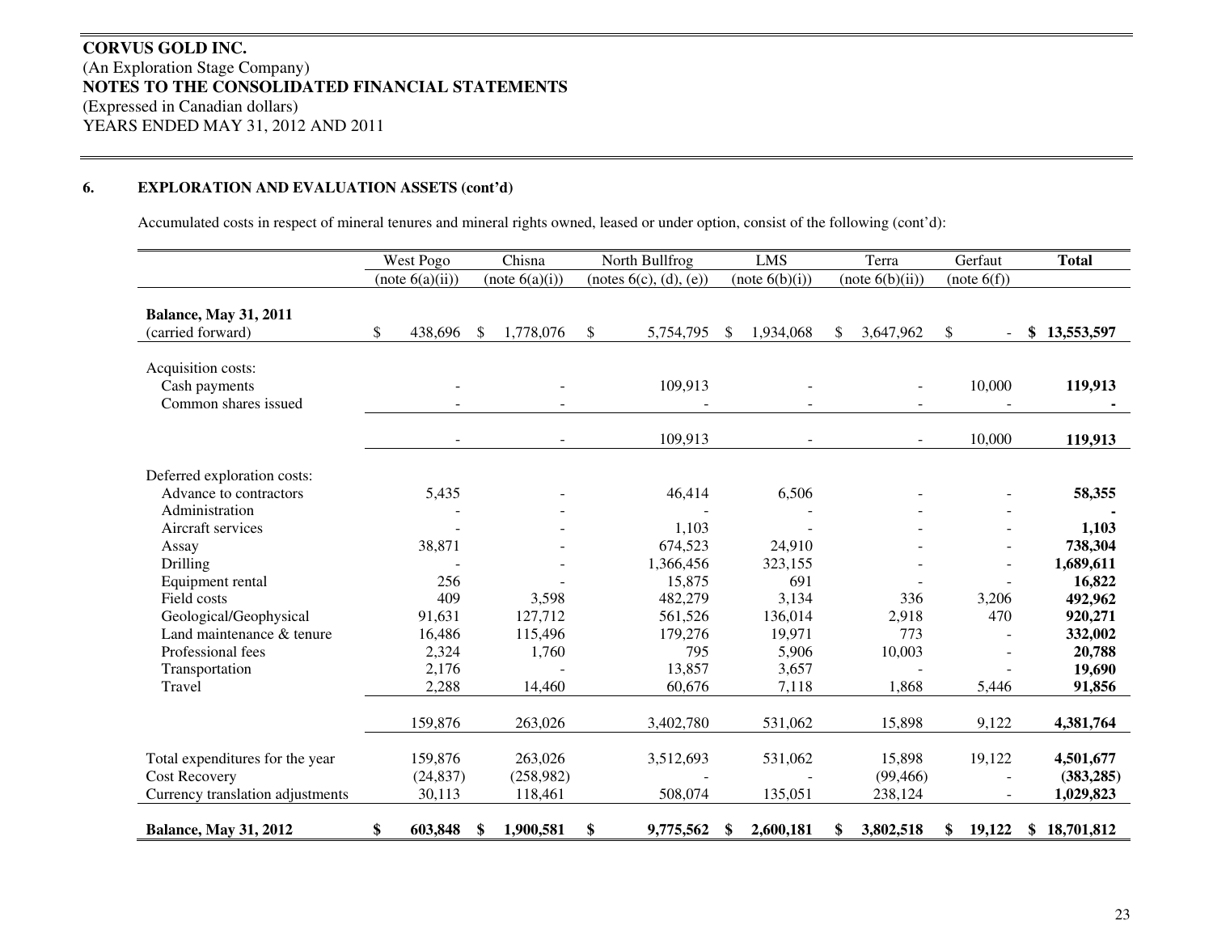**CORVUS GOLD INC.**
(An Exploration Stage Company)
**NOTES TO THE CONSOLIDATED FINANCIAL STATEMENTS**
(Expressed in Canadian dollars)
YEARS ENDED MAY 31, 2012 AND 2011

## 6. EXPLORATION AND EVALUATION ASSETS (cont'd)

Accumulated costs in respect of mineral tenures and mineral rights owned, leased or under option, consist of the following (cont'd):

| | West Pogo (note 6(a)(ii)) | Chisna (note 6(a)(i)) | North Bullfrog (notes 6(c), (d), (e)) | LMS (note 6(b)(i)) | Terra (note 6(b)(ii)) | Gerfaut (note 6(f)) | **Total** |
|---|---|---|---|---|---|---|---|
| **Balance, May 31, 2011** (carried forward) | $ 438,696 | $ 1,778,076 | $ 5,754,795 | $ 1,934,068 | $ 3,647,962 | $ - | **$ 13,553,597** |
| Acquisition costs: | | | | | | | |
| Cash payments | - | - | 109,913 | - | - | 10,000 | **119,913** |
| Common shares issued | - | - | - | - | - | - | **-** |
| | - | - | 109,913 | - | - | 10,000 | **119,913** |
| Deferred exploration costs: | | | | | | | |
| Advance to contractors | 5,435 | - | 46,414 | 6,506 | - | - | **58,355** |
| Administration | - | - | - | - | - | - | **-** |
| Aircraft services | - | - | 1,103 | - | - | - | **1,103** |
| Assay | 38,871 | - | 674,523 | 24,910 | - | - | **738,304** |
| Drilling | - | - | 1,366,456 | 323,155 | - | - | **1,689,611** |
| Equipment rental | 256 | - | 15,875 | 691 | - | - | **16,822** |
| Field costs | 409 | 3,598 | 482,279 | 3,134 | 336 | 3,206 | **492,962** |
| Geological/Geophysical | 91,631 | 127,712 | 561,526 | 136,014 | 2,918 | 470 | **920,271** |
| Land maintenance & tenure | 16,486 | 115,496 | 179,276 | 19,971 | 773 | - | **332,002** |
| Professional fees | 2,324 | 1,760 | 795 | 5,906 | 10,003 | - | **20,788** |
| Transportation | 2,176 | - | 13,857 | 3,657 | - | - | **19,690** |
| Travel | 2,288 | 14,460 | 60,676 | 7,118 | 1,868 | 5,446 | **91,856** |
| | 159,876 | 263,026 | 3,402,780 | 531,062 | 15,898 | 9,122 | **4,381,764** |
| Total expenditures for the year | 159,876 | 263,026 | 3,512,693 | 531,062 | 15,898 | 19,122 | **4,501,677** |
| Cost Recovery | (24,837) | (258,982) | - | - | (99,466) | - | **(383,285)** |
| Currency translation adjustments | 30,113 | 118,461 | 508,074 | 135,051 | 238,124 | - | **1,029,823** |
| **Balance, May 31, 2012** | **$ 603,848** | **$ 1,900,581** | **$ 9,775,562** | **$ 2,600,181** | **$ 3,802,518** | **$ 19,122** | **$ 18,701,812** |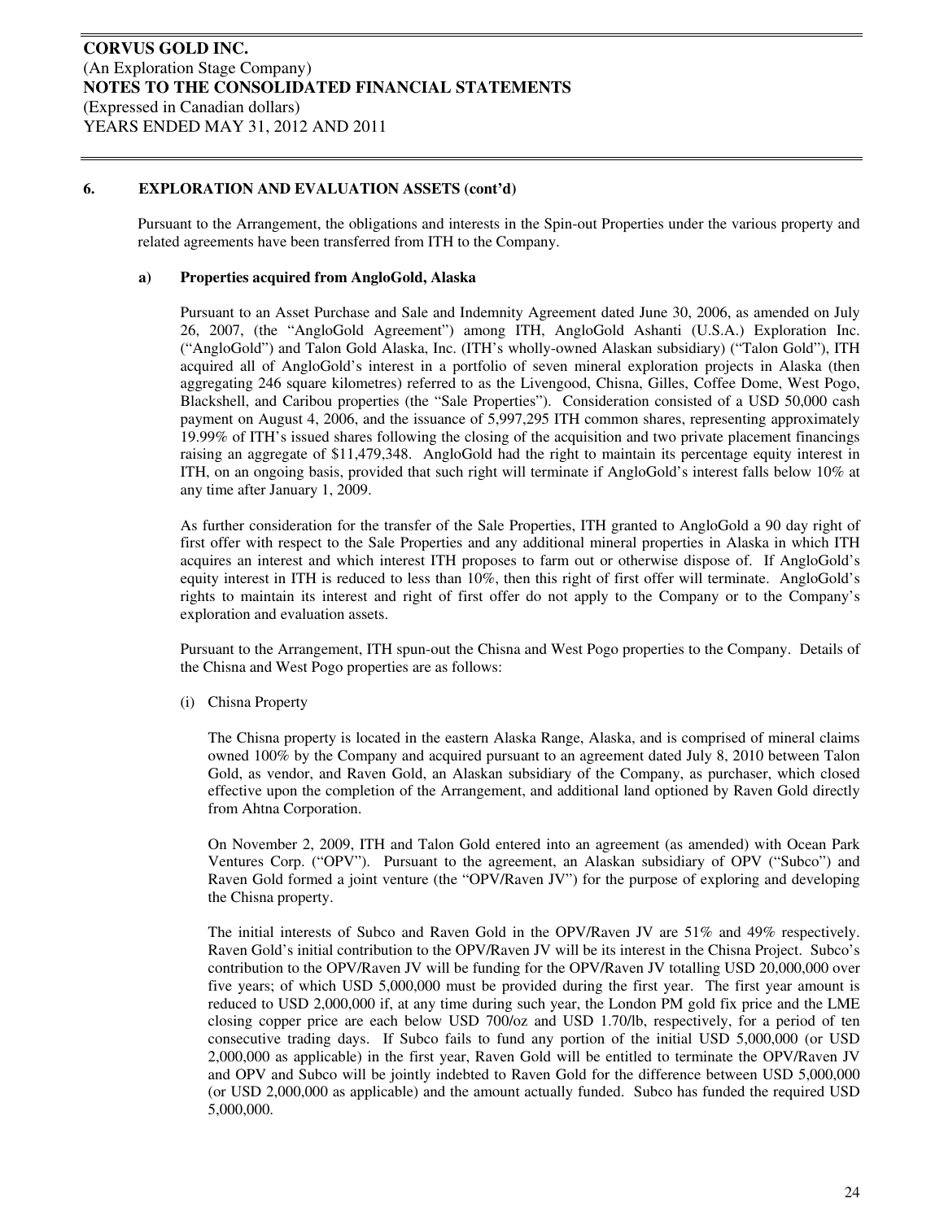## 6. EXPLORATION AND EVALUATION ASSETS (cont'd)

Pursuant to the Arrangement, the obligations and interests in the Spin-out Properties under the various property and related agreements have been transferred from ITH to the Company.

### a) Properties acquired from AngloGold, Alaska

Pursuant to an Asset Purchase and Sale and Indemnity Agreement dated June 30, 2006, as amended on July 26, 2007, (the "AngloGold Agreement") among ITH, AngloGold Ashanti (U.S.A.) Exploration Inc. ("AngloGold") and Talon Gold Alaska, Inc. (ITH's wholly-owned Alaskan subsidiary) ("Talon Gold"), ITH acquired all of AngloGold's interest in a portfolio of seven mineral exploration projects in Alaska (then aggregating 246 square kilometres) referred to as the Livengood, Chisna, Gilles, Coffee Dome, West Pogo, Blackshell, and Caribou properties (the "Sale Properties"). Consideration consisted of a USD 50,000 cash payment on August 4, 2006, and the issuance of 5,997,295 ITH common shares, representing approximately 19.99% of ITH's issued shares following the closing of the acquisition and two private placement financings raising an aggregate of $11,479,348. AngloGold had the right to maintain its percentage equity interest in ITH, on an ongoing basis, provided that such right will terminate if AngloGold's interest falls below 10% at any time after January 1, 2009.

As further consideration for the transfer of the Sale Properties, ITH granted to AngloGold a 90 day right of first offer with respect to the Sale Properties and any additional mineral properties in Alaska in which ITH acquires an interest and which interest ITH proposes to farm out or otherwise dispose of. If AngloGold's equity interest in ITH is reduced to less than 10%, then this right of first offer will terminate. AngloGold's rights to maintain its interest and right of first offer do not apply to the Company or to the Company's exploration and evaluation assets.

Pursuant to the Arrangement, ITH spun-out the Chisna and West Pogo properties to the Company. Details of the Chisna and West Pogo properties are as follows:

(i) Chisna Property

The Chisna property is located in the eastern Alaska Range, Alaska, and is comprised of mineral claims owned 100% by the Company and acquired pursuant to an agreement dated July 8, 2010 between Talon Gold, as vendor, and Raven Gold, an Alaskan subsidiary of the Company, as purchaser, which closed effective upon the completion of the Arrangement, and additional land optioned by Raven Gold directly from Ahtna Corporation.

On November 2, 2009, ITH and Talon Gold entered into an agreement (as amended) with Ocean Park Ventures Corp. ("OPV"). Pursuant to the agreement, an Alaskan subsidiary of OPV ("Subco") and Raven Gold formed a joint venture (the "OPV/Raven JV") for the purpose of exploring and developing the Chisna property.

The initial interests of Subco and Raven Gold in the OPV/Raven JV are 51% and 49% respectively. Raven Gold's initial contribution to the OPV/Raven JV will be its interest in the Chisna Project. Subco's contribution to the OPV/Raven JV will be funding for the OPV/Raven JV totalling USD 20,000,000 over five years; of which USD 5,000,000 must be provided during the first year. The first year amount is reduced to USD 2,000,000 if, at any time during such year, the London PM gold fix price and the LME closing copper price are each below USD 700/oz and USD 1.70/lb, respectively, for a period of ten consecutive trading days. If Subco fails to fund any portion of the initial USD 5,000,000 (or USD 2,000,000 as applicable) in the first year, Raven Gold will be entitled to terminate the OPV/Raven JV and OPV and Subco will be jointly indebted to Raven Gold for the difference between USD 5,000,000 (or USD 2,000,000 as applicable) and the amount actually funded. Subco has funded the required USD 5,000,000.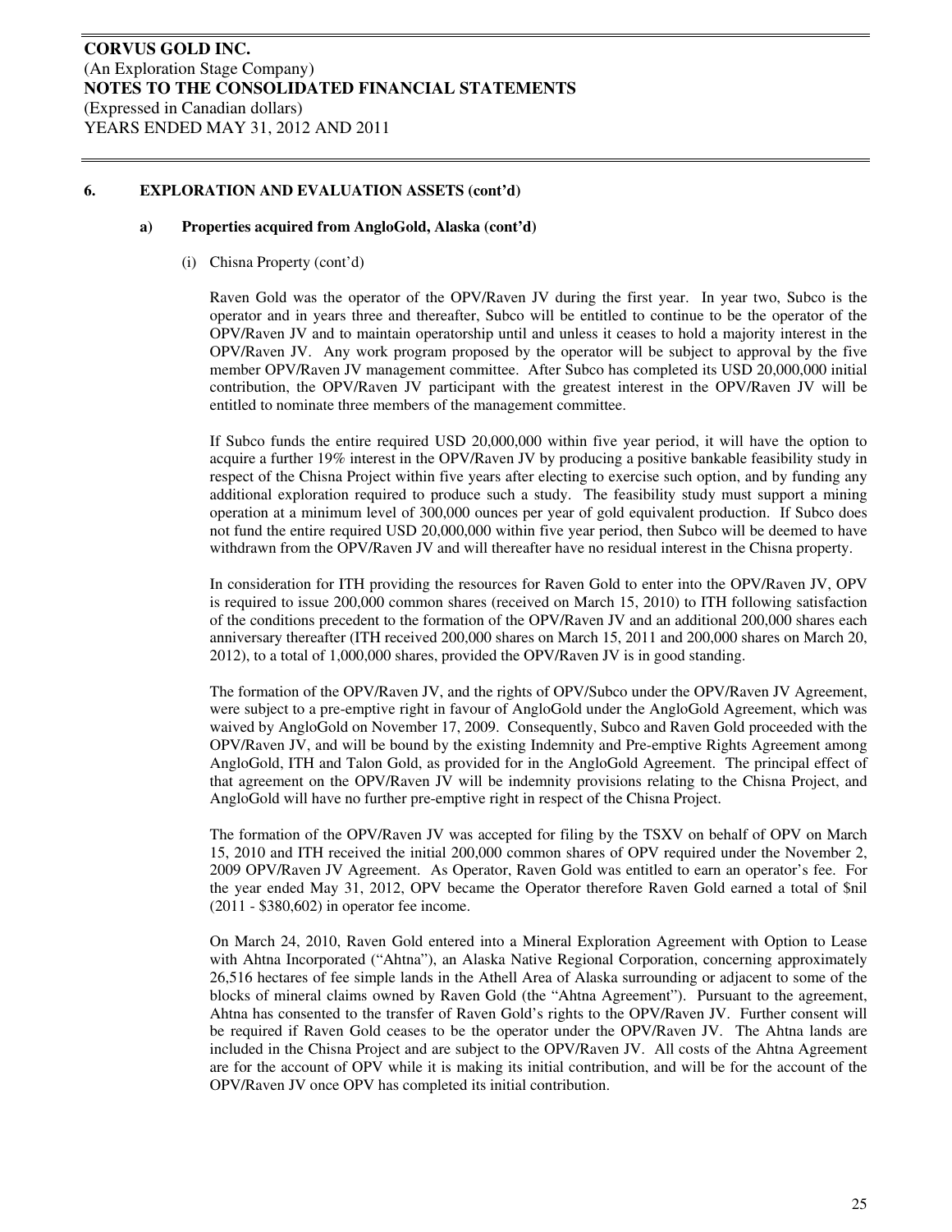## 6. EXPLORATION AND EVALUATION ASSETS (cont'd)

### a) Properties acquired from AngloGold, Alaska (cont'd)

(i) Chisna Property (cont'd)

Raven Gold was the operator of the OPV/Raven JV during the first year. In year two, Subco is the operator and in years three and thereafter, Subco will be entitled to continue to be the operator of the OPV/Raven JV and to maintain operatorship until and unless it ceases to hold a majority interest in the OPV/Raven JV. Any work program proposed by the operator will be subject to approval by the five member OPV/Raven JV management committee. After Subco has completed its USD 20,000,000 initial contribution, the OPV/Raven JV participant with the greatest interest in the OPV/Raven JV will be entitled to nominate three members of the management committee.

If Subco funds the entire required USD 20,000,000 within five year period, it will have the option to acquire a further 19% interest in the OPV/Raven JV by producing a positive bankable feasibility study in respect of the Chisna Project within five years after electing to exercise such option, and by funding any additional exploration required to produce such a study. The feasibility study must support a mining operation at a minimum level of 300,000 ounces per year of gold equivalent production. If Subco does not fund the entire required USD 20,000,000 within five year period, then Subco will be deemed to have withdrawn from the OPV/Raven JV and will thereafter have no residual interest in the Chisna property.

In consideration for ITH providing the resources for Raven Gold to enter into the OPV/Raven JV, OPV is required to issue 200,000 common shares (received on March 15, 2010) to ITH following satisfaction of the conditions precedent to the formation of the OPV/Raven JV and an additional 200,000 shares each anniversary thereafter (ITH received 200,000 shares on March 15, 2011 and 200,000 shares on March 20, 2012), to a total of 1,000,000 shares, provided the OPV/Raven JV is in good standing.

The formation of the OPV/Raven JV, and the rights of OPV/Subco under the OPV/Raven JV Agreement, were subject to a pre-emptive right in favour of AngloGold under the AngloGold Agreement, which was waived by AngloGold on November 17, 2009. Consequently, Subco and Raven Gold proceeded with the OPV/Raven JV, and will be bound by the existing Indemnity and Pre-emptive Rights Agreement among AngloGold, ITH and Talon Gold, as provided for in the AngloGold Agreement. The principal effect of that agreement on the OPV/Raven JV will be indemnity provisions relating to the Chisna Project, and AngloGold will have no further pre-emptive right in respect of the Chisna Project.

The formation of the OPV/Raven JV was accepted for filing by the TSXV on behalf of OPV on March 15, 2010 and ITH received the initial 200,000 common shares of OPV required under the November 2, 2009 OPV/Raven JV Agreement. As Operator, Raven Gold was entitled to earn an operator's fee. For the year ended May 31, 2012, OPV became the Operator therefore Raven Gold earned a total of $nil (2011 - $380,602) in operator fee income.

On March 24, 2010, Raven Gold entered into a Mineral Exploration Agreement with Option to Lease with Ahtna Incorporated ("Ahtna"), an Alaska Native Regional Corporation, concerning approximately 26,516 hectares of fee simple lands in the Athell Area of Alaska surrounding or adjacent to some of the blocks of mineral claims owned by Raven Gold (the "Ahtna Agreement"). Pursuant to the agreement, Ahtna has consented to the transfer of Raven Gold's rights to the OPV/Raven JV. Further consent will be required if Raven Gold ceases to be the operator under the OPV/Raven JV. The Ahtna lands are included in the Chisna Project and are subject to the OPV/Raven JV. All costs of the Ahtna Agreement are for the account of OPV while it is making its initial contribution, and will be for the account of the OPV/Raven JV once OPV has completed its initial contribution.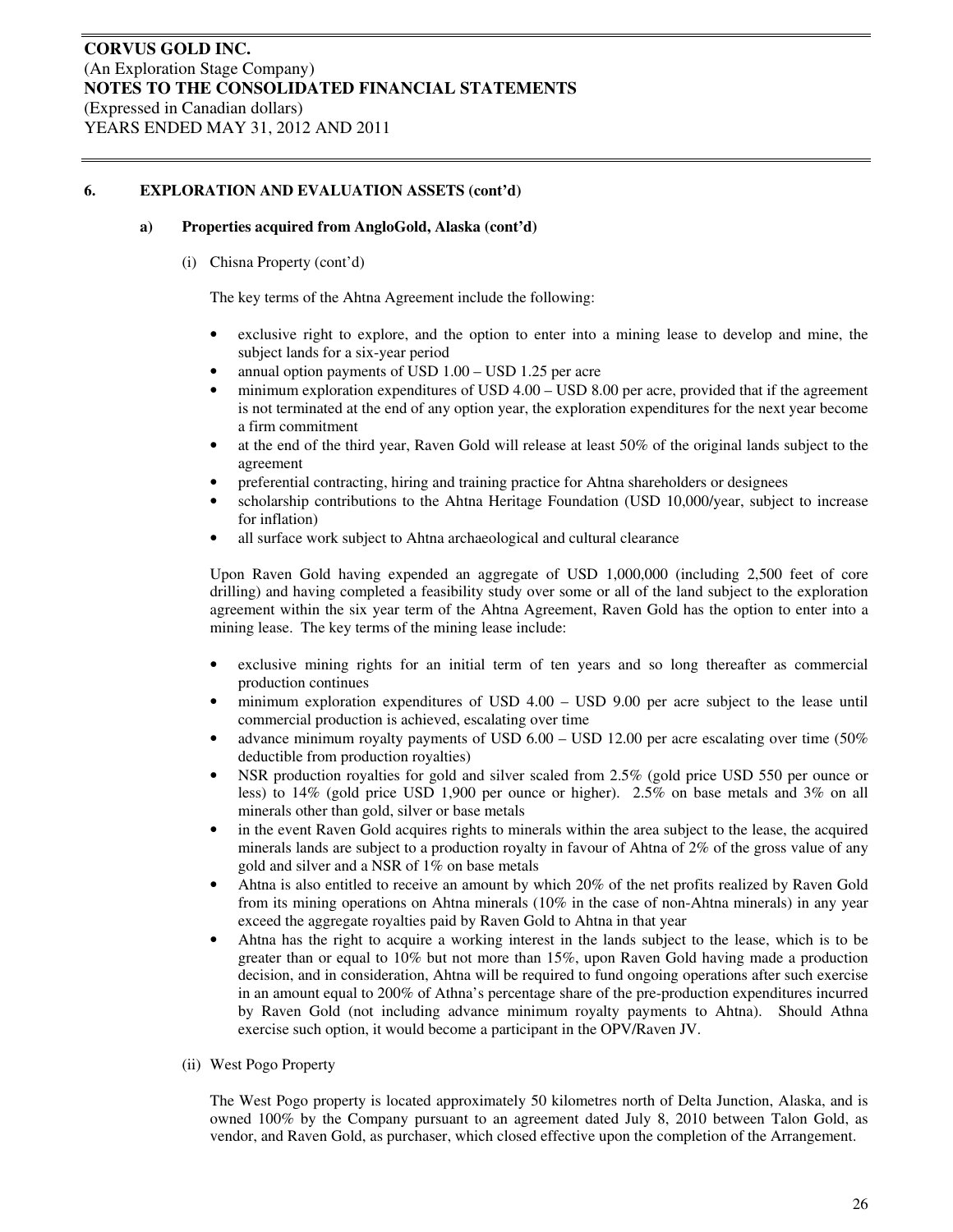## 6. EXPLORATION AND EVALUATION ASSETS (cont'd)

### a) Properties acquired from AngloGold, Alaska (cont'd)

(i) Chisna Property (cont'd)

The key terms of the Ahtna Agreement include the following:

- exclusive right to explore, and the option to enter into a mining lease to develop and mine, the subject lands for a six-year period
- annual option payments of USD 1.00 – USD 1.25 per acre
- minimum exploration expenditures of USD 4.00 – USD 8.00 per acre, provided that if the agreement is not terminated at the end of any option year, the exploration expenditures for the next year become a firm commitment
- at the end of the third year, Raven Gold will release at least 50% of the original lands subject to the agreement
- preferential contracting, hiring and training practice for Ahtna shareholders or designees
- scholarship contributions to the Ahtna Heritage Foundation (USD 10,000/year, subject to increase for inflation)
- all surface work subject to Ahtna archaeological and cultural clearance

Upon Raven Gold having expended an aggregate of USD 1,000,000 (including 2,500 feet of core drilling) and having completed a feasibility study over some or all of the land subject to the exploration agreement within the six year term of the Ahtna Agreement, Raven Gold has the option to enter into a mining lease. The key terms of the mining lease include:

- exclusive mining rights for an initial term of ten years and so long thereafter as commercial production continues
- minimum exploration expenditures of USD 4.00 – USD 9.00 per acre subject to the lease until commercial production is achieved, escalating over time
- advance minimum royalty payments of USD 6.00 – USD 12.00 per acre escalating over time (50% deductible from production royalties)
- NSR production royalties for gold and silver scaled from 2.5% (gold price USD 550 per ounce or less) to 14% (gold price USD 1,900 per ounce or higher). 2.5% on base metals and 3% on all minerals other than gold, silver or base metals
- in the event Raven Gold acquires rights to minerals within the area subject to the lease, the acquired minerals lands are subject to a production royalty in favour of Ahtna of 2% of the gross value of any gold and silver and a NSR of 1% on base metals
- Ahtna is also entitled to receive an amount by which 20% of the net profits realized by Raven Gold from its mining operations on Ahtna minerals (10% in the case of non-Ahtna minerals) in any year exceed the aggregate royalties paid by Raven Gold to Ahtna in that year
- Ahtna has the right to acquire a working interest in the lands subject to the lease, which is to be greater than or equal to 10% but not more than 15%, upon Raven Gold having made a production decision, and in consideration, Ahtna will be required to fund ongoing operations after such exercise in an amount equal to 200% of Athna's percentage share of the pre-production expenditures incurred by Raven Gold (not including advance minimum royalty payments to Ahtna). Should Athna exercise such option, it would become a participant in the OPV/Raven JV.

(ii) West Pogo Property

The West Pogo property is located approximately 50 kilometres north of Delta Junction, Alaska, and is owned 100% by the Company pursuant to an agreement dated July 8, 2010 between Talon Gold, as vendor, and Raven Gold, as purchaser, which closed effective upon the completion of the Arrangement.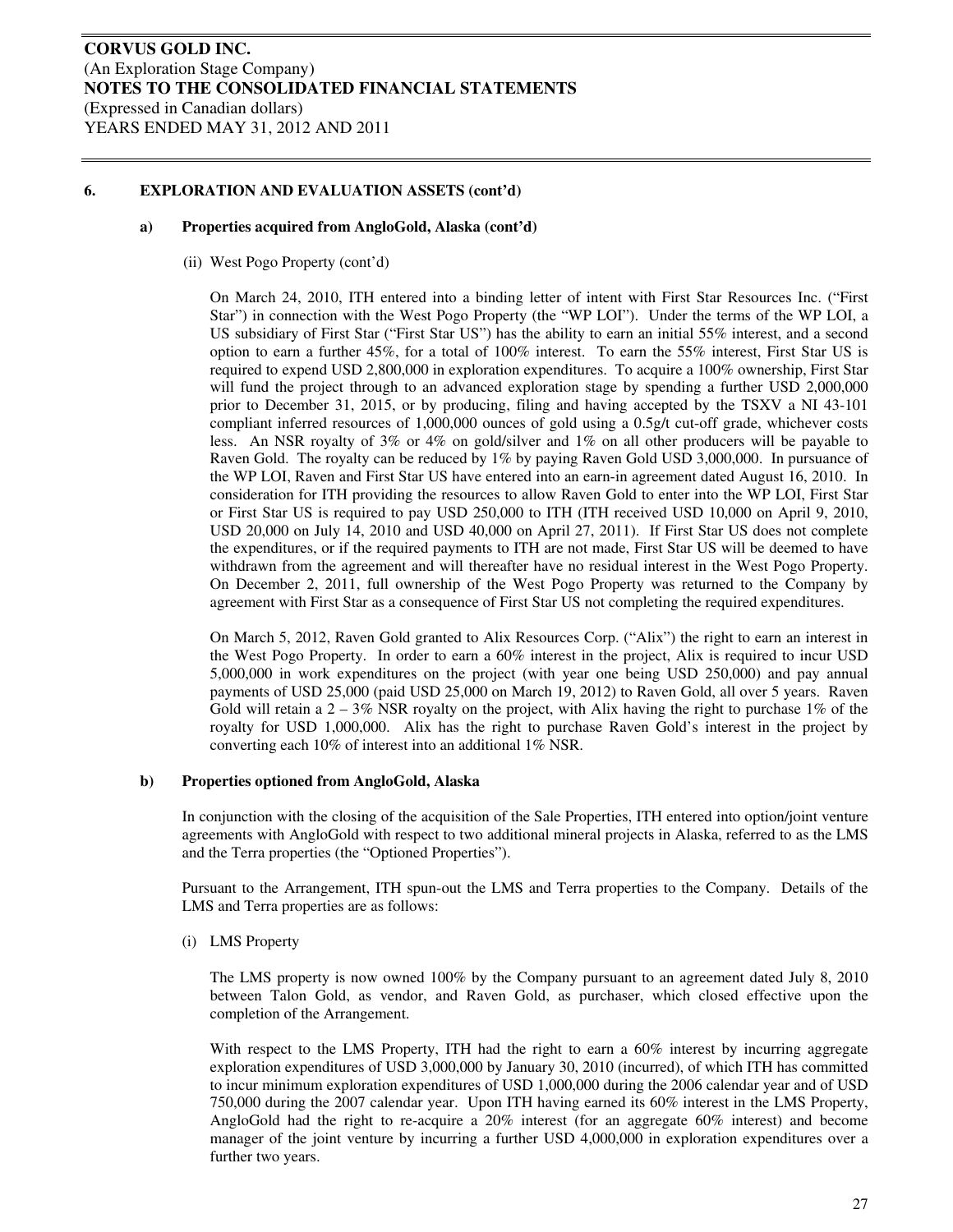## 6. EXPLORATION AND EVALUATION ASSETS (cont'd)

### a) Properties acquired from AngloGold, Alaska (cont'd)

(ii) West Pogo Property (cont'd)

On March 24, 2010, ITH entered into a binding letter of intent with First Star Resources Inc. ("First Star") in connection with the West Pogo Property (the "WP LOI"). Under the terms of the WP LOI, a US subsidiary of First Star ("First Star US") has the ability to earn an initial 55% interest, and a second option to earn a further 45%, for a total of 100% interest. To earn the 55% interest, First Star US is required to expend USD 2,800,000 in exploration expenditures. To acquire a 100% ownership, First Star will fund the project through to an advanced exploration stage by spending a further USD 2,000,000 prior to December 31, 2015, or by producing, filing and having accepted by the TSXV a NI 43-101 compliant inferred resources of 1,000,000 ounces of gold using a 0.5g/t cut-off grade, whichever costs less. An NSR royalty of 3% or 4% on gold/silver and 1% on all other producers will be payable to Raven Gold. The royalty can be reduced by 1% by paying Raven Gold USD 3,000,000. In pursuance of the WP LOI, Raven and First Star US have entered into an earn-in agreement dated August 16, 2010. In consideration for ITH providing the resources to allow Raven Gold to enter into the WP LOI, First Star or First Star US is required to pay USD 250,000 to ITH (ITH received USD 10,000 on April 9, 2010, USD 20,000 on July 14, 2010 and USD 40,000 on April 27, 2011). If First Star US does not complete the expenditures, or if the required payments to ITH are not made, First Star US will be deemed to have withdrawn from the agreement and will thereafter have no residual interest in the West Pogo Property. On December 2, 2011, full ownership of the West Pogo Property was returned to the Company by agreement with First Star as a consequence of First Star US not completing the required expenditures.

On March 5, 2012, Raven Gold granted to Alix Resources Corp. ("Alix") the right to earn an interest in the West Pogo Property. In order to earn a 60% interest in the project, Alix is required to incur USD 5,000,000 in work expenditures on the project (with year one being USD 250,000) and pay annual payments of USD 25,000 (paid USD 25,000 on March 19, 2012) to Raven Gold, all over 5 years. Raven Gold will retain a 2 – 3% NSR royalty on the project, with Alix having the right to purchase 1% of the royalty for USD 1,000,000. Alix has the right to purchase Raven Gold's interest in the project by converting each 10% of interest into an additional 1% NSR.

### b) Properties optioned from AngloGold, Alaska

In conjunction with the closing of the acquisition of the Sale Properties, ITH entered into option/joint venture agreements with AngloGold with respect to two additional mineral projects in Alaska, referred to as the LMS and the Terra properties (the "Optioned Properties").

Pursuant to the Arrangement, ITH spun-out the LMS and Terra properties to the Company. Details of the LMS and Terra properties are as follows:

(i) LMS Property

The LMS property is now owned 100% by the Company pursuant to an agreement dated July 8, 2010 between Talon Gold, as vendor, and Raven Gold, as purchaser, which closed effective upon the completion of the Arrangement.

With respect to the LMS Property, ITH had the right to earn a 60% interest by incurring aggregate exploration expenditures of USD 3,000,000 by January 30, 2010 (incurred), of which ITH has committed to incur minimum exploration expenditures of USD 1,000,000 during the 2006 calendar year and of USD 750,000 during the 2007 calendar year. Upon ITH having earned its 60% interest in the LMS Property, AngloGold had the right to re-acquire a 20% interest (for an aggregate 60% interest) and become manager of the joint venture by incurring a further USD 4,000,000 in exploration expenditures over a further two years.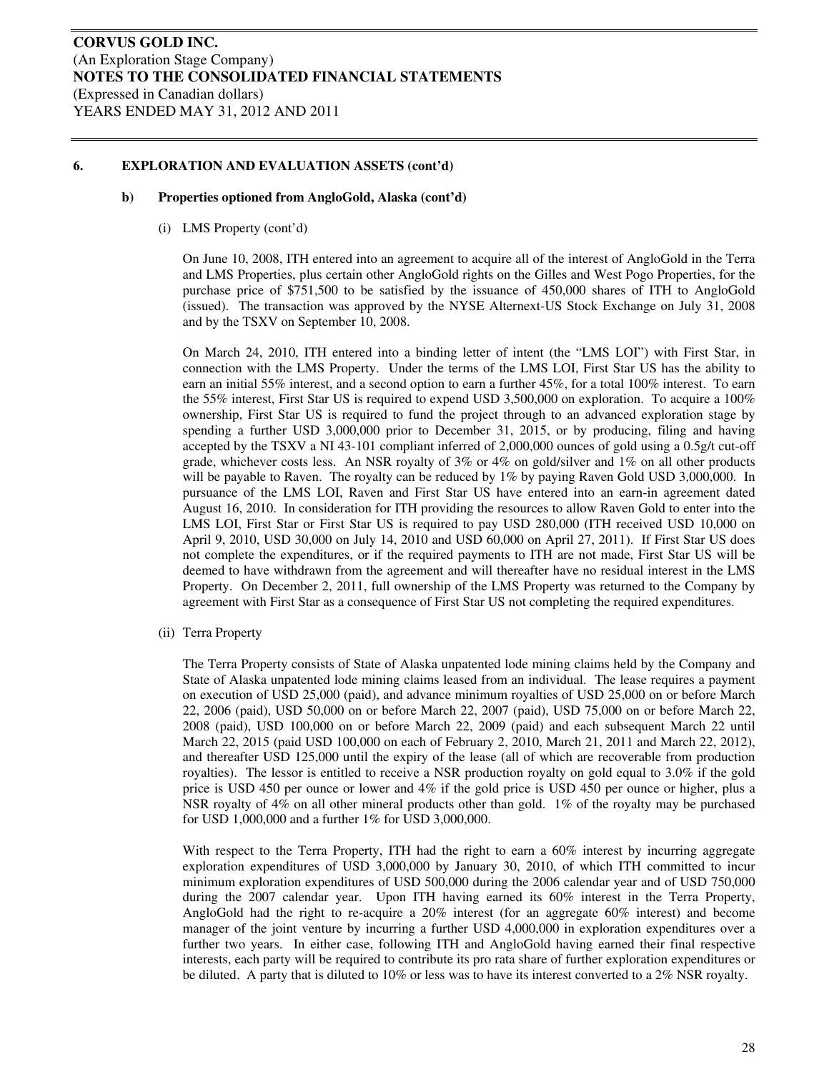### 6. EXPLORATION AND EVALUATION ASSETS (cont'd)

#### b) Properties optioned from AngloGold, Alaska (cont'd)

(i) LMS Property (cont'd)

On June 10, 2008, ITH entered into an agreement to acquire all of the interest of AngloGold in the Terra and LMS Properties, plus certain other AngloGold rights on the Gilles and West Pogo Properties, for the purchase price of $751,500 to be satisfied by the issuance of 450,000 shares of ITH to AngloGold (issued). The transaction was approved by the NYSE Alternext-US Stock Exchange on July 31, 2008 and by the TSXV on September 10, 2008.

On March 24, 2010, ITH entered into a binding letter of intent (the "LMS LOI") with First Star, in connection with the LMS Property. Under the terms of the LMS LOI, First Star US has the ability to earn an initial 55% interest, and a second option to earn a further 45%, for a total 100% interest. To earn the 55% interest, First Star US is required to expend USD 3,500,000 on exploration. To acquire a 100% ownership, First Star US is required to fund the project through to an advanced exploration stage by spending a further USD 3,000,000 prior to December 31, 2015, or by producing, filing and having accepted by the TSXV a NI 43-101 compliant inferred of 2,000,000 ounces of gold using a 0.5g/t cut-off grade, whichever costs less. An NSR royalty of 3% or 4% on gold/silver and 1% on all other products will be payable to Raven. The royalty can be reduced by 1% by paying Raven Gold USD 3,000,000. In pursuance of the LMS LOI, Raven and First Star US have entered into an earn-in agreement dated August 16, 2010. In consideration for ITH providing the resources to allow Raven Gold to enter into the LMS LOI, First Star or First Star US is required to pay USD 280,000 (ITH received USD 10,000 on April 9, 2010, USD 30,000 on July 14, 2010 and USD 60,000 on April 27, 2011). If First Star US does not complete the expenditures, or if the required payments to ITH are not made, First Star US will be deemed to have withdrawn from the agreement and will thereafter have no residual interest in the LMS Property. On December 2, 2011, full ownership of the LMS Property was returned to the Company by agreement with First Star as a consequence of First Star US not completing the required expenditures.

(ii) Terra Property

The Terra Property consists of State of Alaska unpatented lode mining claims held by the Company and State of Alaska unpatented lode mining claims leased from an individual. The lease requires a payment on execution of USD 25,000 (paid), and advance minimum royalties of USD 25,000 on or before March 22, 2006 (paid), USD 50,000 on or before March 22, 2007 (paid), USD 75,000 on or before March 22, 2008 (paid), USD 100,000 on or before March 22, 2009 (paid) and each subsequent March 22 until March 22, 2015 (paid USD 100,000 on each of February 2, 2010, March 21, 2011 and March 22, 2012), and thereafter USD 125,000 until the expiry of the lease (all of which are recoverable from production royalties). The lessor is entitled to receive a NSR production royalty on gold equal to 3.0% if the gold price is USD 450 per ounce or lower and 4% if the gold price is USD 450 per ounce or higher, plus a NSR royalty of 4% on all other mineral products other than gold. 1% of the royalty may be purchased for USD 1,000,000 and a further 1% for USD 3,000,000.

With respect to the Terra Property, ITH had the right to earn a 60% interest by incurring aggregate exploration expenditures of USD 3,000,000 by January 30, 2010, of which ITH committed to incur minimum exploration expenditures of USD 500,000 during the 2006 calendar year and of USD 750,000 during the 2007 calendar year. Upon ITH having earned its 60% interest in the Terra Property, AngloGold had the right to re-acquire a 20% interest (for an aggregate 60% interest) and become manager of the joint venture by incurring a further USD 4,000,000 in exploration expenditures over a further two years. In either case, following ITH and AngloGold having earned their final respective interests, each party will be required to contribute its pro rata share of further exploration expenditures or be diluted. A party that is diluted to 10% or less was to have its interest converted to a 2% NSR royalty.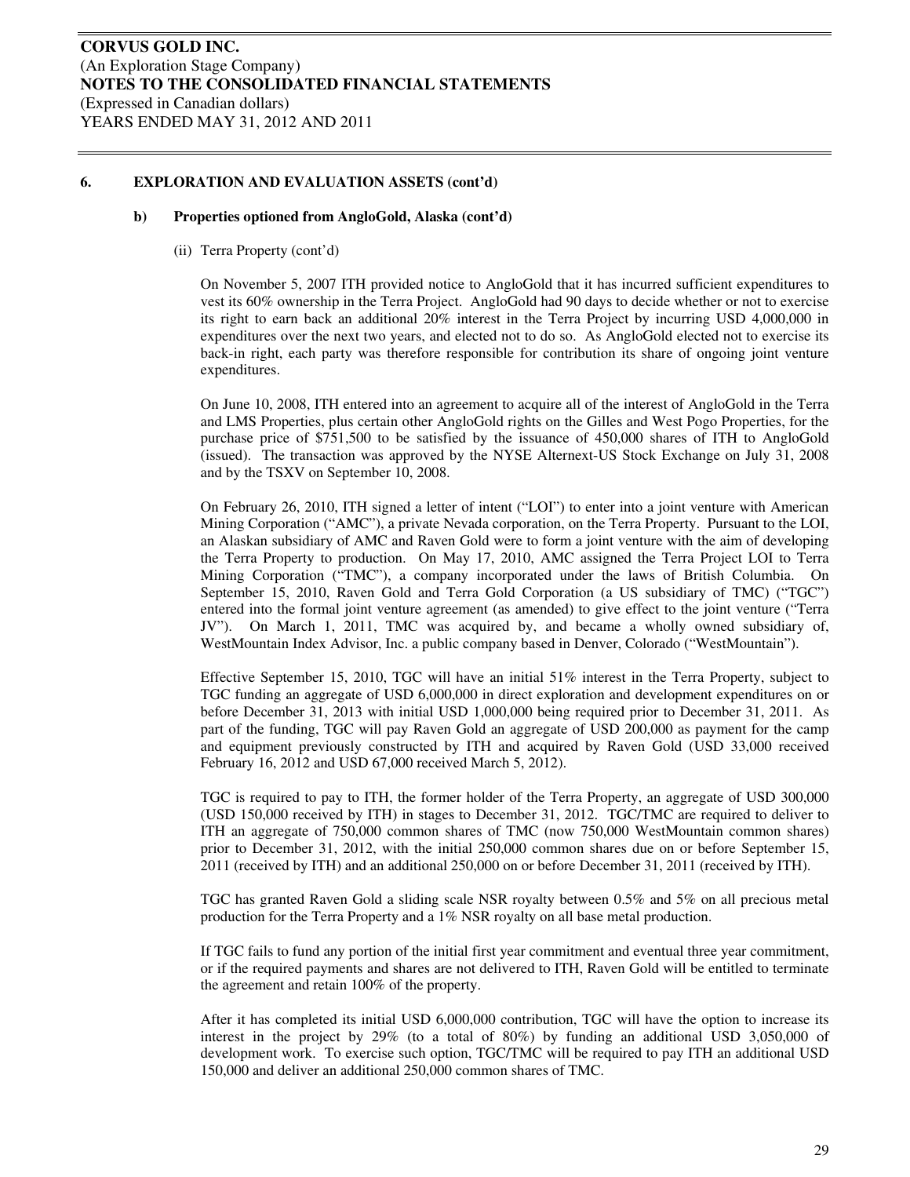### 6. EXPLORATION AND EVALUATION ASSETS (cont'd)

#### b) Properties optioned from AngloGold, Alaska (cont'd)

(ii) Terra Property (cont'd)

On November 5, 2007 ITH provided notice to AngloGold that it has incurred sufficient expenditures to vest its 60% ownership in the Terra Project. AngloGold had 90 days to decide whether or not to exercise its right to earn back an additional 20% interest in the Terra Project by incurring USD 4,000,000 in expenditures over the next two years, and elected not to do so. As AngloGold elected not to exercise its back-in right, each party was therefore responsible for contribution its share of ongoing joint venture expenditures.

On June 10, 2008, ITH entered into an agreement to acquire all of the interest of AngloGold in the Terra and LMS Properties, plus certain other AngloGold rights on the Gilles and West Pogo Properties, for the purchase price of $751,500 to be satisfied by the issuance of 450,000 shares of ITH to AngloGold (issued). The transaction was approved by the NYSE Alternext-US Stock Exchange on July 31, 2008 and by the TSXV on September 10, 2008.

On February 26, 2010, ITH signed a letter of intent ("LOI") to enter into a joint venture with American Mining Corporation ("AMC"), a private Nevada corporation, on the Terra Property. Pursuant to the LOI, an Alaskan subsidiary of AMC and Raven Gold were to form a joint venture with the aim of developing the Terra Property to production. On May 17, 2010, AMC assigned the Terra Project LOI to Terra Mining Corporation ("TMC"), a company incorporated under the laws of British Columbia. On September 15, 2010, Raven Gold and Terra Gold Corporation (a US subsidiary of TMC) ("TGC") entered into the formal joint venture agreement (as amended) to give effect to the joint venture ("Terra JV"). On March 1, 2011, TMC was acquired by, and became a wholly owned subsidiary of, WestMountain Index Advisor, Inc. a public company based in Denver, Colorado ("WestMountain").

Effective September 15, 2010, TGC will have an initial 51% interest in the Terra Property, subject to TGC funding an aggregate of USD 6,000,000 in direct exploration and development expenditures on or before December 31, 2013 with initial USD 1,000,000 being required prior to December 31, 2011. As part of the funding, TGC will pay Raven Gold an aggregate of USD 200,000 as payment for the camp and equipment previously constructed by ITH and acquired by Raven Gold (USD 33,000 received February 16, 2012 and USD 67,000 received March 5, 2012).

TGC is required to pay to ITH, the former holder of the Terra Property, an aggregate of USD 300,000 (USD 150,000 received by ITH) in stages to December 31, 2012. TGC/TMC are required to deliver to ITH an aggregate of 750,000 common shares of TMC (now 750,000 WestMountain common shares) prior to December 31, 2012, with the initial 250,000 common shares due on or before September 15, 2011 (received by ITH) and an additional 250,000 on or before December 31, 2011 (received by ITH).

TGC has granted Raven Gold a sliding scale NSR royalty between 0.5% and 5% on all precious metal production for the Terra Property and a 1% NSR royalty on all base metal production.

If TGC fails to fund any portion of the initial first year commitment and eventual three year commitment, or if the required payments and shares are not delivered to ITH, Raven Gold will be entitled to terminate the agreement and retain 100% of the property.

After it has completed its initial USD 6,000,000 contribution, TGC will have the option to increase its interest in the project by 29% (to a total of 80%) by funding an additional USD 3,050,000 of development work. To exercise such option, TGC/TMC will be required to pay ITH an additional USD 150,000 and deliver an additional 250,000 common shares of TMC.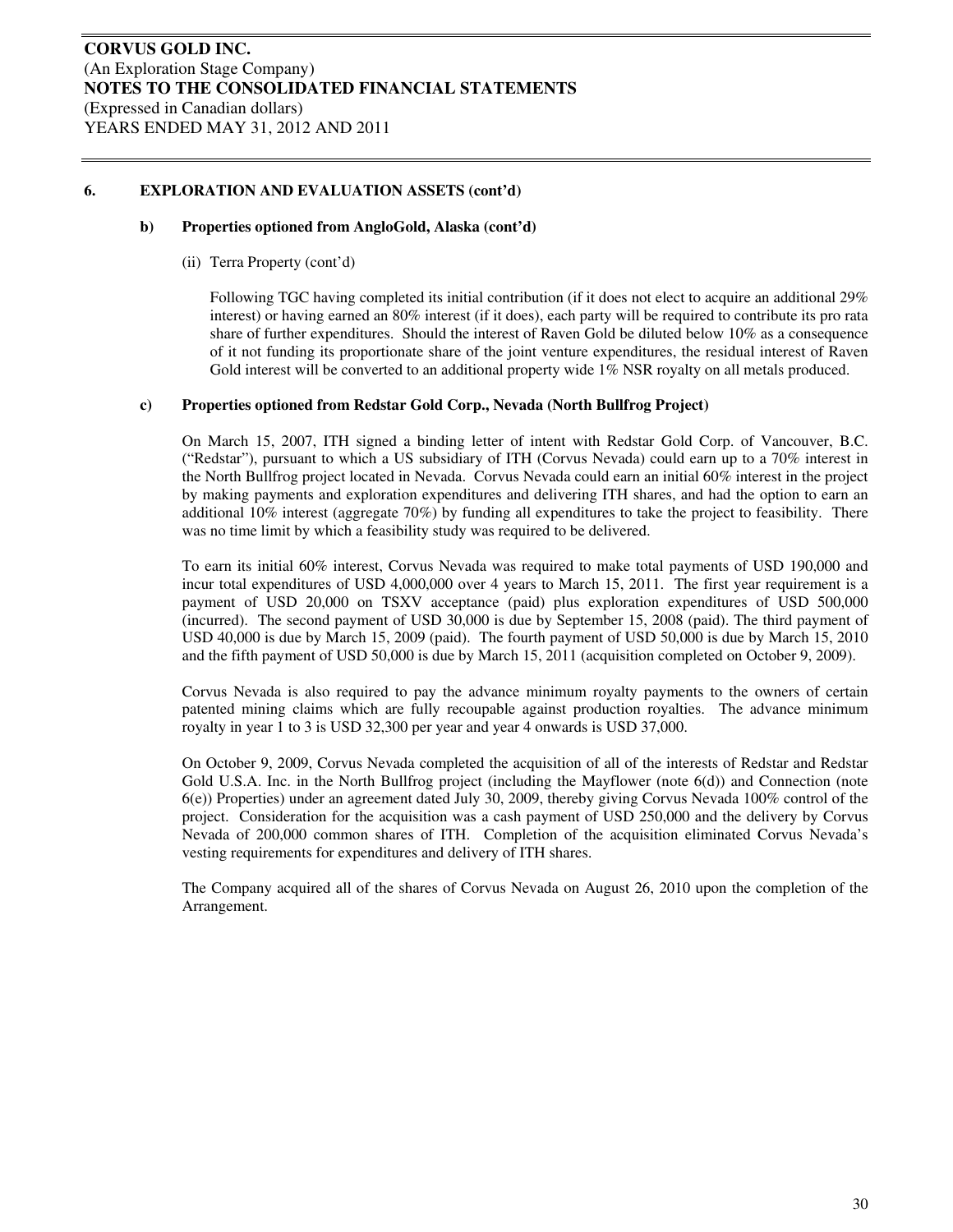### 6. EXPLORATION AND EVALUATION ASSETS (cont'd)

#### b) Properties optioned from AngloGold, Alaska (cont'd)

(ii) Terra Property (cont'd)

Following TGC having completed its initial contribution (if it does not elect to acquire an additional 29% interest) or having earned an 80% interest (if it does), each party will be required to contribute its pro rata share of further expenditures. Should the interest of Raven Gold be diluted below 10% as a consequence of it not funding its proportionate share of the joint venture expenditures, the residual interest of Raven Gold interest will be converted to an additional property wide 1% NSR royalty on all metals produced.

#### c) Properties optioned from Redstar Gold Corp., Nevada (North Bullfrog Project)

On March 15, 2007, ITH signed a binding letter of intent with Redstar Gold Corp. of Vancouver, B.C. ("Redstar"), pursuant to which a US subsidiary of ITH (Corvus Nevada) could earn up to a 70% interest in the North Bullfrog project located in Nevada. Corvus Nevada could earn an initial 60% interest in the project by making payments and exploration expenditures and delivering ITH shares, and had the option to earn an additional 10% interest (aggregate 70%) by funding all expenditures to take the project to feasibility. There was no time limit by which a feasibility study was required to be delivered.

To earn its initial 60% interest, Corvus Nevada was required to make total payments of USD 190,000 and incur total expenditures of USD 4,000,000 over 4 years to March 15, 2011. The first year requirement is a payment of USD 20,000 on TSXV acceptance (paid) plus exploration expenditures of USD 500,000 (incurred). The second payment of USD 30,000 is due by September 15, 2008 (paid). The third payment of USD 40,000 is due by March 15, 2009 (paid). The fourth payment of USD 50,000 is due by March 15, 2010 and the fifth payment of USD 50,000 is due by March 15, 2011 (acquisition completed on October 9, 2009).

Corvus Nevada is also required to pay the advance minimum royalty payments to the owners of certain patented mining claims which are fully recoupable against production royalties. The advance minimum royalty in year 1 to 3 is USD 32,300 per year and year 4 onwards is USD 37,000.

On October 9, 2009, Corvus Nevada completed the acquisition of all of the interests of Redstar and Redstar Gold U.S.A. Inc. in the North Bullfrog project (including the Mayflower (note 6(d)) and Connection (note 6(e)) Properties) under an agreement dated July 30, 2009, thereby giving Corvus Nevada 100% control of the project. Consideration for the acquisition was a cash payment of USD 250,000 and the delivery by Corvus Nevada of 200,000 common shares of ITH. Completion of the acquisition eliminated Corvus Nevada's vesting requirements for expenditures and delivery of ITH shares.

The Company acquired all of the shares of Corvus Nevada on August 26, 2010 upon the completion of the Arrangement.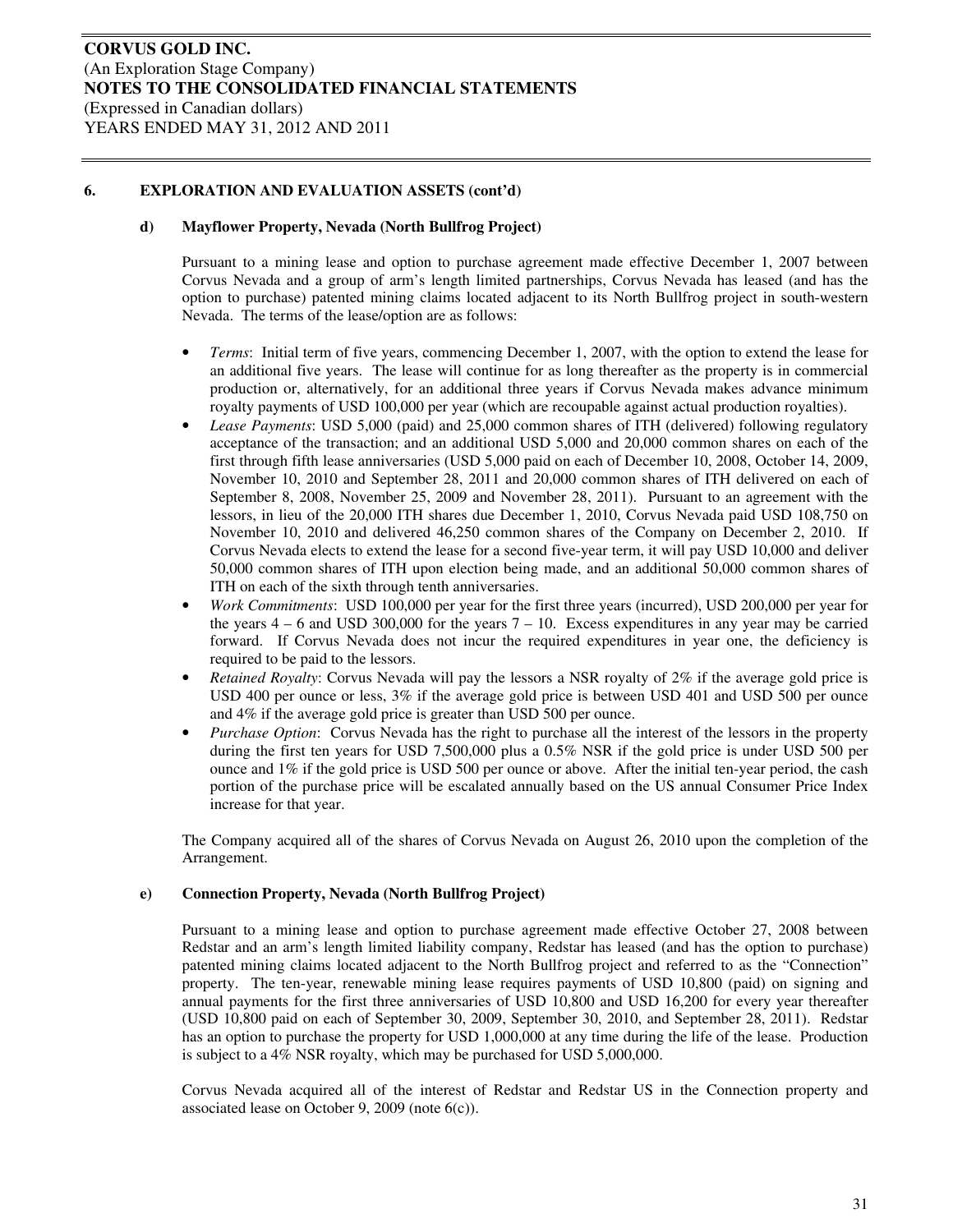### 6. EXPLORATION AND EVALUATION ASSETS (cont'd)

#### d) Mayflower Property, Nevada (North Bullfrog Project)

Pursuant to a mining lease and option to purchase agreement made effective December 1, 2007 between Corvus Nevada and a group of arm's length limited partnerships, Corvus Nevada has leased (and has the option to purchase) patented mining claims located adjacent to its North Bullfrog project in south-western Nevada. The terms of the lease/option are as follows:

- *Terms*: Initial term of five years, commencing December 1, 2007, with the option to extend the lease for an additional five years. The lease will continue for as long thereafter as the property is in commercial production or, alternatively, for an additional three years if Corvus Nevada makes advance minimum royalty payments of USD 100,000 per year (which are recoupable against actual production royalties).
- *Lease Payments*: USD 5,000 (paid) and 25,000 common shares of ITH (delivered) following regulatory acceptance of the transaction; and an additional USD 5,000 and 20,000 common shares on each of the first through fifth lease anniversaries (USD 5,000 paid on each of December 10, 2008, October 14, 2009, November 10, 2010 and September 28, 2011 and 20,000 common shares of ITH delivered on each of September 8, 2008, November 25, 2009 and November 28, 2011). Pursuant to an agreement with the lessors, in lieu of the 20,000 ITH shares due December 1, 2010, Corvus Nevada paid USD 108,750 on November 10, 2010 and delivered 46,250 common shares of the Company on December 2, 2010. If Corvus Nevada elects to extend the lease for a second five-year term, it will pay USD 10,000 and deliver 50,000 common shares of ITH upon election being made, and an additional 50,000 common shares of ITH on each of the sixth through tenth anniversaries.
- *Work Commitments*: USD 100,000 per year for the first three years (incurred), USD 200,000 per year for the years 4 – 6 and USD 300,000 for the years 7 – 10. Excess expenditures in any year may be carried forward. If Corvus Nevada does not incur the required expenditures in year one, the deficiency is required to be paid to the lessors.
- *Retained Royalty*: Corvus Nevada will pay the lessors a NSR royalty of 2% if the average gold price is USD 400 per ounce or less, 3% if the average gold price is between USD 401 and USD 500 per ounce and 4% if the average gold price is greater than USD 500 per ounce.
- *Purchase Option*: Corvus Nevada has the right to purchase all the interest of the lessors in the property during the first ten years for USD 7,500,000 plus a 0.5% NSR if the gold price is under USD 500 per ounce and 1% if the gold price is USD 500 per ounce or above. After the initial ten-year period, the cash portion of the purchase price will be escalated annually based on the US annual Consumer Price Index increase for that year.

The Company acquired all of the shares of Corvus Nevada on August 26, 2010 upon the completion of the Arrangement.

#### e) Connection Property, Nevada (North Bullfrog Project)

Pursuant to a mining lease and option to purchase agreement made effective October 27, 2008 between Redstar and an arm's length limited liability company, Redstar has leased (and has the option to purchase) patented mining claims located adjacent to the North Bullfrog project and referred to as the "Connection" property. The ten-year, renewable mining lease requires payments of USD 10,800 (paid) on signing and annual payments for the first three anniversaries of USD 10,800 and USD 16,200 for every year thereafter (USD 10,800 paid on each of September 30, 2009, September 30, 2010, and September 28, 2011). Redstar has an option to purchase the property for USD 1,000,000 at any time during the life of the lease. Production is subject to a 4% NSR royalty, which may be purchased for USD 5,000,000.

Corvus Nevada acquired all of the interest of Redstar and Redstar US in the Connection property and associated lease on October 9, 2009 (note 6(c)).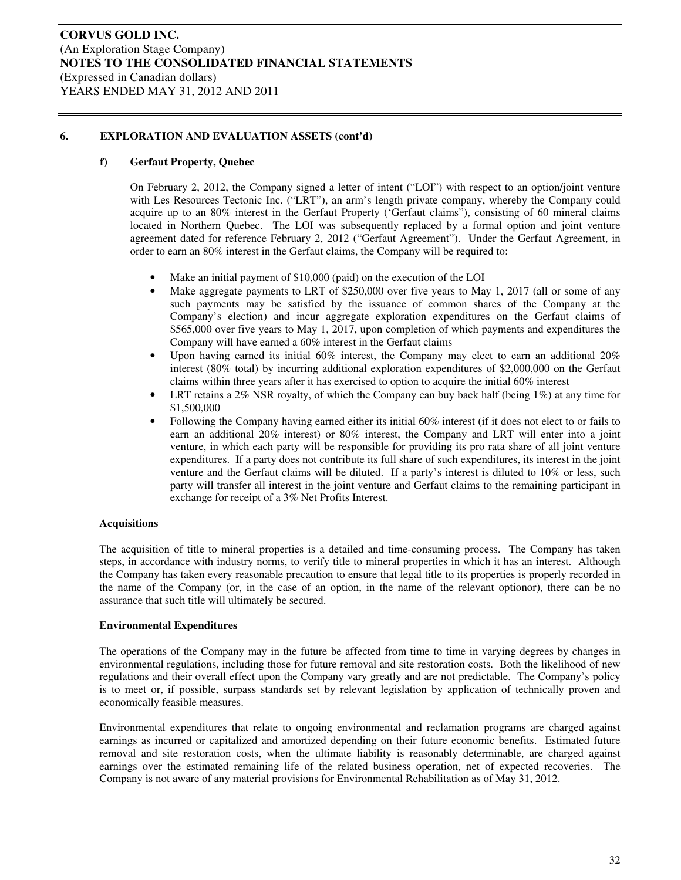## 6. EXPLORATION AND EVALUATION ASSETS (cont'd)

### f) Gerfaut Property, Quebec

On February 2, 2012, the Company signed a letter of intent ("LOI") with respect to an option/joint venture with Les Resources Tectonic Inc. ("LRT"), an arm's length private company, whereby the Company could acquire up to an 80% interest in the Gerfaut Property ('Gerfaut claims"), consisting of 60 mineral claims located in Northern Quebec. The LOI was subsequently replaced by a formal option and joint venture agreement dated for reference February 2, 2012 ("Gerfaut Agreement"). Under the Gerfaut Agreement, in order to earn an 80% interest in the Gerfaut claims, the Company will be required to:

- Make an initial payment of $10,000 (paid) on the execution of the LOI
- Make aggregate payments to LRT of $250,000 over five years to May 1, 2017 (all or some of any such payments may be satisfied by the issuance of common shares of the Company at the Company's election) and incur aggregate exploration expenditures on the Gerfaut claims of $565,000 over five years to May 1, 2017, upon completion of which payments and expenditures the Company will have earned a 60% interest in the Gerfaut claims
- Upon having earned its initial 60% interest, the Company may elect to earn an additional 20% interest (80% total) by incurring additional exploration expenditures of $2,000,000 on the Gerfaut claims within three years after it has exercised to option to acquire the initial 60% interest
- LRT retains a 2% NSR royalty, of which the Company can buy back half (being 1%) at any time for $1,500,000
- Following the Company having earned either its initial 60% interest (if it does not elect to or fails to earn an additional 20% interest) or 80% interest, the Company and LRT will enter into a joint venture, in which each party will be responsible for providing its pro rata share of all joint venture expenditures. If a party does not contribute its full share of such expenditures, its interest in the joint venture and the Gerfaut claims will be diluted. If a party's interest is diluted to 10% or less, such party will transfer all interest in the joint venture and Gerfaut claims to the remaining participant in exchange for receipt of a 3% Net Profits Interest.

**Acquisitions**

The acquisition of title to mineral properties is a detailed and time-consuming process. The Company has taken steps, in accordance with industry norms, to verify title to mineral properties in which it has an interest. Although the Company has taken every reasonable precaution to ensure that legal title to its properties is properly recorded in the name of the Company (or, in the case of an option, in the name of the relevant optionor), there can be no assurance that such title will ultimately be secured.

**Environmental Expenditures**

The operations of the Company may in the future be affected from time to time in varying degrees by changes in environmental regulations, including those for future removal and site restoration costs. Both the likelihood of new regulations and their overall effect upon the Company vary greatly and are not predictable. The Company's policy is to meet or, if possible, surpass standards set by relevant legislation by application of technically proven and economically feasible measures.

Environmental expenditures that relate to ongoing environmental and reclamation programs are charged against earnings as incurred or capitalized and amortized depending on their future economic benefits. Estimated future removal and site restoration costs, when the ultimate liability is reasonably determinable, are charged against earnings over the estimated remaining life of the related business operation, net of expected recoveries. The Company is not aware of any material provisions for Environmental Rehabilitation as of May 31, 2012.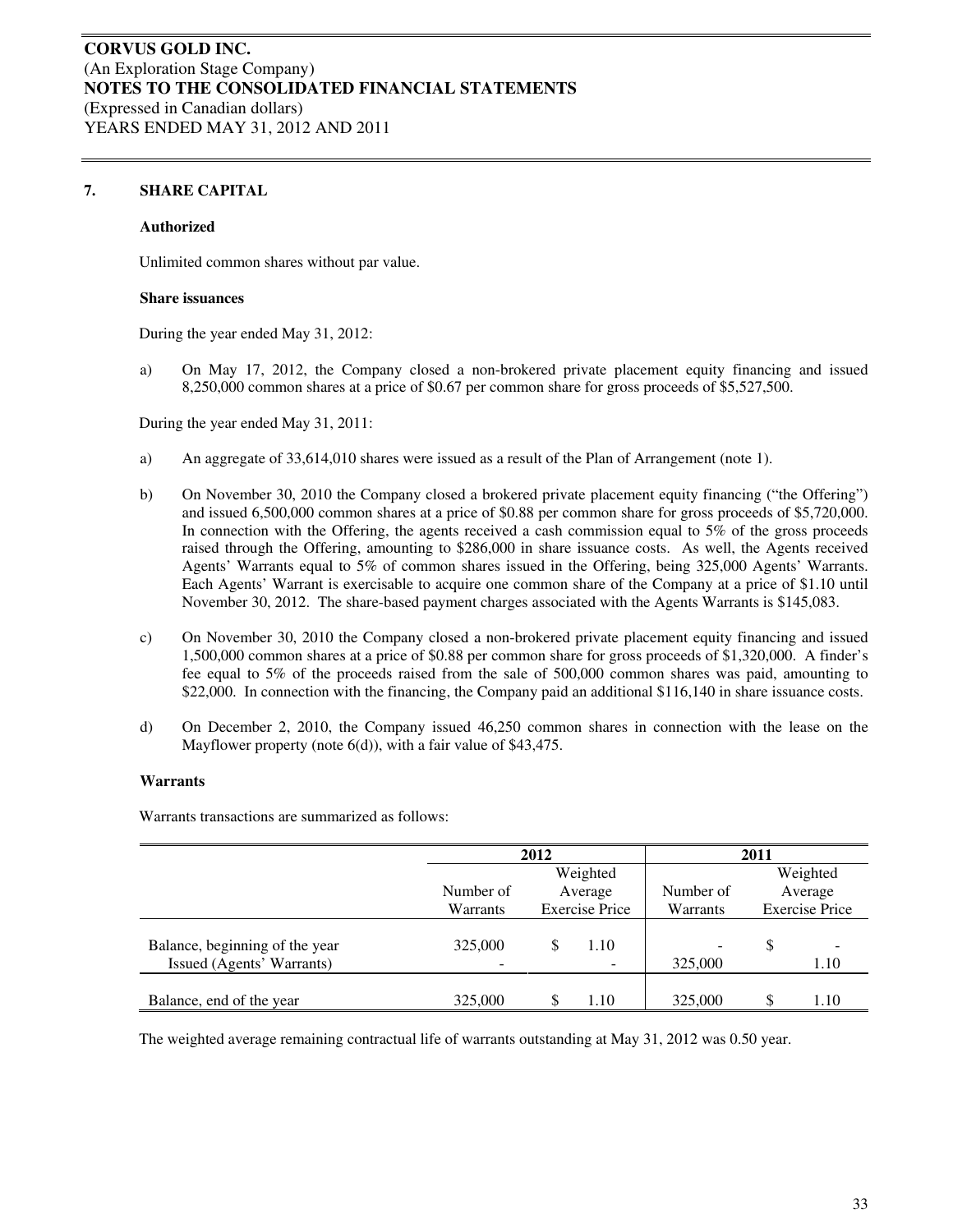**CORVUS GOLD INC.**
(An Exploration Stage Company)
**NOTES TO THE CONSOLIDATED FINANCIAL STATEMENTS**
(Expressed in Canadian dollars)
YEARS ENDED MAY 31, 2012 AND 2011

## 7. SHARE CAPITAL

**Authorized**

Unlimited common shares without par value.

**Share issuances**

During the year ended May 31, 2012:

a) On May 17, 2012, the Company closed a non-brokered private placement equity financing and issued 8,250,000 common shares at a price of $0.67 per common share for gross proceeds of $5,527,500.

During the year ended May 31, 2011:

a) An aggregate of 33,614,010 shares were issued as a result of the Plan of Arrangement (note 1).

b) On November 30, 2010 the Company closed a brokered private placement equity financing ("the Offering") and issued 6,500,000 common shares at a price of $0.88 per common share for gross proceeds of $5,720,000. In connection with the Offering, the agents received a cash commission equal to 5% of the gross proceeds raised through the Offering, amounting to $286,000 in share issuance costs. As well, the Agents received Agents' Warrants equal to 5% of common shares issued in the Offering, being 325,000 Agents' Warrants. Each Agents' Warrant is exercisable to acquire one common share of the Company at a price of $1.10 until November 30, 2012. The share-based payment charges associated with the Agents Warrants is $145,083.

c) On November 30, 2010 the Company closed a non-brokered private placement equity financing and issued 1,500,000 common shares at a price of $0.88 per common share for gross proceeds of $1,320,000. A finder's fee equal to 5% of the proceeds raised from the sale of 500,000 common shares was paid, amounting to $22,000. In connection with the financing, the Company paid an additional $116,140 in share issuance costs.

d) On December 2, 2010, the Company issued 46,250 common shares in connection with the lease on the Mayflower property (note 6(d)), with a fair value of $43,475.

**Warrants**

Warrants transactions are summarized as follows:

| | 2012 | | 2011 | |
|---|---|---|---|---|
| | Number of Warrants | Weighted Average Exercise Price | Number of Warrants | Weighted Average Exercise Price |
| Balance, beginning of the year | 325,000 | $ 1.10 | - | $ - |
| Issued (Agents' Warrants) | - | - | 325,000 | 1.10 |
| Balance, end of the year | 325,000 | $ 1.10 | 325,000 | $ 1.10 |

The weighted average remaining contractual life of warrants outstanding at May 31, 2012 was 0.50 year.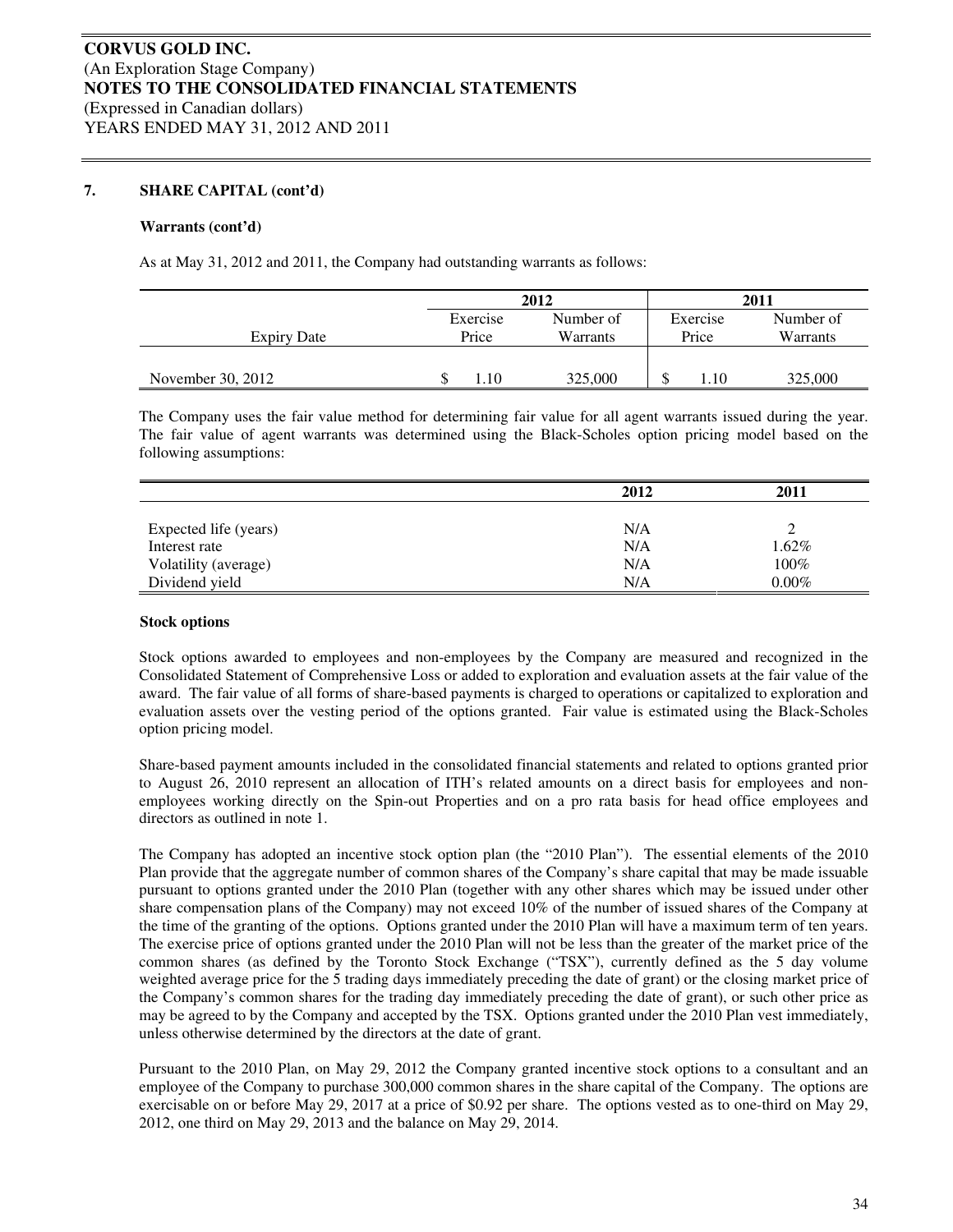# CORVUS GOLD INC.
(An Exploration Stage Company)
**NOTES TO THE CONSOLIDATED FINANCIAL STATEMENTS**
(Expressed in Canadian dollars)
YEARS ENDED MAY 31, 2012 AND 2011

## 7. SHARE CAPITAL (cont'd)

### Warrants (cont'd)

As at May 31, 2012 and 2011, the Company had outstanding warrants as follows:

| | 2012 | | 2011 | |
|---|---|---|---|---|
| Expiry Date | Exercise Price | Number of Warrants | Exercise Price | Number of Warrants |
| November 30, 2012 | $ 1.10 | 325,000 | $ 1.10 | 325,000 |

The Company uses the fair value method for determining fair value for all agent warrants issued during the year. The fair value of agent warrants was determined using the Black-Scholes option pricing model based on the following assumptions:

| | 2012 | 2011 |
|---|---|---|
| Expected life (years) | N/A | 2 |
| Interest rate | N/A | 1.62% |
| Volatility (average) | N/A | 100% |
| Dividend yield | N/A | 0.00% |

### Stock options

Stock options awarded to employees and non-employees by the Company are measured and recognized in the Consolidated Statement of Comprehensive Loss or added to exploration and evaluation assets at the fair value of the award. The fair value of all forms of share-based payments is charged to operations or capitalized to exploration and evaluation assets over the vesting period of the options granted. Fair value is estimated using the Black-Scholes option pricing model.

Share-based payment amounts included in the consolidated financial statements and related to options granted prior to August 26, 2010 represent an allocation of ITH's related amounts on a direct basis for employees and non-employees working directly on the Spin-out Properties and on a pro rata basis for head office employees and directors as outlined in note 1.

The Company has adopted an incentive stock option plan (the "2010 Plan"). The essential elements of the 2010 Plan provide that the aggregate number of common shares of the Company's share capital that may be made issuable pursuant to options granted under the 2010 Plan (together with any other shares which may be issued under other share compensation plans of the Company) may not exceed 10% of the number of issued shares of the Company at the time of the granting of the options. Options granted under the 2010 Plan will have a maximum term of ten years. The exercise price of options granted under the 2010 Plan will not be less than the greater of the market price of the common shares (as defined by the Toronto Stock Exchange ("TSX"), currently defined as the 5 day volume weighted average price for the 5 trading days immediately preceding the date of grant) or the closing market price of the Company's common shares for the trading day immediately preceding the date of grant), or such other price as may be agreed to by the Company and accepted by the TSX. Options granted under the 2010 Plan vest immediately, unless otherwise determined by the directors at the date of grant.

Pursuant to the 2010 Plan, on May 29, 2012 the Company granted incentive stock options to a consultant and an employee of the Company to purchase 300,000 common shares in the share capital of the Company. The options are exercisable on or before May 29, 2017 at a price of $0.92 per share. The options vested as to one-third on May 29, 2012, one third on May 29, 2013 and the balance on May 29, 2014.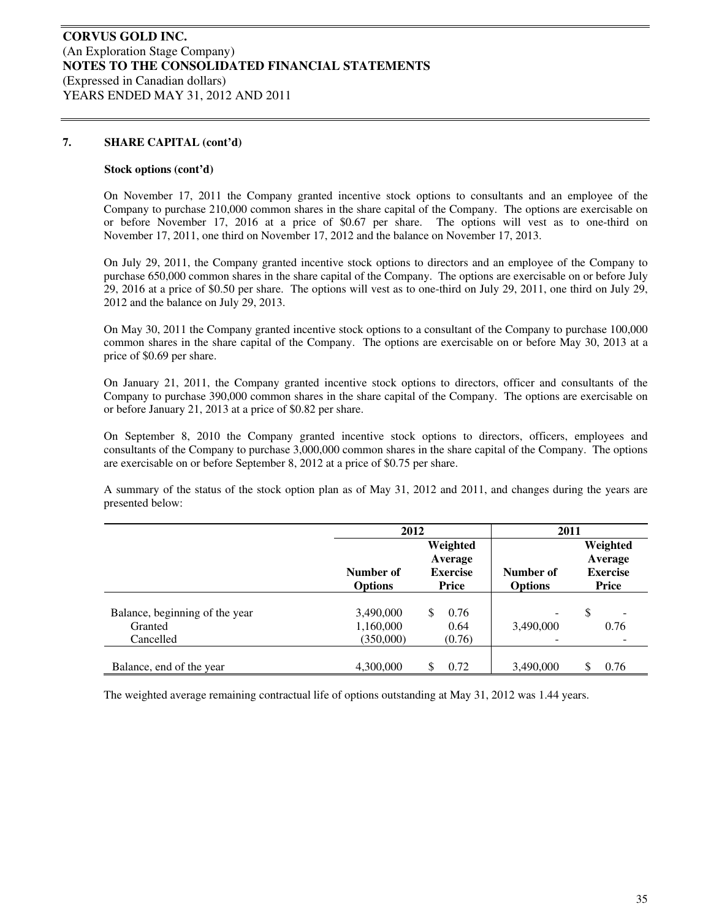**CORVUS GOLD INC.**
(An Exploration Stage Company)
**NOTES TO THE CONSOLIDATED FINANCIAL STATEMENTS**
(Expressed in Canadian dollars)
YEARS ENDED MAY 31, 2012 AND 2011

**7. SHARE CAPITAL (cont'd)**

**Stock options (cont'd)**

On November 17, 2011 the Company granted incentive stock options to consultants and an employee of the Company to purchase 210,000 common shares in the share capital of the Company. The options are exercisable on or before November 17, 2016 at a price of $0.67 per share. The options will vest as to one-third on November 17, 2011, one third on November 17, 2012 and the balance on November 17, 2013.

On July 29, 2011, the Company granted incentive stock options to directors and an employee of the Company to purchase 650,000 common shares in the share capital of the Company. The options are exercisable on or before July 29, 2016 at a price of $0.50 per share. The options will vest as to one-third on July 29, 2011, one third on July 29, 2012 and the balance on July 29, 2013.

On May 30, 2011 the Company granted incentive stock options to a consultant of the Company to purchase 100,000 common shares in the share capital of the Company. The options are exercisable on or before May 30, 2013 at a price of $0.69 per share.

On January 21, 2011, the Company granted incentive stock options to directors, officer and consultants of the Company to purchase 390,000 common shares in the share capital of the Company. The options are exercisable on or before January 21, 2013 at a price of $0.82 per share.

On September 8, 2010 the Company granted incentive stock options to directors, officers, employees and consultants of the Company to purchase 3,000,000 common shares in the share capital of the Company. The options are exercisable on or before September 8, 2012 at a price of $0.75 per share.

A summary of the status of the stock option plan as of May 31, 2012 and 2011, and changes during the years are presented below:

| | 2012 | | 2011 | |
|---|---|---|---|---|
| | **Number of Options** | **Weighted Average Exercise Price** | **Number of Options** | **Weighted Average Exercise Price** |
| Balance, beginning of the year | 3,490,000 | $ 0.76 | - | $ - |
| Granted | 1,160,000 | 0.64 | 3,490,000 | 0.76 |
| Cancelled | (350,000) | (0.76) | - | - |
| Balance, end of the year | 4,300,000 | $ 0.72 | 3,490,000 | $ 0.76 |

The weighted average remaining contractual life of options outstanding at May 31, 2012 was 1.44 years.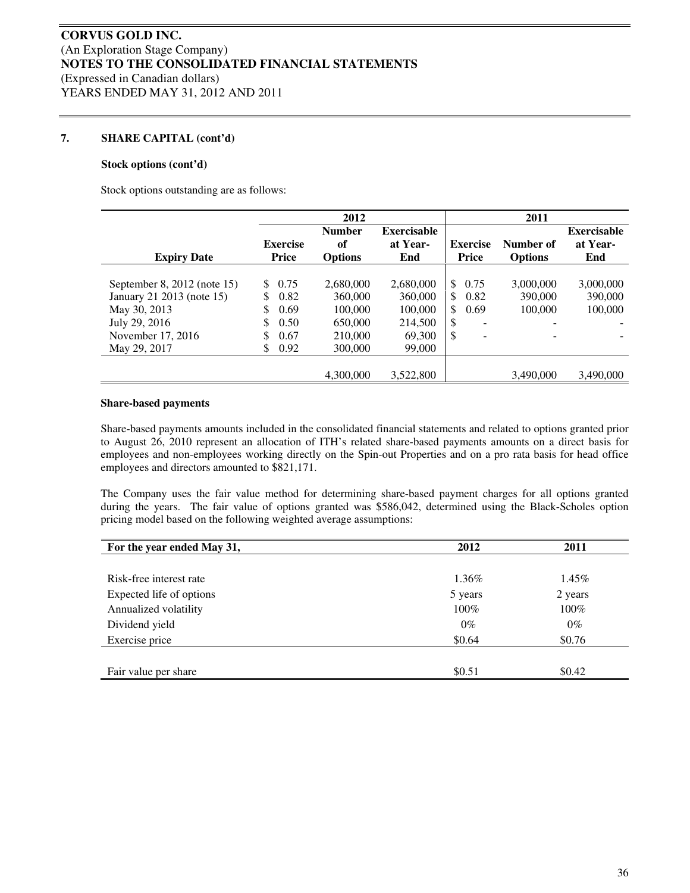**CORVUS GOLD INC.**
(An Exploration Stage Company)
**NOTES TO THE CONSOLIDATED FINANCIAL STATEMENTS**
(Expressed in Canadian dollars)
YEARS ENDED MAY 31, 2012 AND 2011

## 7. SHARE CAPITAL (cont'd)

**Stock options (cont'd)**

Stock options outstanding are as follows:

| | 2012 | | | 2011 | | |
|---|---|---|---|---|---|---|
| **Expiry Date** | **Exercise Price** | **Number of Options** | **Exercisable at Year-End** | **Exercise Price** | **Number of Options** | **Exercisable at Year-End** |
| September 8, 2012 (note 15) | $ 0.75 | 2,680,000 | 2,680,000 | $ 0.75 | 3,000,000 | 3,000,000 |
| January 21 2013 (note 15) | $ 0.82 | 360,000 | 360,000 | $ 0.82 | 390,000 | 390,000 |
| May 30, 2013 | $ 0.69 | 100,000 | 100,000 | $ 0.69 | 100,000 | 100,000 |
| July 29, 2016 | $ 0.50 | 650,000 | 214,500 | $ - | - | - |
| November 17, 2016 | $ 0.67 | 210,000 | 69,300 | $ - | - | - |
| May 29, 2017 | $ 0.92 | 300,000 | 99,000 | | | |
| | | 4,300,000 | 3,522,800 | | 3,490,000 | 3,490,000 |

**Share-based payments**

Share-based payments amounts included in the consolidated financial statements and related to options granted prior to August 26, 2010 represent an allocation of ITH's related share-based payments amounts on a direct basis for employees and non-employees working directly on the Spin-out Properties and on a pro rata basis for head office employees and directors amounted to $821,171.

The Company uses the fair value method for determining share-based payment charges for all options granted during the years. The fair value of options granted was $586,042, determined using the Black-Scholes option pricing model based on the following weighted average assumptions:

| For the year ended May 31, | 2012 | 2011 |
|---|---|---|
| Risk-free interest rate | 1.36% | 1.45% |
| Expected life of options | 5 years | 2 years |
| Annualized volatility | 100% | 100% |
| Dividend yield | 0% | 0% |
| Exercise price | $0.64 | $0.76 |
| Fair value per share | $0.51 | $0.42 |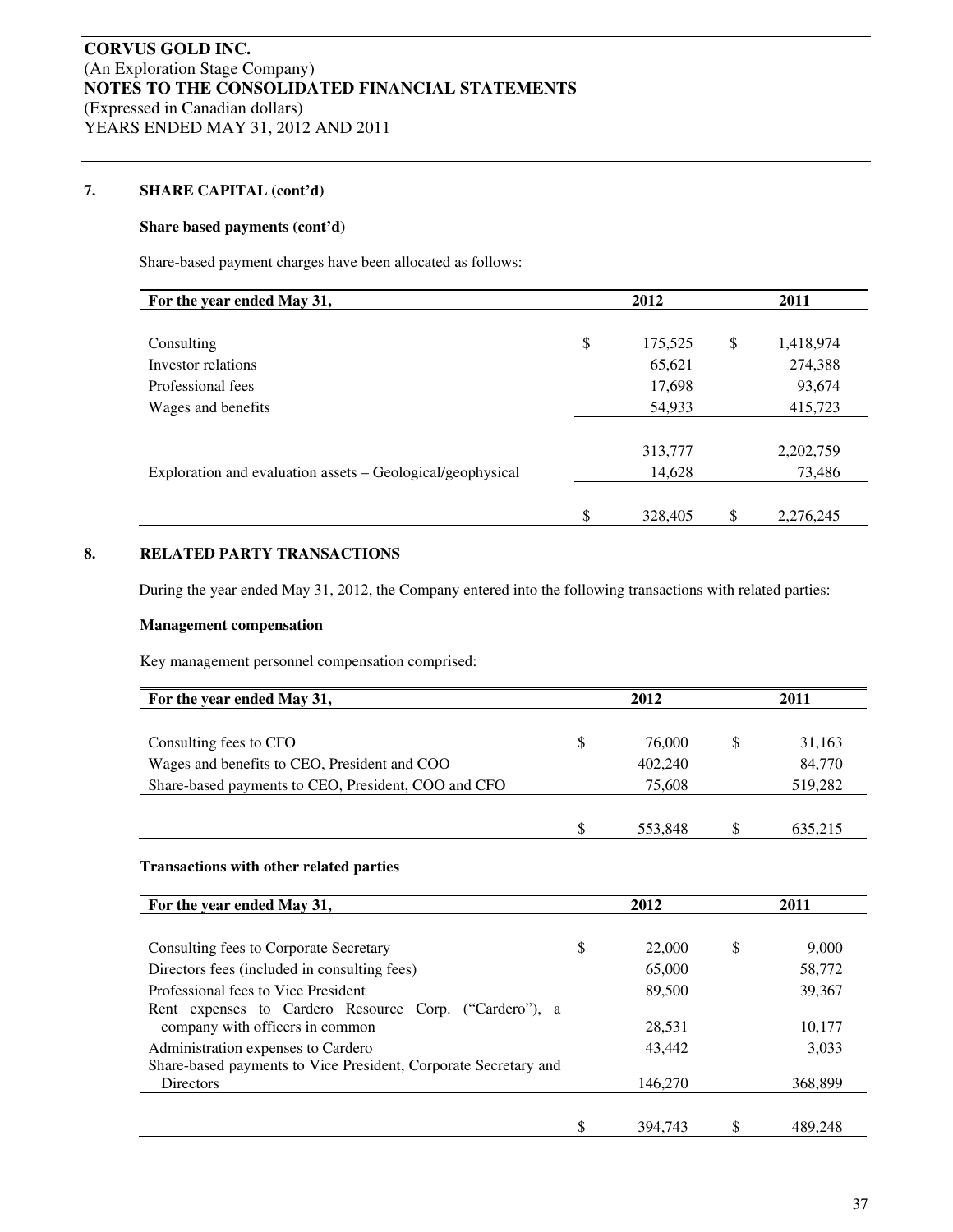**CORVUS GOLD INC.**
(An Exploration Stage Company)
**NOTES TO THE CONSOLIDATED FINANCIAL STATEMENTS**
(Expressed in Canadian dollars)
YEARS ENDED MAY 31, 2012 AND 2011

## 7. SHARE CAPITAL (cont'd)

### Share based payments (cont'd)

Share-based payment charges have been allocated as follows:

| For the year ended May 31, | 2012 | 2011 |
|---|---|---|
| Consulting | $ 175,525 | $ 1,418,974 |
| Investor relations | 65,621 | 274,388 |
| Professional fees | 17,698 | 93,674 |
| Wages and benefits | 54,933 | 415,723 |
| | 313,777 | 2,202,759 |
| Exploration and evaluation assets – Geological/geophysical | 14,628 | 73,486 |
| | $ 328,405 | $ 2,276,245 |

## 8. RELATED PARTY TRANSACTIONS

During the year ended May 31, 2012, the Company entered into the following transactions with related parties:

### Management compensation

Key management personnel compensation comprised:

| For the year ended May 31, | 2012 | 2011 |
|---|---|---|
| Consulting fees to CFO | $ 76,000 | $ 31,163 |
| Wages and benefits to CEO, President and COO | 402,240 | 84,770 |
| Share-based payments to CEO, President, COO and CFO | 75,608 | 519,282 |
| | $ 553,848 | $ 635,215 |

### Transactions with other related parties

| For the year ended May 31, | 2012 | 2011 |
|---|---|---|
| Consulting fees to Corporate Secretary | $ 22,000 | $ 9,000 |
| Directors fees (included in consulting fees) | 65,000 | 58,772 |
| Professional fees to Vice President | 89,500 | 39,367 |
| Rent expenses to Cardero Resource Corp. ("Cardero"), a company with officers in common | 28,531 | 10,177 |
| Administration expenses to Cardero | 43,442 | 3,033 |
| Share-based payments to Vice President, Corporate Secretary and Directors | 146,270 | 368,899 |
| | $ 394,743 | $ 489,248 |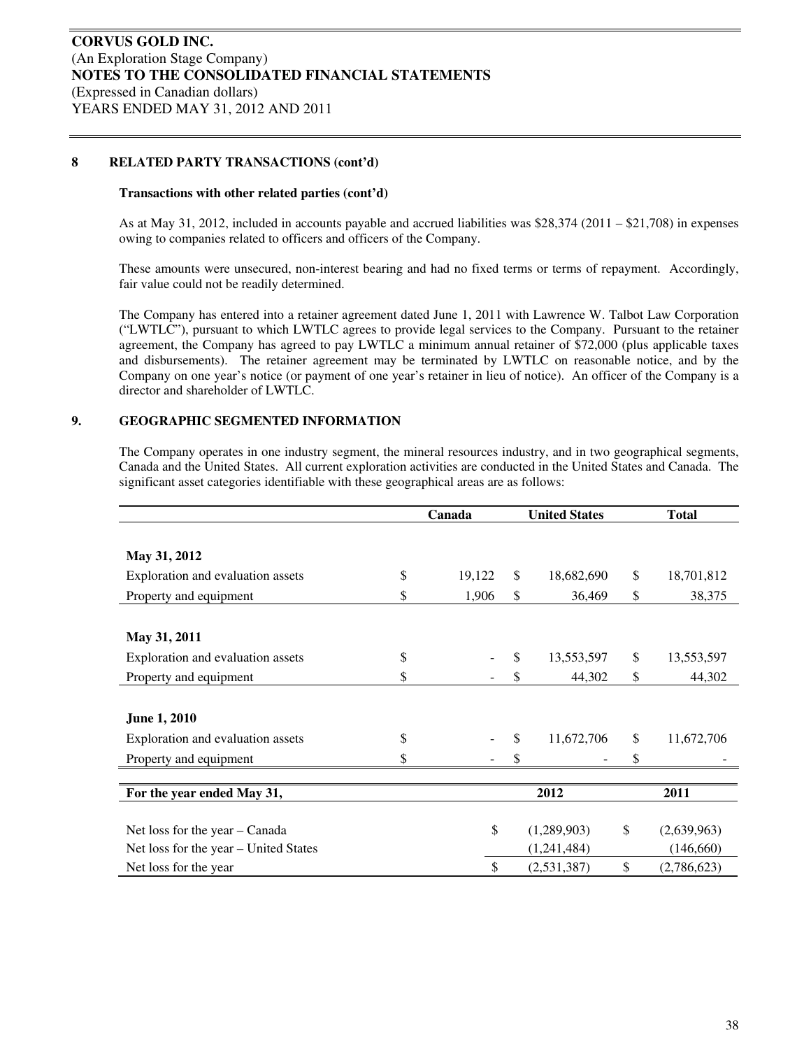**CORVUS GOLD INC.**
(An Exploration Stage Company)
**NOTES TO THE CONSOLIDATED FINANCIAL STATEMENTS**
(Expressed in Canadian dollars)
YEARS ENDED MAY 31, 2012 AND 2011

## 8 RELATED PARTY TRANSACTIONS (cont'd)

**Transactions with other related parties (cont'd)**

As at May 31, 2012, included in accounts payable and accrued liabilities was $28,374 (2011 – $21,708) in expenses owing to companies related to officers and officers of the Company.

These amounts were unsecured, non-interest bearing and had no fixed terms or terms of repayment. Accordingly, fair value could not be readily determined.

The Company has entered into a retainer agreement dated June 1, 2011 with Lawrence W. Talbot Law Corporation ("LWTLC"), pursuant to which LWTLC agrees to provide legal services to the Company. Pursuant to the retainer agreement, the Company has agreed to pay LWTLC a minimum annual retainer of $72,000 (plus applicable taxes and disbursements). The retainer agreement may be terminated by LWTLC on reasonable notice, and by the Company on one year's notice (or payment of one year's retainer in lieu of notice). An officer of the Company is a director and shareholder of LWTLC.

## 9. GEOGRAPHIC SEGMENTED INFORMATION

The Company operates in one industry segment, the mineral resources industry, and in two geographical segments, Canada and the United States. All current exploration activities are conducted in the United States and Canada. The significant asset categories identifiable with these geographical areas are as follows:

| | Canada | United States | Total |
|---|---|---|---|
| **May 31, 2012** | | | |
| Exploration and evaluation assets | $ 19,122 | $ 18,682,690 | $ 18,701,812 |
| Property and equipment | $ 1,906 | $ 36,469 | $ 38,375 |
| **May 31, 2011** | | | |
| Exploration and evaluation assets | $ - | $ 13,553,597 | $ 13,553,597 |
| Property and equipment | $ - | $ 44,302 | $ 44,302 |
| **June 1, 2010** | | | |
| Exploration and evaluation assets | $ - | $ 11,672,706 | $ 11,672,706 |
| Property and equipment | $ - | $ - | $ - |

| For the year ended May 31, | 2012 | 2011 |
|---|---|---|
| Net loss for the year – Canada | $ (1,289,903) | $ (2,639,963) |
| Net loss for the year – United States | (1,241,484) | (146,660) |
| Net loss for the year | $ (2,531,387) | $ (2,786,623) |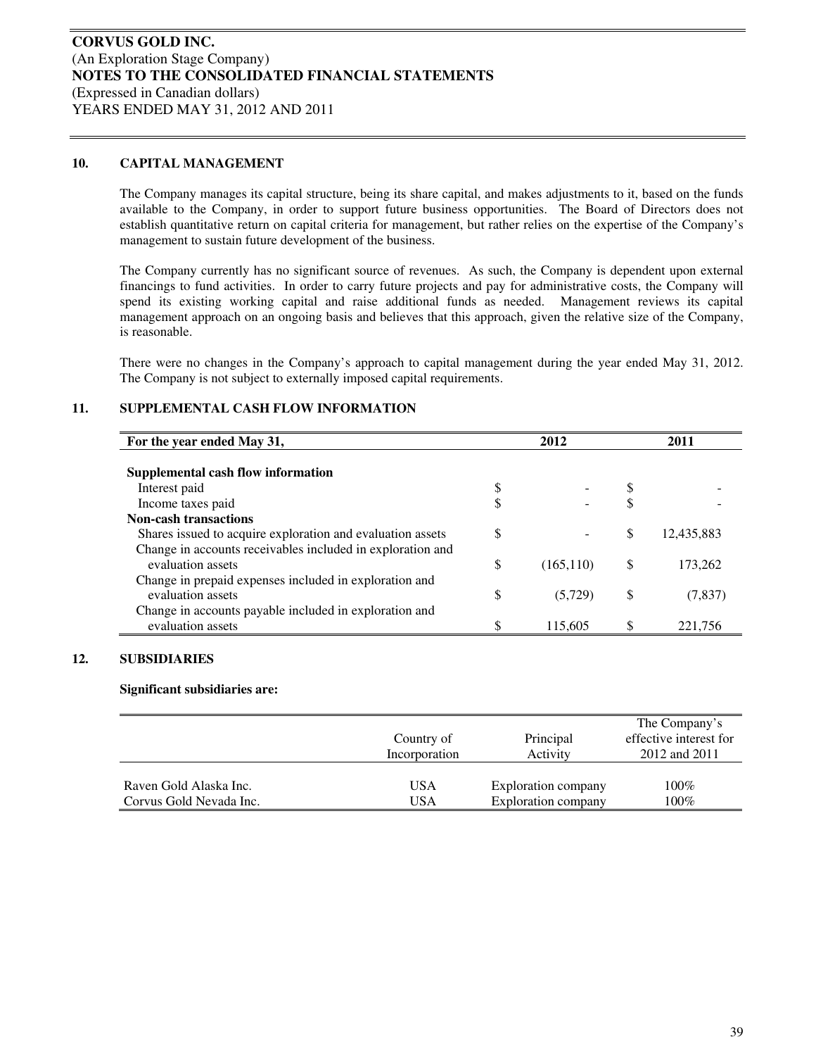**CORVUS GOLD INC.**
(An Exploration Stage Company)
**NOTES TO THE CONSOLIDATED FINANCIAL STATEMENTS**
(Expressed in Canadian dollars)
YEARS ENDED MAY 31, 2012 AND 2011

## 10. CAPITAL MANAGEMENT

The Company manages its capital structure, being its share capital, and makes adjustments to it, based on the funds available to the Company, in order to support future business opportunities. The Board of Directors does not establish quantitative return on capital criteria for management, but rather relies on the expertise of the Company's management to sustain future development of the business.

The Company currently has no significant source of revenues. As such, the Company is dependent upon external financings to fund activities. In order to carry future projects and pay for administrative costs, the Company will spend its existing working capital and raise additional funds as needed. Management reviews its capital management approach on an ongoing basis and believes that this approach, given the relative size of the Company, is reasonable.

There were no changes in the Company's approach to capital management during the year ended May 31, 2012. The Company is not subject to externally imposed capital requirements.

## 11. SUPPLEMENTAL CASH FLOW INFORMATION

| For the year ended May 31, | 2012 | 2011 |
|---|---|---|
| **Supplemental cash flow information** | | |
| Interest paid | $ - | $ - |
| Income taxes paid | $ - | $ - |
| **Non-cash transactions** | | |
| Shares issued to acquire exploration and evaluation assets | $ - | $ 12,435,883 |
| Change in accounts receivables included in exploration and evaluation assets | $ (165,110) | $ 173,262 |
| Change in prepaid expenses included in exploration and evaluation assets | $ (5,729) | $ (7,837) |
| Change in accounts payable included in exploration and evaluation assets | $ 115,605 | $ 221,756 |

## 12. SUBSIDIARIES

**Significant subsidiaries are:**

| | Country of Incorporation | Principal Activity | The Company's effective interest for 2012 and 2011 |
|---|---|---|---|
| Raven Gold Alaska Inc. | USA | Exploration company | 100% |
| Corvus Gold Nevada Inc. | USA | Exploration company | 100% |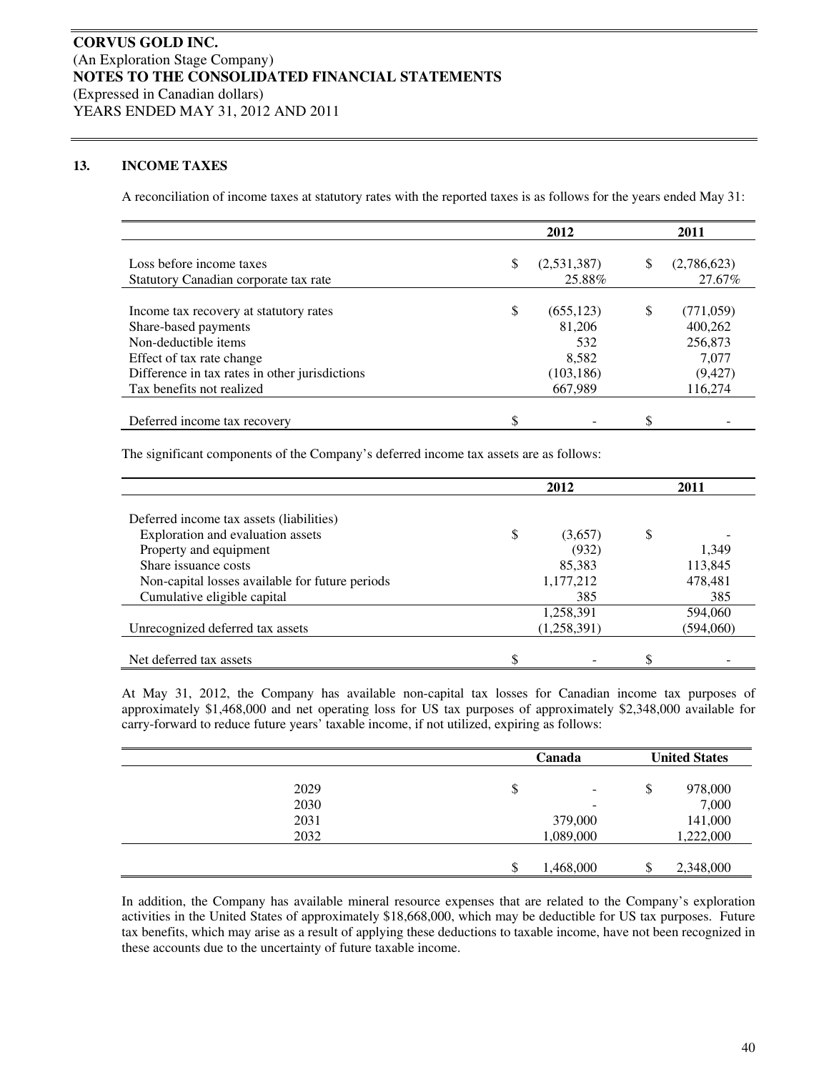## 13. INCOME TAXES

A reconciliation of income taxes at statutory rates with the reported taxes is as follows for the years ended May 31:

| | 2012 | 2011 |
|---|---|---|
| Loss before income taxes | $ (2,531,387) | $ (2,786,623) |
| Statutory Canadian corporate tax rate | 25.88% | 27.67% |
| Income tax recovery at statutory rates | $ (655,123) | $ (771,059) |
| Share-based payments | 81,206 | 400,262 |
| Non-deductible items | 532 | 256,873 |
| Effect of tax rate change | 8,582 | 7,077 |
| Difference in tax rates in other jurisdictions | (103,186) | (9,427) |
| Tax benefits not realized | 667,989 | 116,274 |
| Deferred income tax recovery | $ - | $ - |

The significant components of the Company's deferred income tax assets are as follows:

| | 2012 | 2011 |
|---|---|---|
| Deferred income tax assets (liabilities) | | |
| Exploration and evaluation assets | $ (3,657) | $ - |
| Property and equipment | (932) | 1,349 |
| Share issuance costs | 85,383 | 113,845 |
| Non-capital losses available for future periods | 1,177,212 | 478,481 |
| Cumulative eligible capital | 385 | 385 |
| | 1,258,391 | 594,060 |
| Unrecognized deferred tax assets | (1,258,391) | (594,060) |
| Net deferred tax assets | $ - | $ - |

At May 31, 2012, the Company has available non-capital tax losses for Canadian income tax purposes of approximately $1,468,000 and net operating loss for US tax purposes of approximately $2,348,000 available for carry-forward to reduce future years' taxable income, if not utilized, expiring as follows:

| | Canada | United States |
|---|---|---|
| 2029 | $ - | $ 978,000 |
| 2030 | - | 7,000 |
| 2031 | 379,000 | 141,000 |
| 2032 | 1,089,000 | 1,222,000 |
| | $ 1,468,000 | $ 2,348,000 |

In addition, the Company has available mineral resource expenses that are related to the Company's exploration activities in the United States of approximately $18,668,000, which may be deductible for US tax purposes. Future tax benefits, which may arise as a result of applying these deductions to taxable income, have not been recognized in these accounts due to the uncertainty of future taxable income.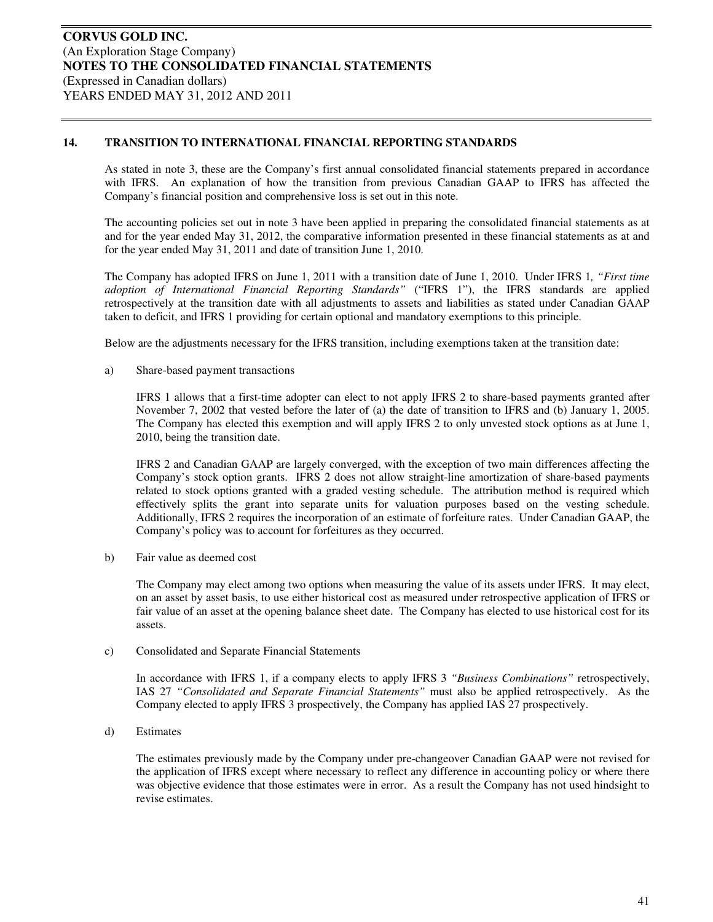## 14. TRANSITION TO INTERNATIONAL FINANCIAL REPORTING STANDARDS

As stated in note 3, these are the Company's first annual consolidated financial statements prepared in accordance with IFRS. An explanation of how the transition from previous Canadian GAAP to IFRS has affected the Company's financial position and comprehensive loss is set out in this note.

The accounting policies set out in note 3 have been applied in preparing the consolidated financial statements as at and for the year ended May 31, 2012, the comparative information presented in these financial statements as at and for the year ended May 31, 2011 and date of transition June 1, 2010.

The Company has adopted IFRS on June 1, 2011 with a transition date of June 1, 2010. Under IFRS 1*, "First time adoption of International Financial Reporting Standards"* ("IFRS 1"), the IFRS standards are applied retrospectively at the transition date with all adjustments to assets and liabilities as stated under Canadian GAAP taken to deficit, and IFRS 1 providing for certain optional and mandatory exemptions to this principle.

Below are the adjustments necessary for the IFRS transition, including exemptions taken at the transition date:

a) Share-based payment transactions

IFRS 1 allows that a first-time adopter can elect to not apply IFRS 2 to share-based payments granted after November 7, 2002 that vested before the later of (a) the date of transition to IFRS and (b) January 1, 2005. The Company has elected this exemption and will apply IFRS 2 to only unvested stock options as at June 1, 2010, being the transition date.

IFRS 2 and Canadian GAAP are largely converged, with the exception of two main differences affecting the Company's stock option grants. IFRS 2 does not allow straight-line amortization of share-based payments related to stock options granted with a graded vesting schedule. The attribution method is required which effectively splits the grant into separate units for valuation purposes based on the vesting schedule. Additionally, IFRS 2 requires the incorporation of an estimate of forfeiture rates. Under Canadian GAAP, the Company's policy was to account for forfeitures as they occurred.

b) Fair value as deemed cost

The Company may elect among two options when measuring the value of its assets under IFRS. It may elect, on an asset by asset basis, to use either historical cost as measured under retrospective application of IFRS or fair value of an asset at the opening balance sheet date. The Company has elected to use historical cost for its assets.

c) Consolidated and Separate Financial Statements

In accordance with IFRS 1, if a company elects to apply IFRS 3 *"Business Combinations"* retrospectively, IAS 27 *"Consolidated and Separate Financial Statements"* must also be applied retrospectively. As the Company elected to apply IFRS 3 prospectively, the Company has applied IAS 27 prospectively.

d) Estimates

The estimates previously made by the Company under pre-changeover Canadian GAAP were not revised for the application of IFRS except where necessary to reflect any difference in accounting policy or where there was objective evidence that those estimates were in error. As a result the Company has not used hindsight to revise estimates.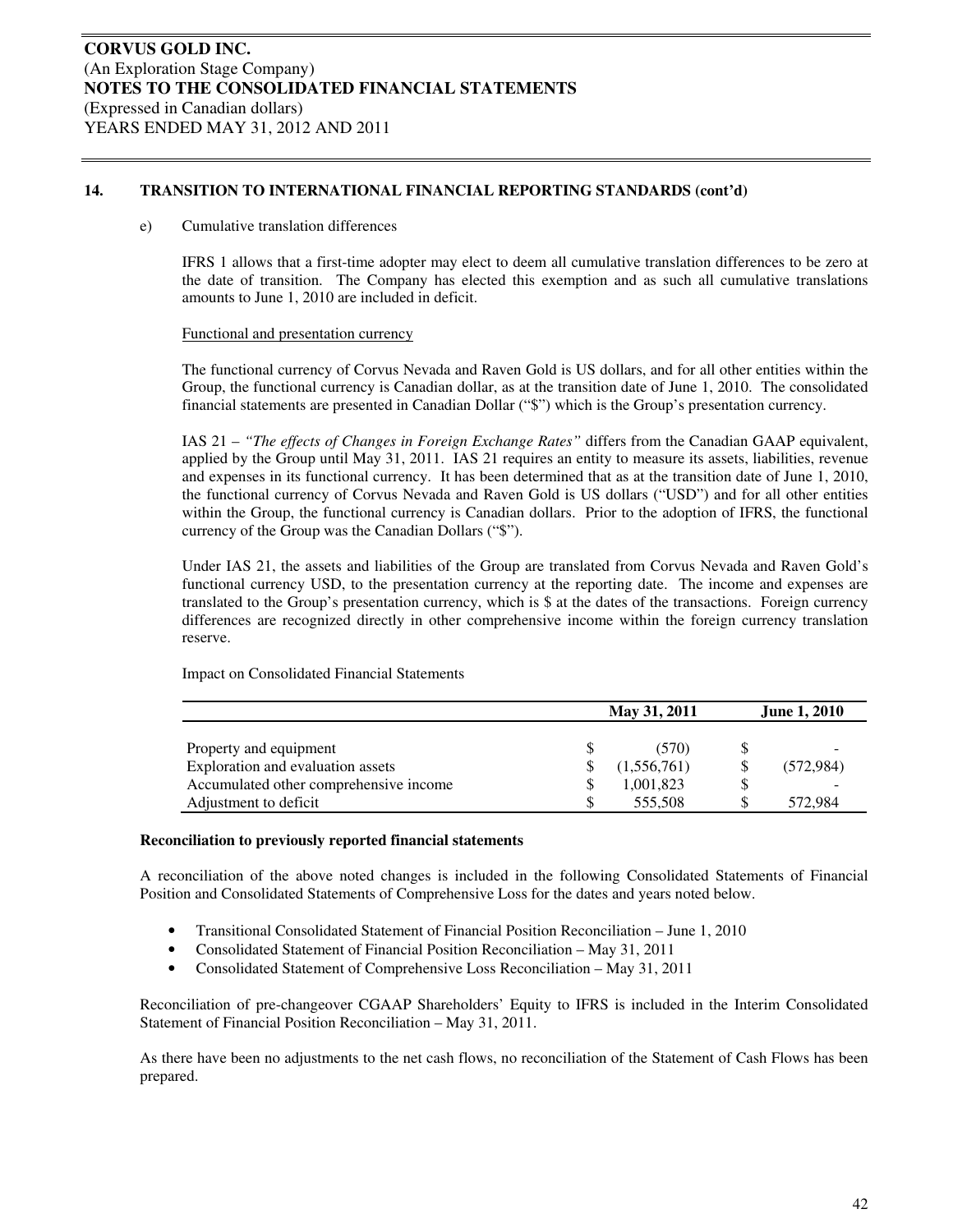## 14. TRANSITION TO INTERNATIONAL FINANCIAL REPORTING STANDARDS (cont'd)

e) Cumulative translation differences

IFRS 1 allows that a first-time adopter may elect to deem all cumulative translation differences to be zero at the date of transition. The Company has elected this exemption and as such all cumulative translations amounts to June 1, 2010 are included in deficit.

Functional and presentation currency

The functional currency of Corvus Nevada and Raven Gold is US dollars, and for all other entities within the Group, the functional currency is Canadian dollar, as at the transition date of June 1, 2010. The consolidated financial statements are presented in Canadian Dollar ("$") which is the Group's presentation currency.

IAS 21 – *"The effects of Changes in Foreign Exchange Rates"* differs from the Canadian GAAP equivalent, applied by the Group until May 31, 2011. IAS 21 requires an entity to measure its assets, liabilities, revenue and expenses in its functional currency. It has been determined that as at the transition date of June 1, 2010, the functional currency of Corvus Nevada and Raven Gold is US dollars ("USD") and for all other entities within the Group, the functional currency is Canadian dollars. Prior to the adoption of IFRS, the functional currency of the Group was the Canadian Dollars ("$").

Under IAS 21, the assets and liabilities of the Group are translated from Corvus Nevada and Raven Gold's functional currency USD, to the presentation currency at the reporting date. The income and expenses are translated to the Group's presentation currency, which is $ at the dates of the transactions. Foreign currency differences are recognized directly in other comprehensive income within the foreign currency translation reserve.

Impact on Consolidated Financial Statements

| | May 31, 2011 | June 1, 2010 |
|---|---|---|
| Property and equipment | $ (570) | $ - |
| Exploration and evaluation assets | $ (1,556,761) | $ (572,984) |
| Accumulated other comprehensive income | $ 1,001,823 | $ - |
| Adjustment to deficit | $ 555,508 | $ 572,984 |

**Reconciliation to previously reported financial statements**

A reconciliation of the above noted changes is included in the following Consolidated Statements of Financial Position and Consolidated Statements of Comprehensive Loss for the dates and years noted below.

- Transitional Consolidated Statement of Financial Position Reconciliation – June 1, 2010
- Consolidated Statement of Financial Position Reconciliation – May 31, 2011
- Consolidated Statement of Comprehensive Loss Reconciliation – May 31, 2011

Reconciliation of pre-changeover CGAAP Shareholders' Equity to IFRS is included in the Interim Consolidated Statement of Financial Position Reconciliation – May 31, 2011.

As there have been no adjustments to the net cash flows, no reconciliation of the Statement of Cash Flows has been prepared.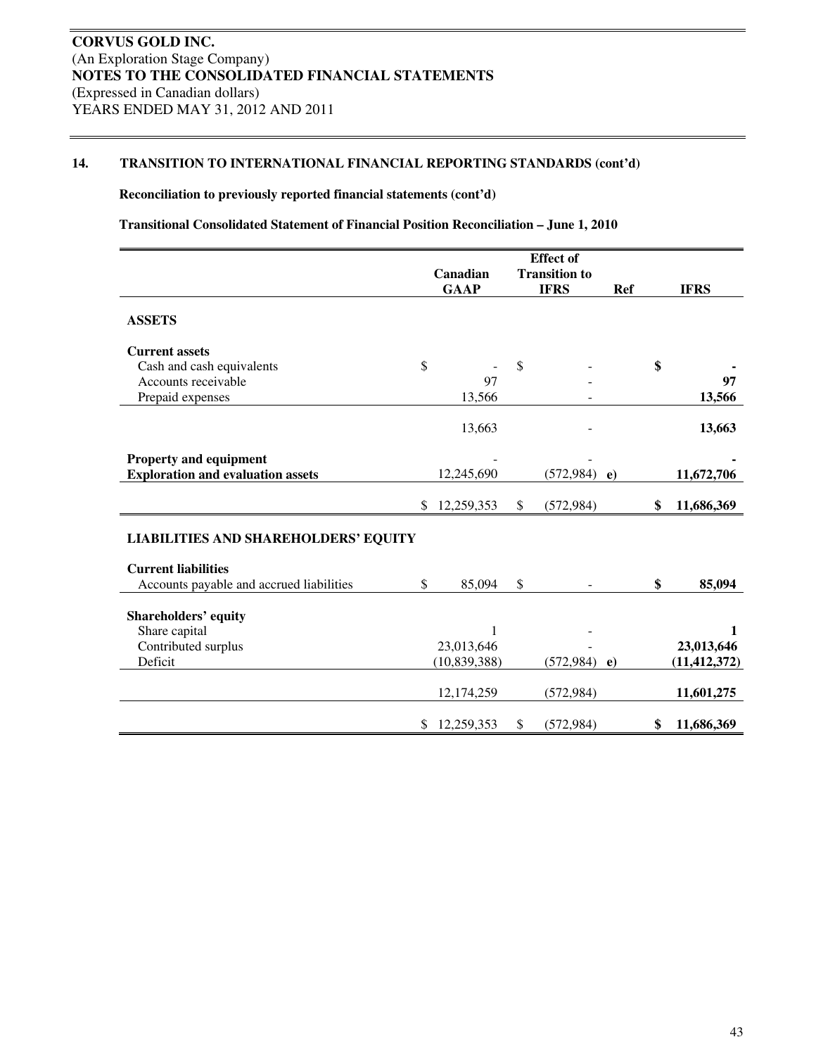**CORVUS GOLD INC.**
(An Exploration Stage Company)
**NOTES TO THE CONSOLIDATED FINANCIAL STATEMENTS**
(Expressed in Canadian dollars)
YEARS ENDED MAY 31, 2012 AND 2011

## 14. TRANSITION TO INTERNATIONAL FINANCIAL REPORTING STANDARDS (cont'd)

**Reconciliation to previously reported financial statements (cont'd)**

**Transitional Consolidated Statement of Financial Position Reconciliation – June 1, 2010**

| | Canadian GAAP | Effect of Transition to IFRS | Ref | IFRS |
|---|---|---|---|---|
| **ASSETS** | | | | |
| **Current assets** | | | | |
| Cash and cash equivalents | $ - | $ - | | **$ -** |
| Accounts receivable | 97 | - | | **97** |
| Prepaid expenses | 13,566 | - | | **13,566** |
| | 13,663 | - | | **13,663** |
| **Property and equipment** | - | - | | **-** |
| **Exploration and evaluation assets** | 12,245,690 | (572,984) | e) | **11,672,706** |
| | $ 12,259,353 | $ (572,984) | | **$ 11,686,369** |
| **LIABILITIES AND SHAREHOLDERS' EQUITY** | | | | |
| **Current liabilities** | | | | |
| Accounts payable and accrued liabilities | $ 85,094 | $ - | | **$ 85,094** |
| **Shareholders' equity** | | | | |
| Share capital | 1 | - | | **1** |
| Contributed surplus | 23,013,646 | - | | **23,013,646** |
| Deficit | (10,839,388) | (572,984) | e) | **(11,412,372)** |
| | 12,174,259 | (572,984) | | **11,601,275** |
| | $ 12,259,353 | $ (572,984) | | **$ 11,686,369** |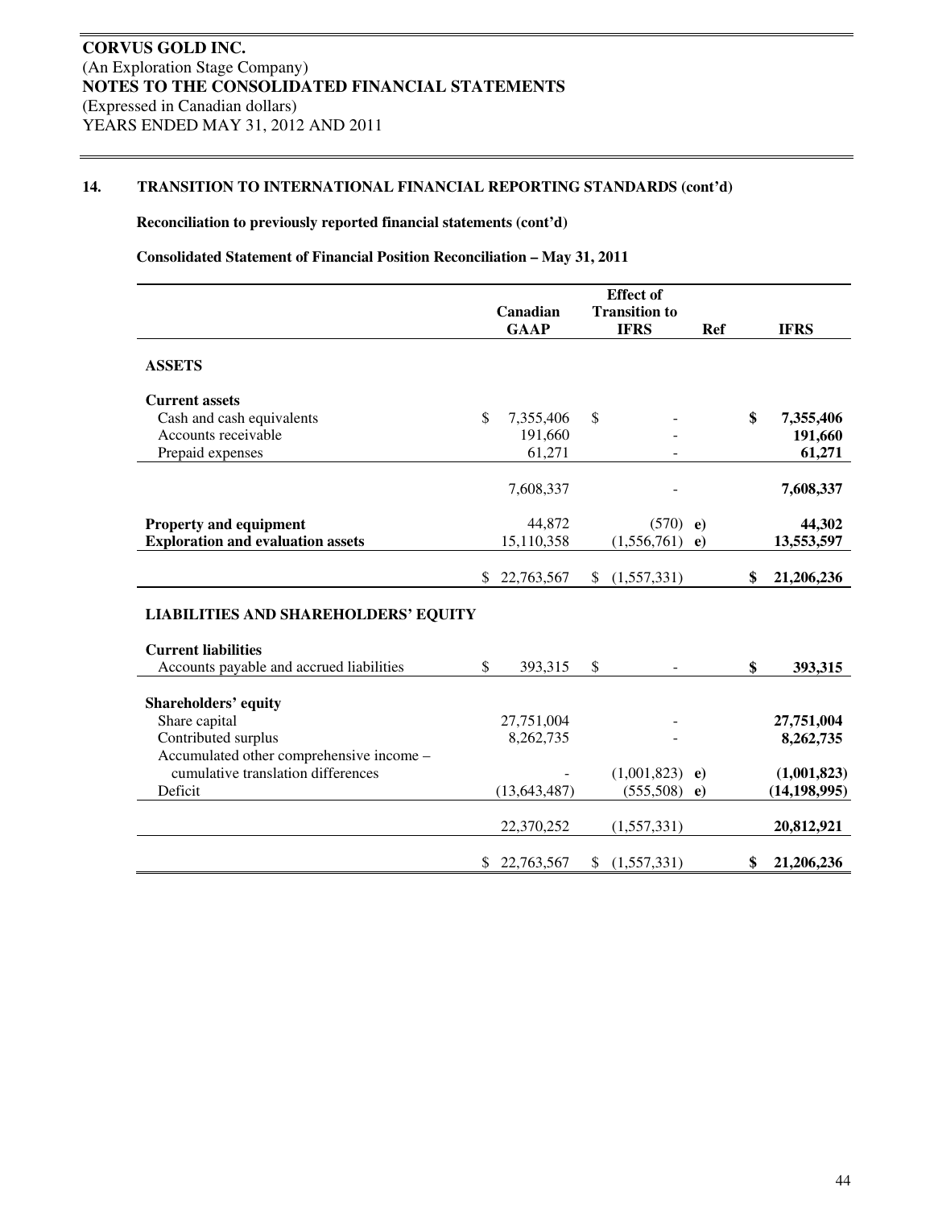**CORVUS GOLD INC.**
(An Exploration Stage Company)
**NOTES TO THE CONSOLIDATED FINANCIAL STATEMENTS**
(Expressed in Canadian dollars)
YEARS ENDED MAY 31, 2012 AND 2011

## 14. TRANSITION TO INTERNATIONAL FINANCIAL REPORTING STANDARDS (cont'd)

**Reconciliation to previously reported financial statements (cont'd)**

**Consolidated Statement of Financial Position Reconciliation – May 31, 2011**

| | Canadian GAAP | Effect of Transition to IFRS | Ref | IFRS |
|---|---|---|---|---|
| **ASSETS** | | | | |
| **Current assets** | | | | |
| Cash and cash equivalents | $ 7,355,406 | $ - | | **$ 7,355,406** |
| Accounts receivable | 191,660 | - | | **191,660** |
| Prepaid expenses | 61,271 | - | | **61,271** |
| | 7,608,337 | - | | **7,608,337** |
| **Property and equipment** | 44,872 | (570) | e) | **44,302** |
| **Exploration and evaluation assets** | 15,110,358 | (1,556,761) | e) | **13,553,597** |
| | $ 22,763,567 | $ (1,557,331) | | **$ 21,206,236** |
| **LIABILITIES AND SHAREHOLDERS' EQUITY** | | | | |
| **Current liabilities** | | | | |
| Accounts payable and accrued liabilities | $ 393,315 | $ - | | **$ 393,315** |
| **Shareholders' equity** | | | | |
| Share capital | 27,751,004 | - | | **27,751,004** |
| Contributed surplus | 8,262,735 | - | | **8,262,735** |
| Accumulated other comprehensive income – cumulative translation differences | - | (1,001,823) | e) | **(1,001,823)** |
| Deficit | (13,643,487) | (555,508) | e) | **(14,198,995)** |
| | 22,370,252 | (1,557,331) | | **20,812,921** |
| | $ 22,763,567 | $ (1,557,331) | | **$ 21,206,236** |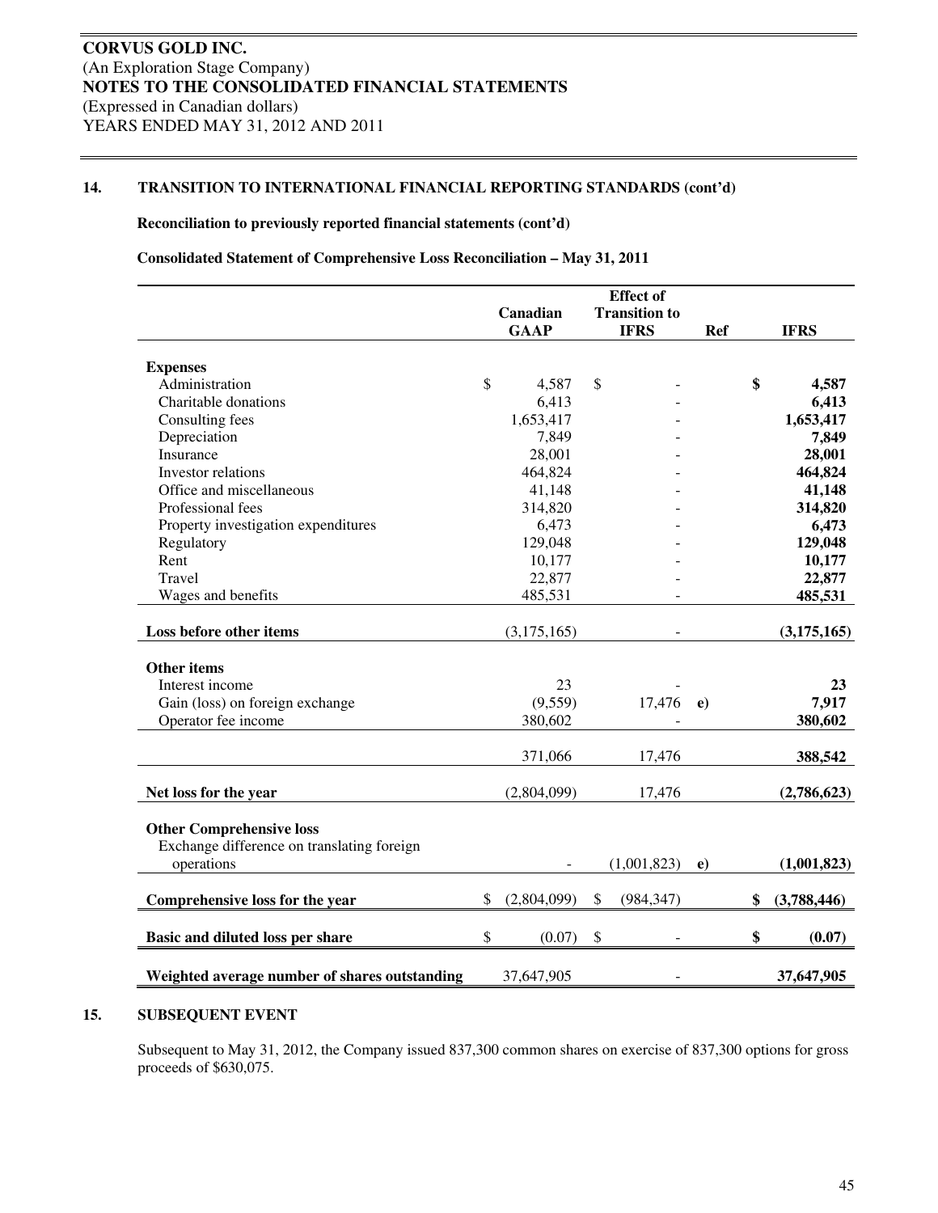**CORVUS GOLD INC.**
(An Exploration Stage Company)
**NOTES TO THE CONSOLIDATED FINANCIAL STATEMENTS**
(Expressed in Canadian dollars)
YEARS ENDED MAY 31, 2012 AND 2011

## 14. TRANSITION TO INTERNATIONAL FINANCIAL REPORTING STANDARDS (cont'd)

**Reconciliation to previously reported financial statements (cont'd)**

**Consolidated Statement of Comprehensive Loss Reconciliation – May 31, 2011**

| | Canadian GAAP | Effect of Transition to IFRS | Ref | IFRS |
|---|---|---|---|---|
| **Expenses** | | | | |
| Administration | $ 4,587 | $ - | | **$ 4,587** |
| Charitable donations | 6,413 | - | | **6,413** |
| Consulting fees | 1,653,417 | - | | **1,653,417** |
| Depreciation | 7,849 | - | | **7,849** |
| Insurance | 28,001 | - | | **28,001** |
| Investor relations | 464,824 | - | | **464,824** |
| Office and miscellaneous | 41,148 | - | | **41,148** |
| Professional fees | 314,820 | - | | **314,820** |
| Property investigation expenditures | 6,473 | - | | **6,473** |
| Regulatory | 129,048 | - | | **129,048** |
| Rent | 10,177 | - | | **10,177** |
| Travel | 22,877 | - | | **22,877** |
| Wages and benefits | 485,531 | - | | **485,531** |
| **Loss before other items** | (3,175,165) | - | | **(3,175,165)** |
| **Other items** | | | | |
| Interest income | 23 | - | | **23** |
| Gain (loss) on foreign exchange | (9,559) | 17,476 | **e)** | **7,917** |
| Operator fee income | 380,602 | - | | **380,602** |
| | 371,066 | 17,476 | | **388,542** |
| **Net loss for the year** | (2,804,099) | 17,476 | | **(2,786,623)** |
| **Other Comprehensive loss** | | | | |
| Exchange difference on translating foreign operations | - | (1,001,823) | **e)** | **(1,001,823)** |
| **Comprehensive loss for the year** | $ (2,804,099) | $ (984,347) | | **$ (3,788,446)** |
| **Basic and diluted loss per share** | $ (0.07) | $ - | | **$ (0.07)** |
| **Weighted average number of shares outstanding** | 37,647,905 | - | | **37,647,905** |

## 15. SUBSEQUENT EVENT

Subsequent to May 31, 2012, the Company issued 837,300 common shares on exercise of 837,300 options for gross proceeds of $630,075.